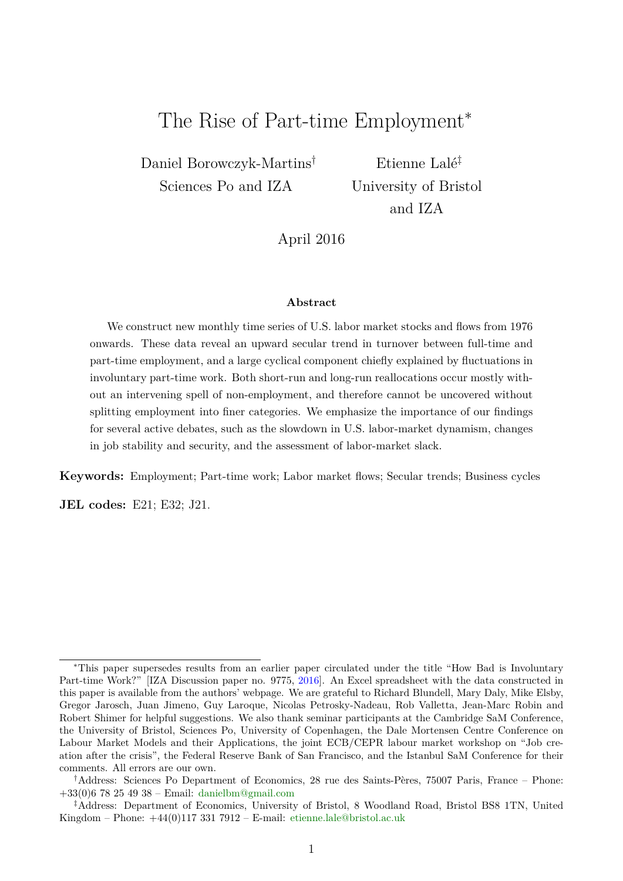# The Rise of Part-time Employment*

Daniel Borowczyk-Martins[†]
Sciences Po and IZA

Etienne Lalé[‡]
University of Bristol
and IZA

April 2016

**Abstract**

We construct new monthly time series of U.S. labor market stocks and flows from 1976 onwards. These data reveal an upward secular trend in turnover between full-time and part-time employment, and a large cyclical component chiefly explained by fluctuations in involuntary part-time work. Both short-run and long-run reallocations occur mostly without an intervening spell of non-employment, and therefore cannot be uncovered without splitting employment into finer categories. We emphasize the importance of our findings for several active debates, such as the slowdown in U.S. labor-market dynamism, changes in job stability and security, and the assessment of labor-market slack.

**Keywords:** Employment; Part-time work; Labor market flows; Secular trends; Business cycles

**JEL codes:** E21; E32; J21.

---

*This paper supersedes results from an earlier paper circulated under the title "How Bad is Involuntary Part-time Work?" [IZA Discussion paper no. 9775, 2016]. An Excel spreadsheet with the data constructed in this paper is available from the authors' webpage. We are grateful to Richard Blundell, Mary Daly, Mike Elsby, Gregor Jarosch, Juan Jimeno, Guy Laroque, Nicolas Petrosky-Nadeau, Rob Valletta, Jean-Marc Robin and Robert Shimer for helpful suggestions. We also thank seminar participants at the Cambridge SaM Conference, the University of Bristol, Sciences Po, University of Copenhagen, the Dale Mortensen Centre Conference on Labour Market Models and their Applications, the joint ECB/CEPR labour market workshop on "Job creation after the crisis", the Federal Reserve Bank of San Francisco, and the Istanbul SaM Conference for their comments. All errors are our own.

†Address: Sciences Po Department of Economics, 28 rue des Saints-Pères, 75007 Paris, France – Phone: +33(0)6 78 25 49 38 – Email: danielbm@gmail.com

‡Address: Department of Economics, University of Bristol, 8 Woodland Road, Bristol BS8 1TN, United Kingdom – Phone: +44(0)117 331 7912 – E-mail: etienne.lale@bristol.ac.uk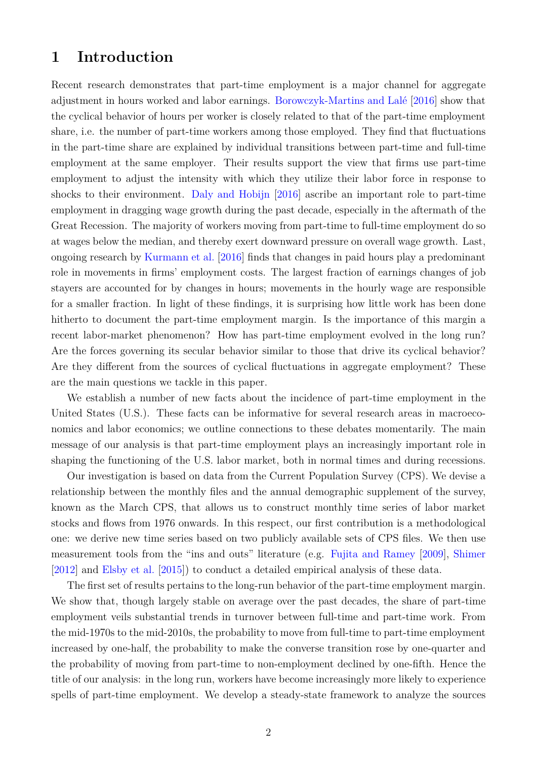# 1 Introduction

Recent research demonstrates that part-time employment is a major channel for aggregate adjustment in hours worked and labor earnings. Borowczyk-Martins and Lalé [2016] show that the cyclical behavior of hours per worker is closely related to that of the part-time employment share, i.e. the number of part-time workers among those employed. They find that fluctuations in the part-time share are explained by individual transitions between part-time and full-time employment at the same employer. Their results support the view that firms use part-time employment to adjust the intensity with which they utilize their labor force in response to shocks to their environment. Daly and Hobijn [2016] ascribe an important role to part-time employment in dragging wage growth during the past decade, especially in the aftermath of the Great Recession. The majority of workers moving from part-time to full-time employment do so at wages below the median, and thereby exert downward pressure on overall wage growth. Last, ongoing research by Kurmann et al. [2016] finds that changes in paid hours play a predominant role in movements in firms' employment costs. The largest fraction of earnings changes of job stayers are accounted for by changes in hours; movements in the hourly wage are responsible for a smaller fraction. In light of these findings, it is surprising how little work has been done hitherto to document the part-time employment margin. Is the importance of this margin a recent labor-market phenomenon? How has part-time employment evolved in the long run? Are the forces governing its secular behavior similar to those that drive its cyclical behavior? Are they different from the sources of cyclical fluctuations in aggregate employment? These are the main questions we tackle in this paper.

We establish a number of new facts about the incidence of part-time employment in the United States (U.S.). These facts can be informative for several research areas in macroeconomics and labor economics; we outline connections to these debates momentarily. The main message of our analysis is that part-time employment plays an increasingly important role in shaping the functioning of the U.S. labor market, both in normal times and during recessions.

Our investigation is based on data from the Current Population Survey (CPS). We devise a relationship between the monthly files and the annual demographic supplement of the survey, known as the March CPS, that allows us to construct monthly time series of labor market stocks and flows from 1976 onwards. In this respect, our first contribution is a methodological one: we derive new time series based on two publicly available sets of CPS files. We then use measurement tools from the "ins and outs" literature (e.g. Fujita and Ramey [2009], Shimer [2012] and Elsby et al. [2015]) to conduct a detailed empirical analysis of these data.

The first set of results pertains to the long-run behavior of the part-time employment margin. We show that, though largely stable on average over the past decades, the share of part-time employment veils substantial trends in turnover between full-time and part-time work. From the mid-1970s to the mid-2010s, the probability to move from full-time to part-time employment increased by one-half, the probability to make the converse transition rose by one-quarter and the probability of moving from part-time to non-employment declined by one-fifth. Hence the title of our analysis: in the long run, workers have become increasingly more likely to experience spells of part-time employment. We develop a steady-state framework to analyze the sources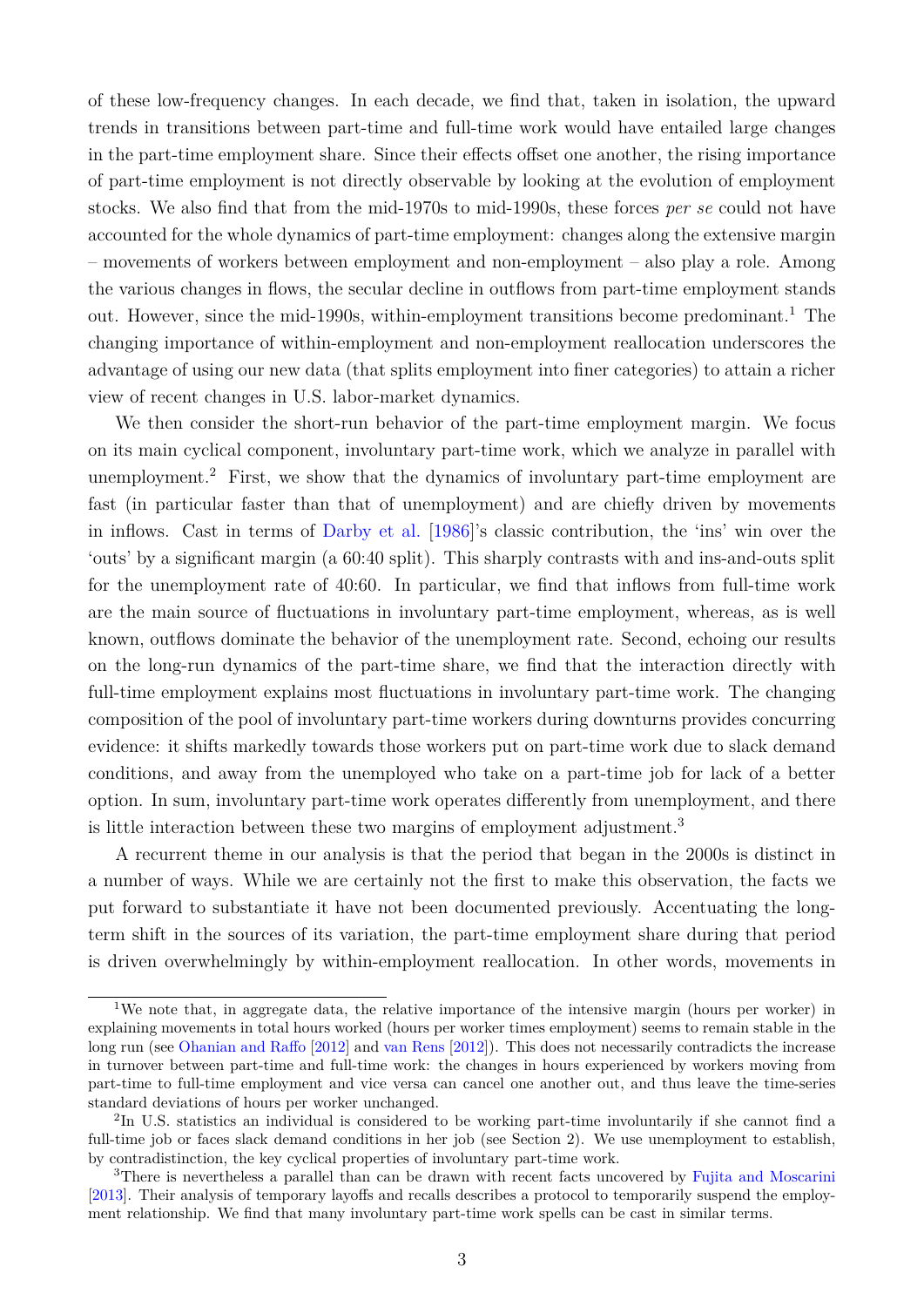of these low-frequency changes. In each decade, we find that, taken in isolation, the upward trends in transitions between part-time and full-time work would have entailed large changes in the part-time employment share. Since their effects offset one another, the rising importance of part-time employment is not directly observable by looking at the evolution of employment stocks. We also find that from the mid-1970s to mid-1990s, these forces *per se* could not have accounted for the whole dynamics of part-time employment: changes along the extensive margin – movements of workers between employment and non-employment – also play a role. Among the various changes in flows, the secular decline in outflows from part-time employment stands out. However, since the mid-1990s, within-employment transitions become predominant.[1] The changing importance of within-employment and non-employment reallocation underscores the advantage of using our new data (that splits employment into finer categories) to attain a richer view of recent changes in U.S. labor-market dynamics.

We then consider the short-run behavior of the part-time employment margin. We focus on its main cyclical component, involuntary part-time work, which we analyze in parallel with unemployment.[2] First, we show that the dynamics of involuntary part-time employment are fast (in particular faster than that of unemployment) and are chiefly driven by movements in inflows. Cast in terms of Darby et al. [1986]'s classic contribution, the 'ins' win over the 'outs' by a significant margin (a 60:40 split). This sharply contrasts with and ins-and-outs split for the unemployment rate of 40:60. In particular, we find that inflows from full-time work are the main source of fluctuations in involuntary part-time employment, whereas, as is well known, outflows dominate the behavior of the unemployment rate. Second, echoing our results on the long-run dynamics of the part-time share, we find that the interaction directly with full-time employment explains most fluctuations in involuntary part-time work. The changing composition of the pool of involuntary part-time workers during downturns provides concurring evidence: it shifts markedly towards those workers put on part-time work due to slack demand conditions, and away from the unemployed who take on a part-time job for lack of a better option. In sum, involuntary part-time work operates differently from unemployment, and there is little interaction between these two margins of employment adjustment.[3]

A recurrent theme in our analysis is that the period that began in the 2000s is distinct in a number of ways. While we are certainly not the first to make this observation, the facts we put forward to substantiate it have not been documented previously. Accentuating the long-term shift in the sources of its variation, the part-time employment share during that period is driven overwhelmingly by within-employment reallocation. In other words, movements in

---

[1] We note that, in aggregate data, the relative importance of the intensive margin (hours per worker) in explaining movements in total hours worked (hours per worker times employment) seems to remain stable in the long run (see Ohanian and Raffo [2012] and van Rens [2012]). This does not necessarily contradicts the increase in turnover between part-time and full-time work: the changes in hours experienced by workers moving from part-time to full-time employment and vice versa can cancel one another out, and thus leave the time-series standard deviations of hours per worker unchanged.

[2] In U.S. statistics an individual is considered to be working part-time involuntarily if she cannot find a full-time job or faces slack demand conditions in her job (see Section 2). We use unemployment to establish, by contradistinction, the key cyclical properties of involuntary part-time work.

[3] There is nevertheless a parallel than can be drawn with recent facts uncovered by Fujita and Moscarini [2013]. Their analysis of temporary layoffs and recalls describes a protocol to temporarily suspend the employment relationship. We find that many involuntary part-time work spells can be cast in similar terms.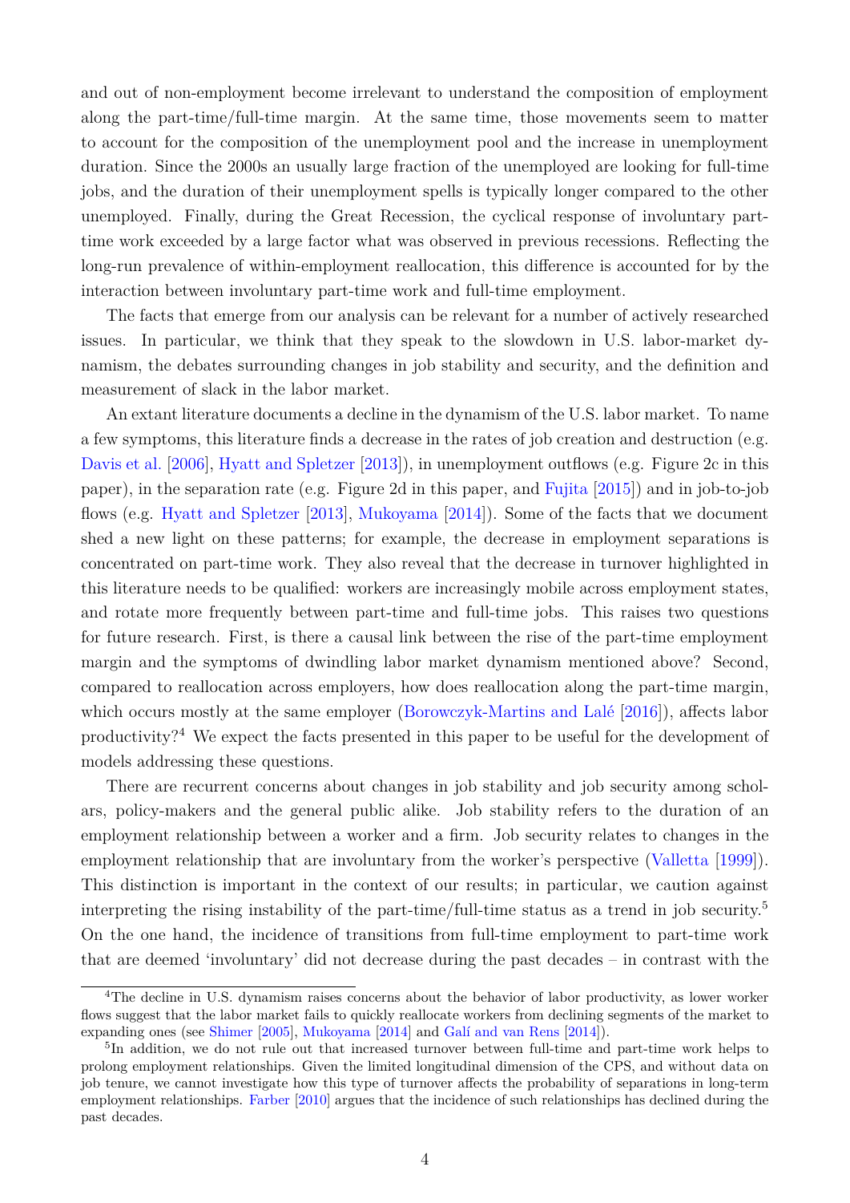and out of non-employment become irrelevant to understand the composition of employment along the part-time/full-time margin. At the same time, those movements seem to matter to account for the composition of the unemployment pool and the increase in unemployment duration. Since the 2000s an usually large fraction of the unemployed are looking for full-time jobs, and the duration of their unemployment spells is typically longer compared to the other unemployed. Finally, during the Great Recession, the cyclical response of involuntary part-time work exceeded by a large factor what was observed in previous recessions. Reflecting the long-run prevalence of within-employment reallocation, this difference is accounted for by the interaction between involuntary part-time work and full-time employment.

The facts that emerge from our analysis can be relevant for a number of actively researched issues. In particular, we think that they speak to the slowdown in U.S. labor-market dynamism, the debates surrounding changes in job stability and security, and the definition and measurement of slack in the labor market.

An extant literature documents a decline in the dynamism of the U.S. labor market. To name a few symptoms, this literature finds a decrease in the rates of job creation and destruction (e.g. Davis et al. [2006], Hyatt and Spletzer [2013]), in unemployment outflows (e.g. Figure 2c in this paper), in the separation rate (e.g. Figure 2d in this paper, and Fujita [2015]) and in job-to-job flows (e.g. Hyatt and Spletzer [2013], Mukoyama [2014]). Some of the facts that we document shed a new light on these patterns; for example, the decrease in employment separations is concentrated on part-time work. They also reveal that the decrease in turnover highlighted in this literature needs to be qualified: workers are increasingly mobile across employment states, and rotate more frequently between part-time and full-time jobs. This raises two questions for future research. First, is there a causal link between the rise of the part-time employment margin and the symptoms of dwindling labor market dynamism mentioned above? Second, compared to reallocation across employers, how does reallocation along the part-time margin, which occurs mostly at the same employer (Borowczyk-Martins and Lalé [2016]), affects labor productivity?[4] We expect the facts presented in this paper to be useful for the development of models addressing these questions.

There are recurrent concerns about changes in job stability and job security among scholars, policy-makers and the general public alike. Job stability refers to the duration of an employment relationship between a worker and a firm. Job security relates to changes in the employment relationship that are involuntary from the worker's perspective (Valletta [1999]). This distinction is important in the context of our results; in particular, we caution against interpreting the rising instability of the part-time/full-time status as a trend in job security.[5] On the one hand, the incidence of transitions from full-time employment to part-time work that are deemed 'involuntary' did not decrease during the past decades – in contrast with the

[4] The decline in U.S. dynamism raises concerns about the behavior of labor productivity, as lower worker flows suggest that the labor market fails to quickly reallocate workers from declining segments of the market to expanding ones (see Shimer [2005], Mukoyama [2014] and Galí and van Rens [2014]).

[5] In addition, we do not rule out that increased turnover between full-time and part-time work helps to prolong employment relationships. Given the limited longitudinal dimension of the CPS, and without data on job tenure, we cannot investigate how this type of turnover affects the probability of separations in long-term employment relationships. Farber [2010] argues that the incidence of such relationships has declined during the past decades.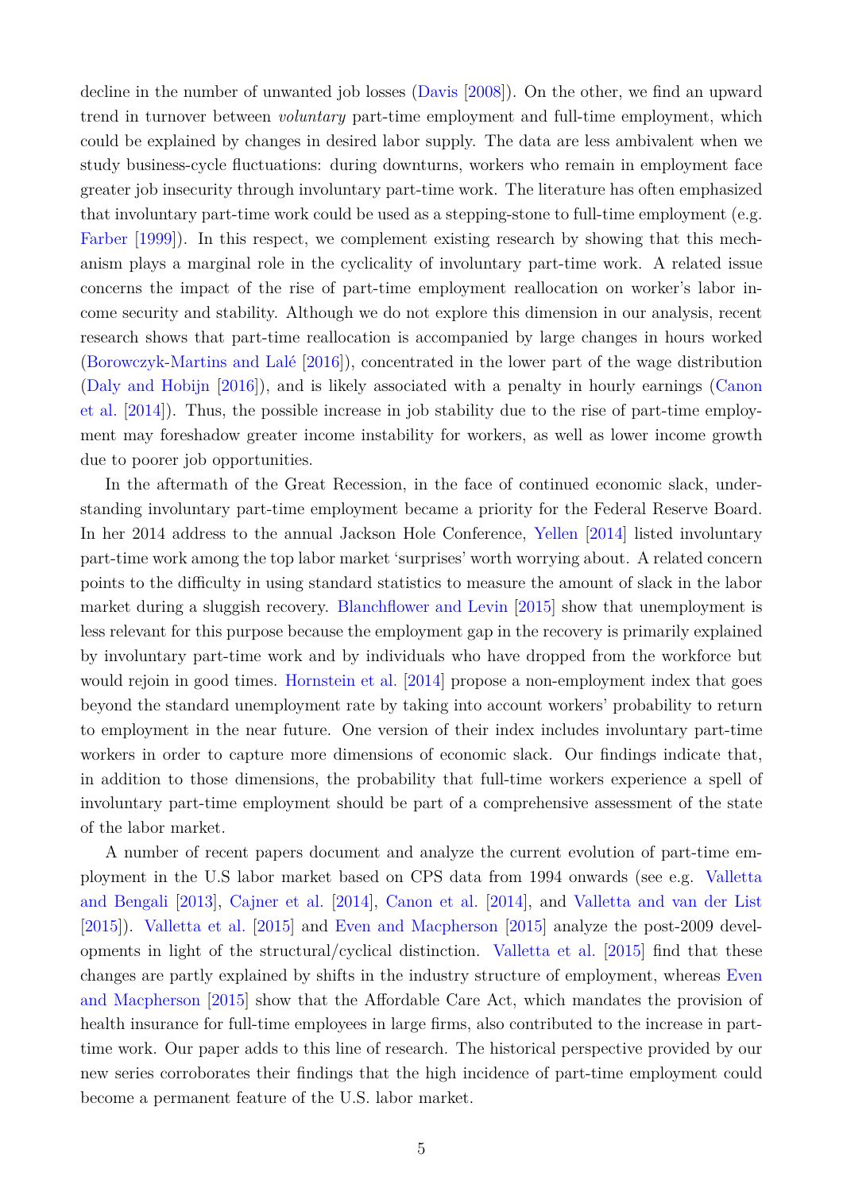decline in the number of unwanted job losses (Davis [2008]). On the other, we find an upward trend in turnover between *voluntary* part-time employment and full-time employment, which could be explained by changes in desired labor supply. The data are less ambivalent when we study business-cycle fluctuations: during downturns, workers who remain in employment face greater job insecurity through involuntary part-time work. The literature has often emphasized that involuntary part-time work could be used as a stepping-stone to full-time employment (e.g. Farber [1999]). In this respect, we complement existing research by showing that this mechanism plays a marginal role in the cyclicality of involuntary part-time work. A related issue concerns the impact of the rise of part-time employment reallocation on worker's labor income security and stability. Although we do not explore this dimension in our analysis, recent research shows that part-time reallocation is accompanied by large changes in hours worked (Borowczyk-Martins and Lalé [2016]), concentrated in the lower part of the wage distribution (Daly and Hobijn [2016]), and is likely associated with a penalty in hourly earnings (Canon et al. [2014]). Thus, the possible increase in job stability due to the rise of part-time employment may foreshadow greater income instability for workers, as well as lower income growth due to poorer job opportunities.

In the aftermath of the Great Recession, in the face of continued economic slack, understanding involuntary part-time employment became a priority for the Federal Reserve Board. In her 2014 address to the annual Jackson Hole Conference, Yellen [2014] listed involuntary part-time work among the top labor market 'surprises' worth worrying about. A related concern points to the difficulty in using standard statistics to measure the amount of slack in the labor market during a sluggish recovery. Blanchflower and Levin [2015] show that unemployment is less relevant for this purpose because the employment gap in the recovery is primarily explained by involuntary part-time work and by individuals who have dropped from the workforce but would rejoin in good times. Hornstein et al. [2014] propose a non-employment index that goes beyond the standard unemployment rate by taking into account workers' probability to return to employment in the near future. One version of their index includes involuntary part-time workers in order to capture more dimensions of economic slack. Our findings indicate that, in addition to those dimensions, the probability that full-time workers experience a spell of involuntary part-time employment should be part of a comprehensive assessment of the state of the labor market.

A number of recent papers document and analyze the current evolution of part-time employment in the U.S labor market based on CPS data from 1994 onwards (see e.g. Valletta and Bengali [2013], Cajner et al. [2014], Canon et al. [2014], and Valletta and van der List [2015]). Valletta et al. [2015] and Even and Macpherson [2015] analyze the post-2009 developments in light of the structural/cyclical distinction. Valletta et al. [2015] find that these changes are partly explained by shifts in the industry structure of employment, whereas Even and Macpherson [2015] show that the Affordable Care Act, which mandates the provision of health insurance for full-time employees in large firms, also contributed to the increase in part-time work. Our paper adds to this line of research. The historical perspective provided by our new series corroborates their findings that the high incidence of part-time employment could become a permanent feature of the U.S. labor market.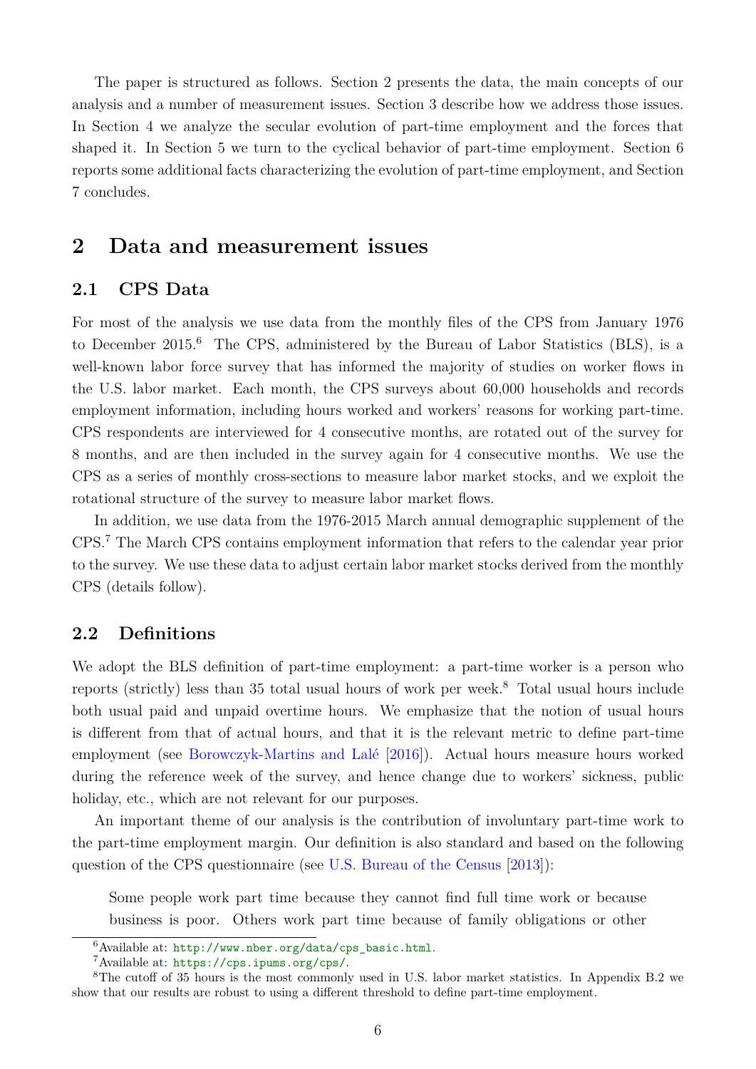The paper is structured as follows. Section 2 presents the data, the main concepts of our analysis and a number of measurement issues. Section 3 describe how we address those issues. In Section 4 we analyze the secular evolution of part-time employment and the forces that shaped it. In Section 5 we turn to the cyclical behavior of part-time employment. Section 6 reports some additional facts characterizing the evolution of part-time employment, and Section 7 concludes.

## 2 Data and measurement issues

### 2.1 CPS Data

For most of the analysis we use data from the monthly files of the CPS from January 1976 to December 2015.[6] The CPS, administered by the Bureau of Labor Statistics (BLS), is a well-known labor force survey that has informed the majority of studies on worker flows in the U.S. labor market. Each month, the CPS surveys about 60,000 households and records employment information, including hours worked and workers' reasons for working part-time. CPS respondents are interviewed for 4 consecutive months, are rotated out of the survey for 8 months, and are then included in the survey again for 4 consecutive months. We use the CPS as a series of monthly cross-sections to measure labor market stocks, and we exploit the rotational structure of the survey to measure labor market flows.

In addition, we use data from the 1976-2015 March annual demographic supplement of the CPS.[7] The March CPS contains employment information that refers to the calendar year prior to the survey. We use these data to adjust certain labor market stocks derived from the monthly CPS (details follow).

### 2.2 Definitions

We adopt the BLS definition of part-time employment: a part-time worker is a person who reports (strictly) less than 35 total usual hours of work per week.[8] Total usual hours include both usual paid and unpaid overtime hours. We emphasize that the notion of usual hours is different from that of actual hours, and that it is the relevant metric to define part-time employment (see Borowczyk-Martins and Lalé [2016]). Actual hours measure hours worked during the reference week of the survey, and hence change due to workers' sickness, public holiday, etc., which are not relevant for our purposes.

An important theme of our analysis is the contribution of involuntary part-time work to the part-time employment margin. Our definition is also standard and based on the following question of the CPS questionnaire (see U.S. Bureau of the Census [2013]):

> Some people work part time because they cannot find full time work or because business is poor. Others work part time because of family obligations or other

[6] Available at: http://www.nber.org/data/cps_basic.html.

[7] Available at: https://cps.ipums.org/cps/.

[8] The cutoff of 35 hours is the most commonly used in U.S. labor market statistics. In Appendix B.2 we show that our results are robust to using a different threshold to define part-time employment.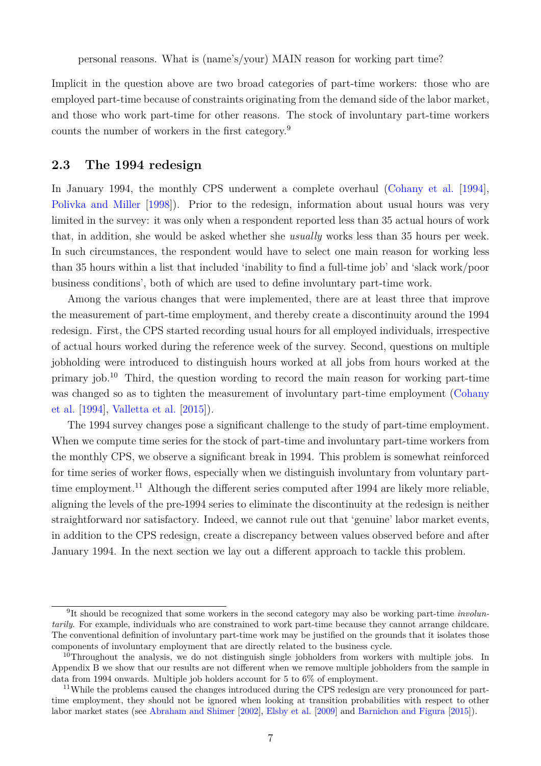personal reasons. What is (name's/your) MAIN reason for working part time?

Implicit in the question above are two broad categories of part-time workers: those who are employed part-time because of constraints originating from the demand side of the labor market, and those who work part-time for other reasons. The stock of involuntary part-time workers counts the number of workers in the first category.[9]

## 2.3 The 1994 redesign

In January 1994, the monthly CPS underwent a complete overhaul (Cohany et al. [1994], Polivka and Miller [1998]). Prior to the redesign, information about usual hours was very limited in the survey: it was only when a respondent reported less than 35 actual hours of work that, in addition, she would be asked whether she *usually* works less than 35 hours per week. In such circumstances, the respondent would have to select one main reason for working less than 35 hours within a list that included 'inability to find a full-time job' and 'slack work/poor business conditions', both of which are used to define involuntary part-time work.

Among the various changes that were implemented, there are at least three that improve the measurement of part-time employment, and thereby create a discontinuity around the 1994 redesign. First, the CPS started recording usual hours for all employed individuals, irrespective of actual hours worked during the reference week of the survey. Second, questions on multiple jobholding were introduced to distinguish hours worked at all jobs from hours worked at the primary job.[10] Third, the question wording to record the main reason for working part-time was changed so as to tighten the measurement of involuntary part-time employment (Cohany et al. [1994], Valletta et al. [2015]).

The 1994 survey changes pose a significant challenge to the study of part-time employment. When we compute time series for the stock of part-time and involuntary part-time workers from the monthly CPS, we observe a significant break in 1994. This problem is somewhat reinforced for time series of worker flows, especially when we distinguish involuntary from voluntary part-time employment.[11] Although the different series computed after 1994 are likely more reliable, aligning the levels of the pre-1994 series to eliminate the discontinuity at the redesign is neither straightforward nor satisfactory. Indeed, we cannot rule out that 'genuine' labor market events, in addition to the CPS redesign, create a discrepancy between values observed before and after January 1994. In the next section we lay out a different approach to tackle this problem.

---

[9] It should be recognized that some workers in the second category may also be working part-time *involuntarily*. For example, individuals who are constrained to work part-time because they cannot arrange childcare. The conventional definition of involuntary part-time work may be justified on the grounds that it isolates those components of involuntary employment that are directly related to the business cycle.

[10] Throughout the analysis, we do not distinguish single jobholders from workers with multiple jobs. In Appendix B we show that our results are not different when we remove multiple jobholders from the sample in data from 1994 onwards. Multiple job holders account for 5 to 6% of employment.

[11] While the problems caused the changes introduced during the CPS redesign are very pronounced for part-time employment, they should not be ignored when looking at transition probabilities with respect to other labor market states (see Abraham and Shimer [2002], Elsby et al. [2009] and Barnichon and Figura [2015]).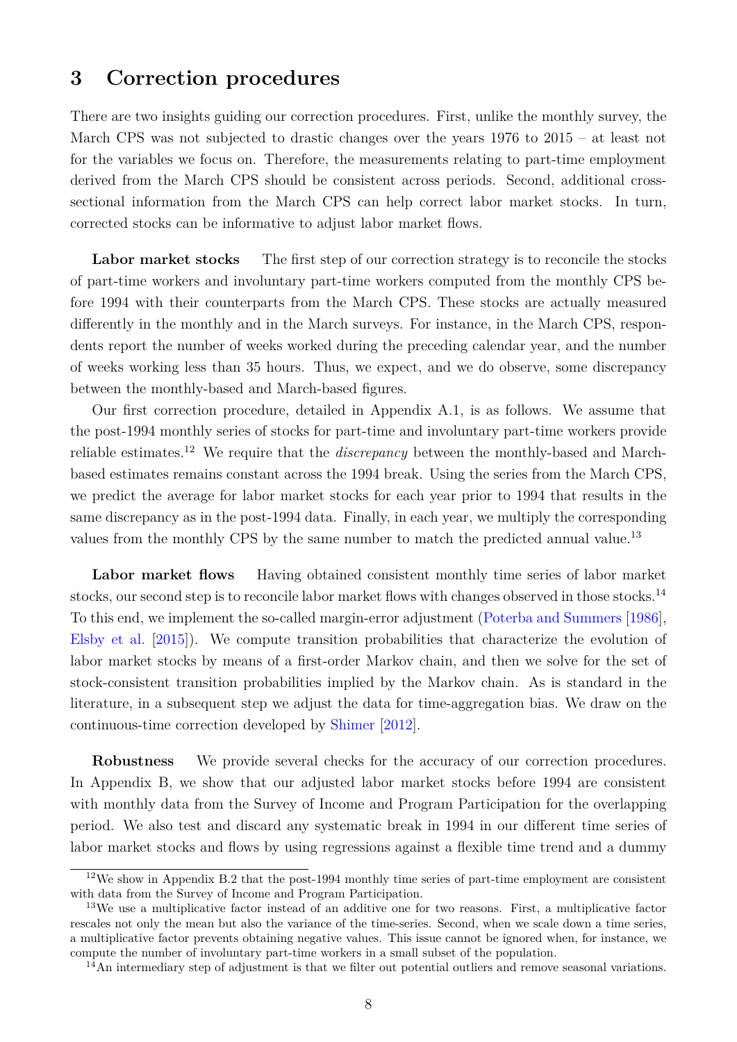## 3 Correction procedures

There are two insights guiding our correction procedures. First, unlike the monthly survey, the March CPS was not subjected to drastic changes over the years 1976 to 2015 – at least not for the variables we focus on. Therefore, the measurements relating to part-time employment derived from the March CPS should be consistent across periods. Second, additional cross-sectional information from the March CPS can help correct labor market stocks. In turn, corrected stocks can be informative to adjust labor market flows.

**Labor market stocks** The first step of our correction strategy is to reconcile the stocks of part-time workers and involuntary part-time workers computed from the monthly CPS before 1994 with their counterparts from the March CPS. These stocks are actually measured differently in the monthly and in the March surveys. For instance, in the March CPS, respondents report the number of weeks worked during the preceding calendar year, and the number of weeks working less than 35 hours. Thus, we expect, and we do observe, some discrepancy between the monthly-based and March-based figures.

Our first correction procedure, detailed in Appendix A.1, is as follows. We assume that the post-1994 monthly series of stocks for part-time and involuntary part-time workers provide reliable estimates.[12] We require that the *discrepancy* between the monthly-based and March-based estimates remains constant across the 1994 break. Using the series from the March CPS, we predict the average for labor market stocks for each year prior to 1994 that results in the same discrepancy as in the post-1994 data. Finally, in each year, we multiply the corresponding values from the monthly CPS by the same number to match the predicted annual value.[13]

**Labor market flows** Having obtained consistent monthly time series of labor market stocks, our second step is to reconcile labor market flows with changes observed in those stocks.[14] To this end, we implement the so-called margin-error adjustment (Poterba and Summers [1986], Elsby et al. [2015]). We compute transition probabilities that characterize the evolution of labor market stocks by means of a first-order Markov chain, and then we solve for the set of stock-consistent transition probabilities implied by the Markov chain. As is standard in the literature, in a subsequent step we adjust the data for time-aggregation bias. We draw on the continuous-time correction developed by Shimer [2012].

**Robustness** We provide several checks for the accuracy of our correction procedures. In Appendix B, we show that our adjusted labor market stocks before 1994 are consistent with monthly data from the Survey of Income and Program Participation for the overlapping period. We also test and discard any systematic break in 1994 in our different time series of labor market stocks and flows by using regressions against a flexible time trend and a dummy

[12] We show in Appendix B.2 that the post-1994 monthly time series of part-time employment are consistent with data from the Survey of Income and Program Participation.

[13] We use a multiplicative factor instead of an additive one for two reasons. First, a multiplicative factor rescales not only the mean but also the variance of the time-series. Second, when we scale down a time series, a multiplicative factor prevents obtaining negative values. This issue cannot be ignored when, for instance, we compute the number of involuntary part-time workers in a small subset of the population.

[14] An intermediary step of adjustment is that we filter out potential outliers and remove seasonal variations.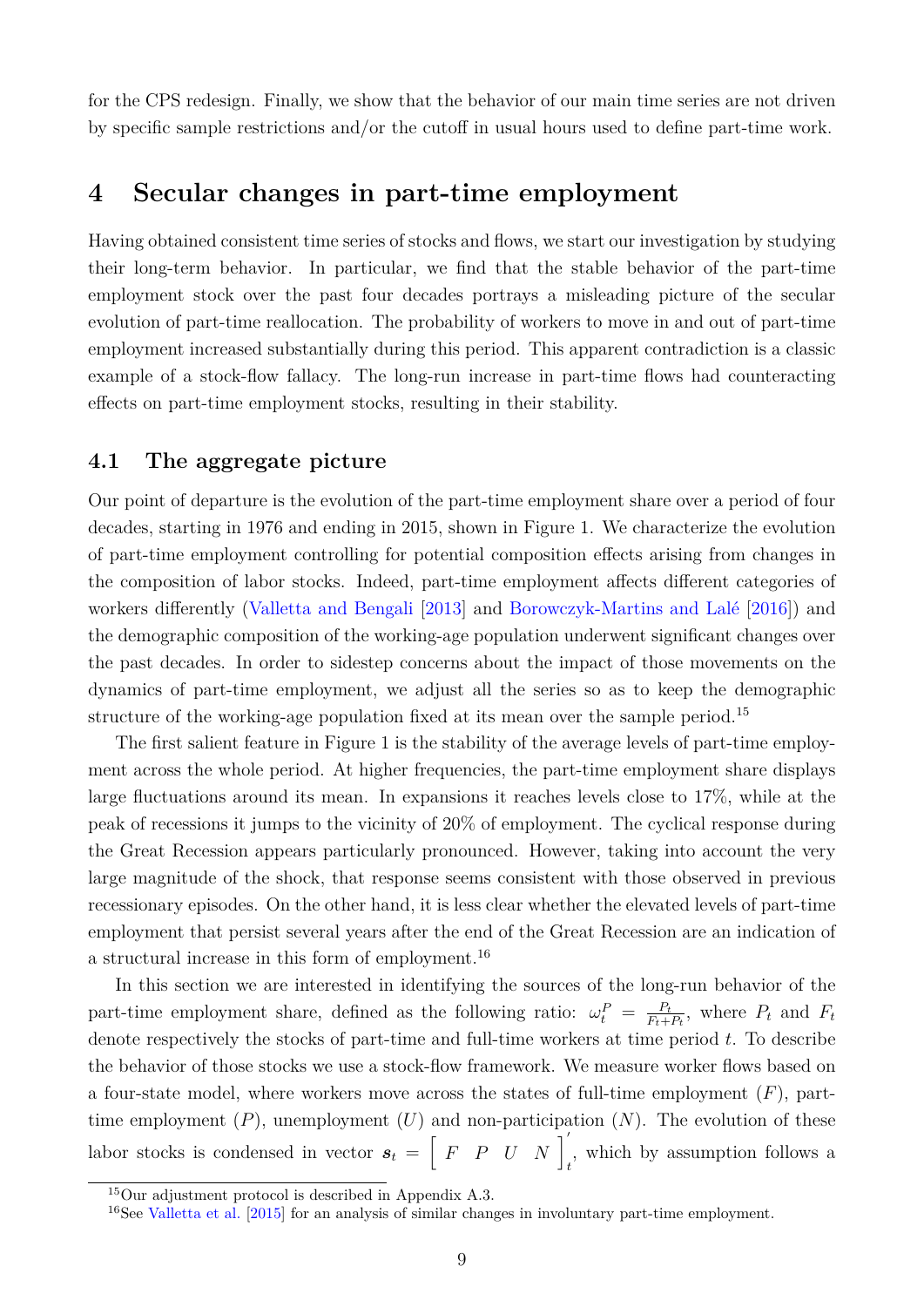for the CPS redesign. Finally, we show that the behavior of our main time series are not driven by specific sample restrictions and/or the cutoff in usual hours used to define part-time work.

# 4 Secular changes in part-time employment

Having obtained consistent time series of stocks and flows, we start our investigation by studying their long-term behavior. In particular, we find that the stable behavior of the part-time employment stock over the past four decades portrays a misleading picture of the secular evolution of part-time reallocation. The probability of workers to move in and out of part-time employment increased substantially during this period. This apparent contradiction is a classic example of a stock-flow fallacy. The long-run increase in part-time flows had counteracting effects on part-time employment stocks, resulting in their stability.

## 4.1 The aggregate picture

Our point of departure is the evolution of the part-time employment share over a period of four decades, starting in 1976 and ending in 2015, shown in Figure 1. We characterize the evolution of part-time employment controlling for potential composition effects arising from changes in the composition of labor stocks. Indeed, part-time employment affects different categories of workers differently (Valletta and Bengali [2013] and Borowczyk-Martins and Lalé [2016]) and the demographic composition of the working-age population underwent significant changes over the past decades. In order to sidestep concerns about the impact of those movements on the dynamics of part-time employment, we adjust all the series so as to keep the demographic structure of the working-age population fixed at its mean over the sample period.[15]

The first salient feature in Figure 1 is the stability of the average levels of part-time employment across the whole period. At higher frequencies, the part-time employment share displays large fluctuations around its mean. In expansions it reaches levels close to 17%, while at the peak of recessions it jumps to the vicinity of 20% of employment. The cyclical response during the Great Recession appears particularly pronounced. However, taking into account the very large magnitude of the shock, that response seems consistent with those observed in previous recessionary episodes. On the other hand, it is less clear whether the elevated levels of part-time employment that persist several years after the end of the Great Recession are an indication of a structural increase in this form of employment.[16]

In this section we are interested in identifying the sources of the long-run behavior of the part-time employment share, defined as the following ratio: $\omega_t^P = \frac{P_t}{F_t+P_t}$, where $P_t$ and $F_t$ denote respectively the stocks of part-time and full-time workers at time period $t$. To describe the behavior of those stocks we use a stock-flow framework. We measure worker flows based on a four-state model, where workers move across the states of full-time employment ($F$), part-time employment ($P$), unemployment ($U$) and non-participation ($N$). The evolution of these labor stocks is condensed in vector $\boldsymbol{s}_t = \begin{bmatrix} F & P & U & N \end{bmatrix}_t'$, which by assumption follows a

[15] Our adjustment protocol is described in Appendix A.3.

[16] See Valletta et al. [2015] for an analysis of similar changes in involuntary part-time employment.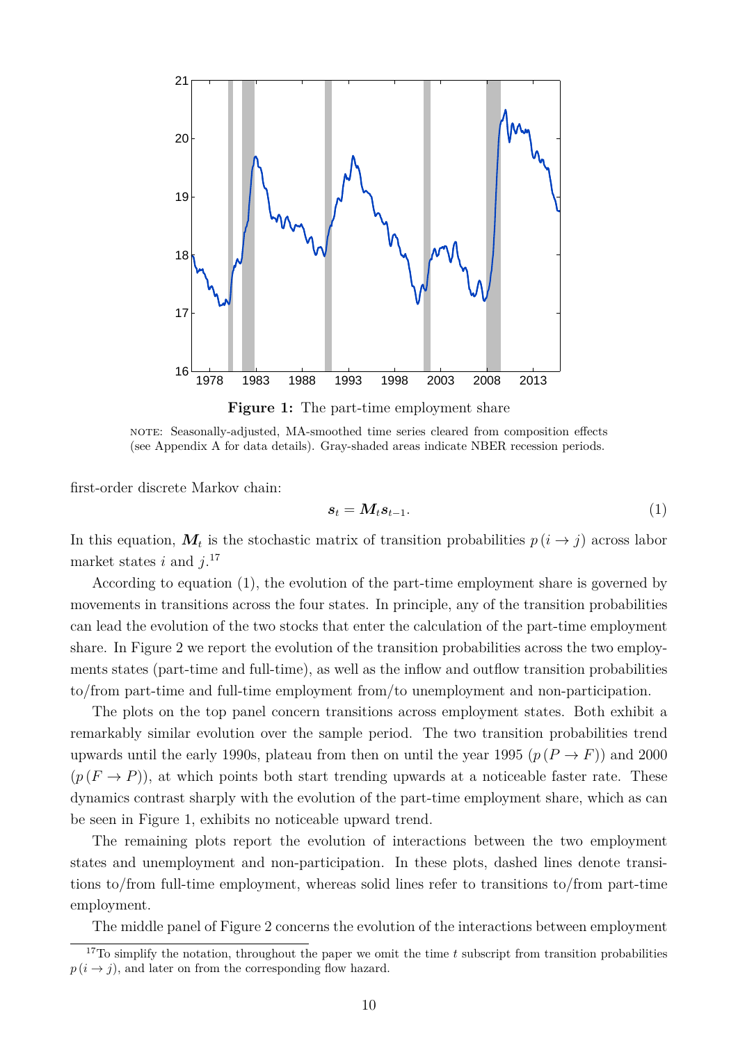**Figure 1:** The part-time employment share

NOTE: Seasonally-adjusted, MA-smoothed time series cleared from composition effects (see Appendix A for data details). Gray-shaded areas indicate NBER recession periods.

first-order discrete Markov chain:

$$\boldsymbol{s}_t = \boldsymbol{M}_t \boldsymbol{s}_{t-1}. \tag{1}$$

In this equation, $\boldsymbol{M}_t$ is the stochastic matrix of transition probabilities $p(i \to j)$ across labor market states $i$ and $j$.[17]

According to equation (1), the evolution of the part-time employment share is governed by movements in transitions across the four states. In principle, any of the transition probabilities can lead the evolution of the two stocks that enter the calculation of the part-time employment share. In Figure 2 we report the evolution of the transition probabilities across the two employments states (part-time and full-time), as well as the inflow and outflow transition probabilities to/from part-time and full-time employment from/to unemployment and non-participation.

The plots on the top panel concern transitions across employment states. Both exhibit a remarkably similar evolution over the sample period. The two transition probabilities trend upwards until the early 1990s, plateau from then on until the year 1995 ($p(P \to F)$) and 2000 ($p(F \to P)$), at which points both start trending upwards at a noticeable faster rate. These dynamics contrast sharply with the evolution of the part-time employment share, which as can be seen in Figure 1, exhibits no noticeable upward trend.

The remaining plots report the evolution of interactions between the two employment states and unemployment and non-participation. In these plots, dashed lines denote transitions to/from full-time employment, whereas solid lines refer to transitions to/from part-time employment.

The middle panel of Figure 2 concerns the evolution of the interactions between employment

[17] To simplify the notation, throughout the paper we omit the time $t$ subscript from transition probabilities $p(i \to j)$, and later on from the corresponding flow hazard.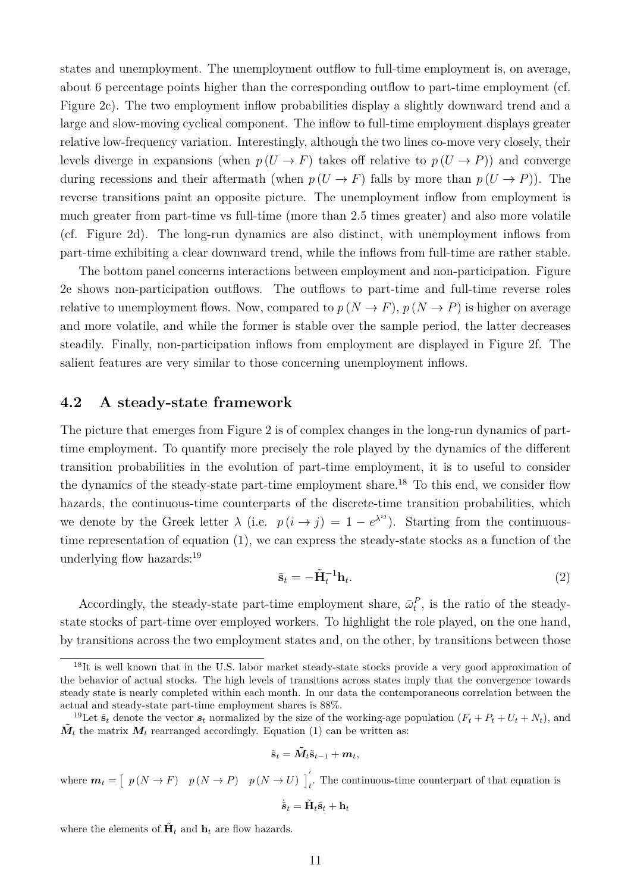states and unemployment. The unemployment outflow to full-time employment is, on average, about 6 percentage points higher than the corresponding outflow to part-time employment (cf. Figure 2c). The two employment inflow probabilities display a slightly downward trend and a large and slow-moving cyclical component. The inflow to full-time employment displays greater relative low-frequency variation. Interestingly, although the two lines co-move very closely, their levels diverge in expansions (when $p(U \rightarrow F)$ takes off relative to $p(U \rightarrow P)$) and converge during recessions and their aftermath (when $p(U \rightarrow F)$ falls by more than $p(U \rightarrow P)$). The reverse transitions paint an opposite picture. The unemployment inflow from employment is much greater from part-time vs full-time (more than 2.5 times greater) and also more volatile (cf. Figure 2d). The long-run dynamics are also distinct, with unemployment inflows from part-time exhibiting a clear downward trend, while the inflows from full-time are rather stable.

The bottom panel concerns interactions between employment and non-participation. Figure 2e shows non-participation outflows. The outflows to part-time and full-time reverse roles relative to unemployment flows. Now, compared to $p(N \rightarrow F)$, $p(N \rightarrow P)$ is higher on average and more volatile, and while the former is stable over the sample period, the latter decreases steadily. Finally, non-participation inflows from employment are displayed in Figure 2f. The salient features are very similar to those concerning unemployment inflows.

## 4.2 A steady-state framework

The picture that emerges from Figure 2 is of complex changes in the long-run dynamics of part-time employment. To quantify more precisely the role played by the dynamics of the different transition probabilities in the evolution of part-time employment, it is to useful to consider the dynamics of the steady-state part-time employment share.[18] To this end, we consider flow hazards, the continuous-time counterparts of the discrete-time transition probabilities, which we denote by the Greek letter $\lambda$ (i.e. $p(i \rightarrow j) = 1 - e^{\lambda^{ij}}$). Starting from the continuous-time representation of equation (1), we can express the steady-state stocks as a function of the underlying flow hazards:[19]

$$\bar{\mathbf{s}}_t = -\tilde{\mathbf{H}}_t^{-1}\mathbf{h}_t. \tag{2}$$

Accordingly, the steady-state part-time employment share, $\bar{\omega}_t^P$, is the ratio of the steady-state stocks of part-time over employed workers. To highlight the role played, on the one hand, by transitions across the two employment states and, on the other, by transitions between those

[18] It is well known that in the U.S. labor market steady-state stocks provide a very good approximation of the behavior of actual stocks. The high levels of transitions across states imply that the convergence towards steady state is nearly completed within each month. In our data the contemporaneous correlation between the actual and steady-state part-time employment shares is 88%.

[19] Let $\tilde{\mathbf{s}}_t$ denote the vector $\boldsymbol{s}_t$ normalized by the size of the working-age population $(F_t + P_t + U_t + N_t)$, and $\tilde{\boldsymbol{M}}_t$ the matrix $\boldsymbol{M}_t$ rearranged accordingly. Equation (1) can be written as:

$$\tilde{\mathbf{s}}_t = \tilde{\boldsymbol{M}}_t \tilde{\mathbf{s}}_{t-1} + \boldsymbol{m}_t,$$

where $\boldsymbol{m}_t = \begin{bmatrix} p(N \rightarrow F) & p(N \rightarrow P) & p(N \rightarrow U) \end{bmatrix}_t'$. The continuous-time counterpart of that equation is

$$\dot{\tilde{\boldsymbol{s}}}_t = \tilde{\mathbf{H}}_t \tilde{\mathbf{s}}_t + \mathbf{h}_t$$

where the elements of $\tilde{\mathbf{H}}_t$ and $\mathbf{h}_t$ are flow hazards.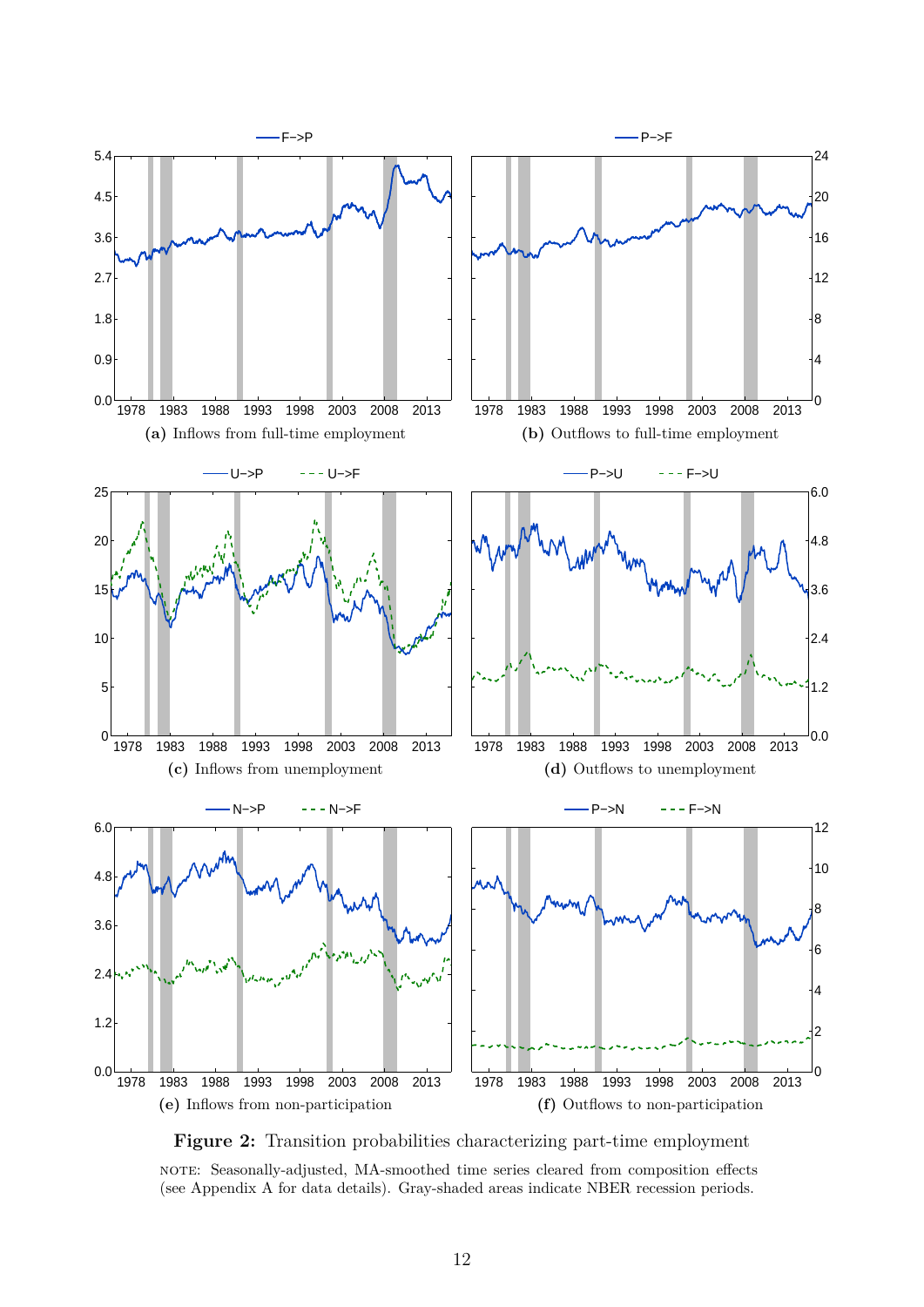(a) Inflows from full-time employment

(b) Outflows to full-time employment

(c) Inflows from unemployment

(d) Outflows to unemployment

(e) Inflows from non-participation

(f) Outflows to non-participation

**Figure 2:** Transition probabilities characterizing part-time employment

NOTE: Seasonally-adjusted, MA-smoothed time series cleared from composition effects (see Appendix A for data details). Gray-shaded areas indicate NBER recession periods.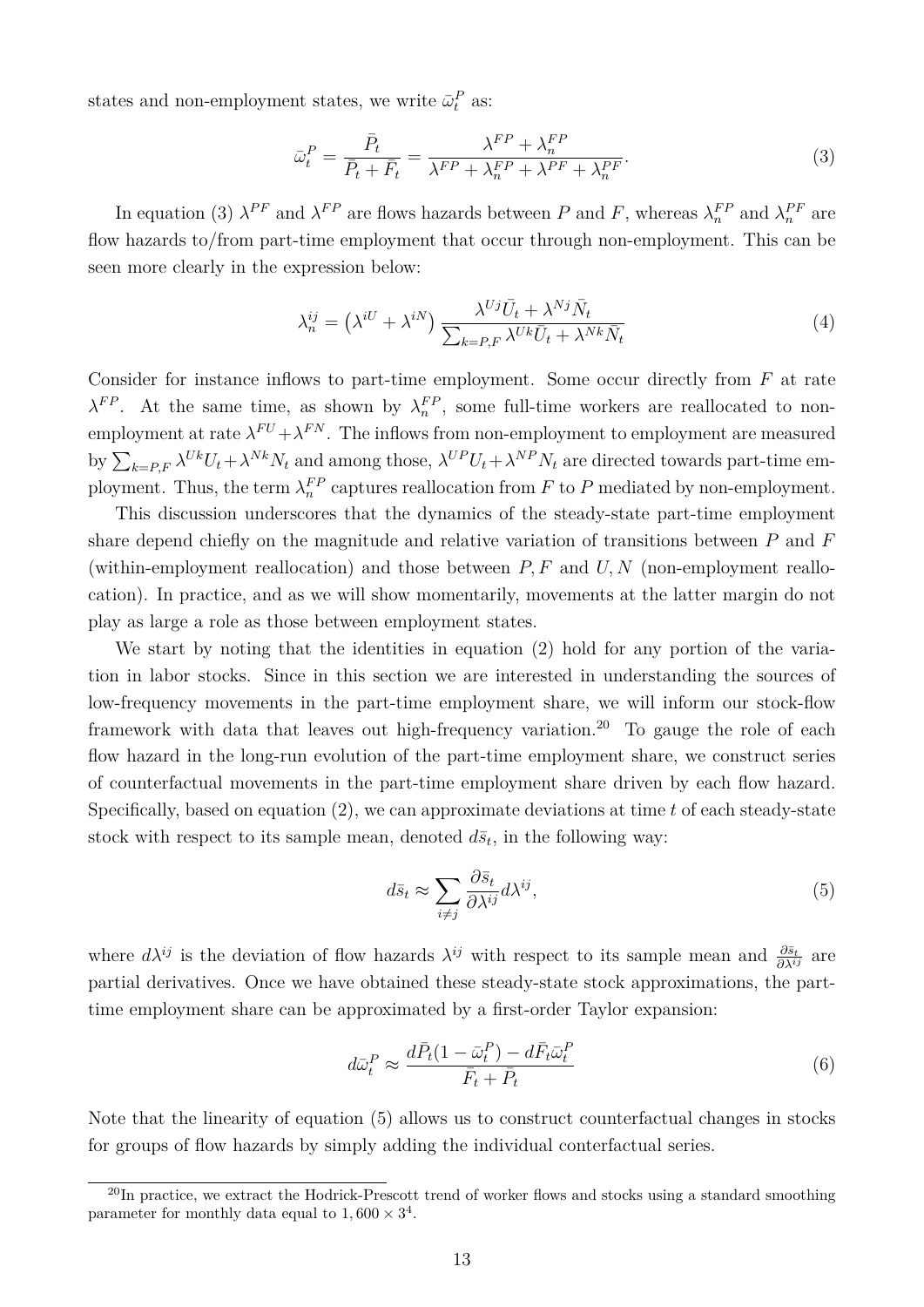states and non-employment states, we write $\bar{\omega}_t^P$ as:

$$
\bar{\omega}_t^P = \frac{\bar{P}_t}{\bar{P}_t + \bar{F}_t} = \frac{\lambda^{FP} + \lambda_n^{FP}}{\lambda^{FP} + \lambda_n^{FP} + \lambda^{PF} + \lambda_n^{PF}}. \tag{3}
$$

In equation (3) $\lambda^{PF}$ and $\lambda^{FP}$ are flows hazards between $P$ and $F$, whereas $\lambda_n^{FP}$ and $\lambda_n^{PF}$ are flow hazards to/from part-time employment that occur through non-employment. This can be seen more clearly in the expression below:

$$
\lambda_n^{ij} = \left(\lambda^{iU} + \lambda^{iN}\right) \frac{\lambda^{Uj}\bar{U}_t + \lambda^{Nj}\bar{N}_t}{\sum_{k=P,F} \lambda^{Uk}\bar{U}_t + \lambda^{Nk}\bar{N}_t} \tag{4}
$$

Consider for instance inflows to part-time employment. Some occur directly from $F$ at rate $\lambda^{FP}$. At the same time, as shown by $\lambda_n^{FP}$, some full-time workers are reallocated to non-employment at rate $\lambda^{FU} + \lambda^{FN}$. The inflows from non-employment to employment are measured by $\sum_{k=P,F} \lambda^{Uk}U_t + \lambda^{Nk}N_t$ and among those, $\lambda^{UP}U_t + \lambda^{NP}N_t$ are directed towards part-time employment. Thus, the term $\lambda_n^{FP}$ captures reallocation from $F$ to $P$ mediated by non-employment.

This discussion underscores that the dynamics of the steady-state part-time employment share depend chiefly on the magnitude and relative variation of transitions between $P$ and $F$ (within-employment reallocation) and those between $P, F$ and $U, N$ (non-employment reallocation). In practice, and as we will show momentarily, movements at the latter margin do not play as large a role as those between employment states.

We start by noting that the identities in equation (2) hold for any portion of the variation in labor stocks. Since in this section we are interested in understanding the sources of low-frequency movements in the part-time employment share, we will inform our stock-flow framework with data that leaves out high-frequency variation.[20] To gauge the role of each flow hazard in the long-run evolution of the part-time employment share, we construct series of counterfactual movements in the part-time employment share driven by each flow hazard. Specifically, based on equation (2), we can approximate deviations at time $t$ of each steady-state stock with respect to its sample mean, denoted $d\bar{s}_t$, in the following way:

$$
d\bar{s}_t \approx \sum_{i \neq j} \frac{\partial \bar{s}_t}{\partial \lambda^{ij}} d\lambda^{ij}, \tag{5}
$$

where $d\lambda^{ij}$ is the deviation of flow hazards $\lambda^{ij}$ with respect to its sample mean and $\frac{\partial \bar{s}_t}{\partial \lambda^{ij}}$ are partial derivatives. Once we have obtained these steady-state stock approximations, the part-time employment share can be approximated by a first-order Taylor expansion:

$$
d\bar{\omega}_t^P \approx \frac{d\bar{P}_t(1 - \bar{\omega}_t^P) - d\bar{F}_t\bar{\omega}_t^P}{\bar{F}_t + \bar{P}_t} \tag{6}
$$

Note that the linearity of equation (5) allows us to construct counterfactual changes in stocks for groups of flow hazards by simply adding the individual conterfactual series.

[20] In practice, we extract the Hodrick-Prescott trend of worker flows and stocks using a standard smoothing parameter for monthly data equal to $1,600 \times 3^4$.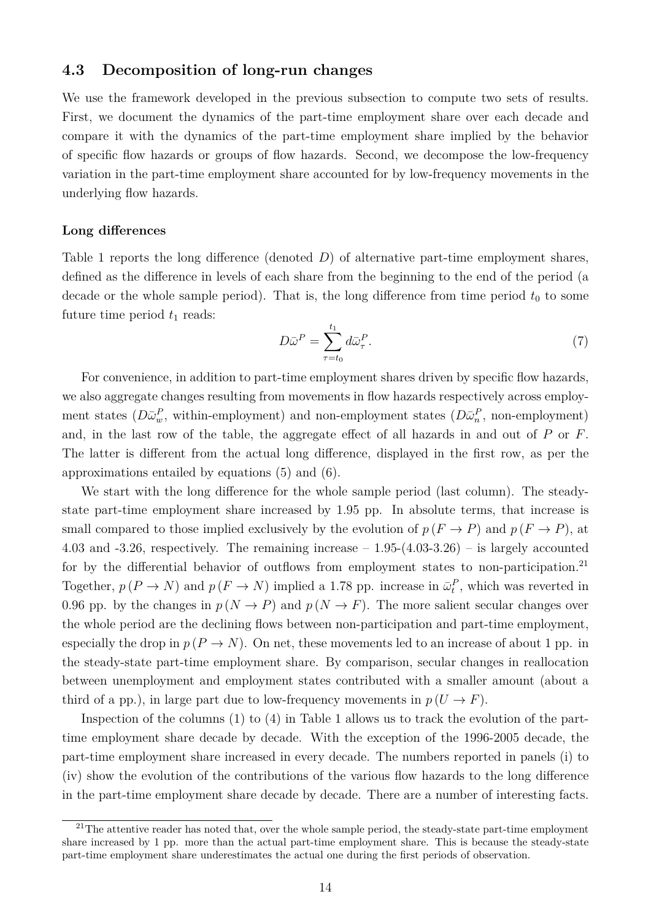### 4.3 Decomposition of long-run changes

We use the framework developed in the previous subsection to compute two sets of results. First, we document the dynamics of the part-time employment share over each decade and compare it with the dynamics of the part-time employment share implied by the behavior of specific flow hazards or groups of flow hazards. Second, we decompose the low-frequency variation in the part-time employment share accounted for by low-frequency movements in the underlying flow hazards.

#### Long differences

Table 1 reports the long difference (denoted $D$) of alternative part-time employment shares, defined as the difference in levels of each share from the beginning to the end of the period (a decade or the whole sample period). That is, the long difference from time period $t_0$ to some future time period $t_1$ reads:

$$D\bar{\omega}^P = \sum_{\tau=t_0}^{t_1} d\bar{\omega}_\tau^P. \tag{7}$$

For convenience, in addition to part-time employment shares driven by specific flow hazards, we also aggregate changes resulting from movements in flow hazards respectively across employment states ($D\bar{\omega}_w^P$, within-employment) and non-employment states ($D\bar{\omega}_n^P$, non-employment) and, in the last row of the table, the aggregate effect of all hazards in and out of $P$ or $F$. The latter is different from the actual long difference, displayed in the first row, as per the approximations entailed by equations (5) and (6).

We start with the long difference for the whole sample period (last column). The steady-state part-time employment share increased by 1.95 pp. In absolute terms, that increase is small compared to those implied exclusively by the evolution of $p(F \to P)$ and $p(F \to P)$, at 4.03 and -3.26, respectively. The remaining increase – 1.95-(4.03-3.26) – is largely accounted for by the differential behavior of outflows from employment states to non-participation.[21] Together, $p(P \to N)$ and $p(F \to N)$ implied a 1.78 pp. increase in $\bar{\omega}_t^P$, which was reverted in 0.96 pp. by the changes in $p(N \to P)$ and $p(N \to F)$. The more salient secular changes over the whole period are the declining flows between non-participation and part-time employment, especially the drop in $p(P \to N)$. On net, these movements led to an increase of about 1 pp. in the steady-state part-time employment share. By comparison, secular changes in reallocation between unemployment and employment states contributed with a smaller amount (about a third of a pp.), in large part due to low-frequency movements in $p(U \to F)$.

Inspection of the columns (1) to (4) in Table 1 allows us to track the evolution of the part-time employment share decade by decade. With the exception of the 1996-2005 decade, the part-time employment share increased in every decade. The numbers reported in panels (i) to (iv) show the evolution of the contributions of the various flow hazards to the long difference in the part-time employment share decade by decade. There are a number of interesting facts.

[21] The attentive reader has noted that, over the whole sample period, the steady-state part-time employment share increased by 1 pp. more than the actual part-time employment share. This is because the steady-state part-time employment share underestimates the actual one during the first periods of observation.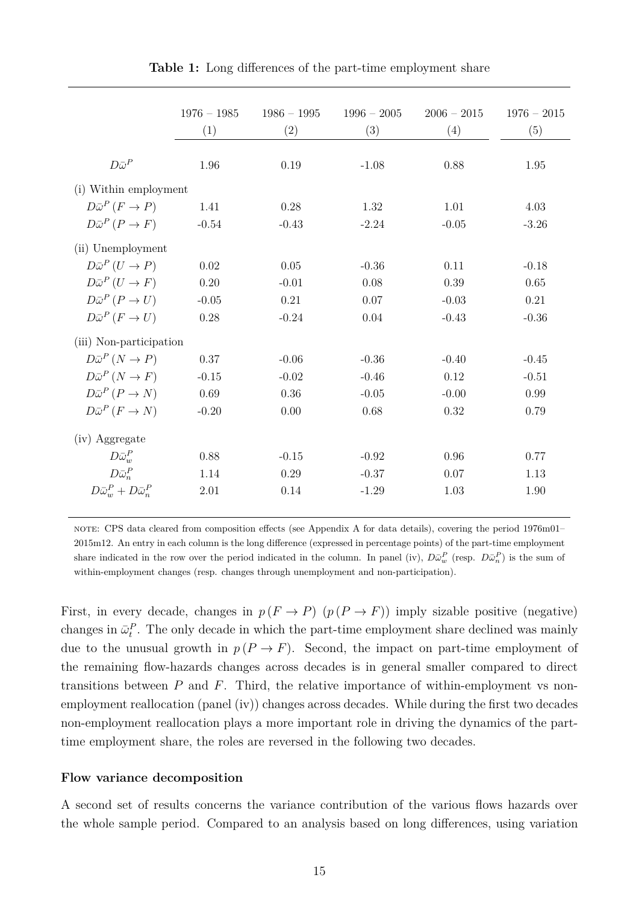**Table 1:** Long differences of the part-time employment share

| | 1976 − 1985 | 1986 − 1995 | 1996 − 2005 | 2006 − 2015 | 1976 − 2015 |
|---|---|---|---|---|---|
| | (1) | (2) | (3) | (4) | (5) |
| $D\bar{\omega}^P$ | 1.96 | 0.19 | -1.08 | 0.88 | 1.95 |
| (i) Within employment | | | | | |
| $D\bar{\omega}^P(F \to P)$ | 1.41 | 0.28 | 1.32 | 1.01 | 4.03 |
| $D\bar{\omega}^P(P \to F)$ | -0.54 | -0.43 | -2.24 | -0.05 | -3.26 |
| (ii) Unemployment | | | | | |
| $D\bar{\omega}^P(U \to P)$ | 0.02 | 0.05 | -0.36 | 0.11 | -0.18 |
| $D\bar{\omega}^P(U \to F)$ | 0.20 | -0.01 | 0.08 | 0.39 | 0.65 |
| $D\bar{\omega}^P(P \to U)$ | -0.05 | 0.21 | 0.07 | -0.03 | 0.21 |
| $D\bar{\omega}^P(F \to U)$ | 0.28 | -0.24 | 0.04 | -0.43 | -0.36 |
| (iii) Non-participation | | | | | |
| $D\bar{\omega}^P(N \to P)$ | 0.37 | -0.06 | -0.36 | -0.40 | -0.45 |
| $D\bar{\omega}^P(N \to F)$ | -0.15 | -0.02 | -0.46 | 0.12 | -0.51 |
| $D\bar{\omega}^P(P \to N)$ | 0.69 | 0.36 | -0.05 | -0.00 | 0.99 |
| $D\bar{\omega}^P(F \to N)$ | -0.20 | 0.00 | 0.68 | 0.32 | 0.79 |
| (iv) Aggregate | | | | | |
| $D\bar{\omega}^P_w$ | 0.88 | -0.15 | -0.92 | 0.96 | 0.77 |
| $D\bar{\omega}^P_n$ | 1.14 | 0.29 | -0.37 | 0.07 | 1.13 |
| $D\bar{\omega}^P_w + D\bar{\omega}^P_n$ | 2.01 | 0.14 | -1.29 | 1.03 | 1.90 |

NOTE: CPS data cleared from composition effects (see Appendix A for data details), covering the period 1976m01–2015m12. An entry in each column is the long difference (expressed in percentage points) of the part-time employment share indicated in the row over the period indicated in the column. In panel (iv), $D\bar{\omega}^P_w$ (resp. $D\bar{\omega}^P_n$) is the sum of within-employment changes (resp. changes through unemployment and non-participation).

First, in every decade, changes in $p(F \to P)$ ($p(P \to F)$) imply sizable positive (negative) changes in $\bar{\omega}^P_t$. The only decade in which the part-time employment share declined was mainly due to the unusual growth in $p(P \to F)$. Second, the impact on part-time employment of the remaining flow-hazards changes across decades is in general smaller compared to direct transitions between $P$ and $F$. Third, the relative importance of within-employment vs non-employment reallocation (panel (iv)) changes across decades. While during the first two decades non-employment reallocation plays a more important role in driving the dynamics of the part-time employment share, the roles are reversed in the following two decades.

**Flow variance decomposition**

A second set of results concerns the variance contribution of the various flows hazards over the whole sample period. Compared to an analysis based on long differences, using variation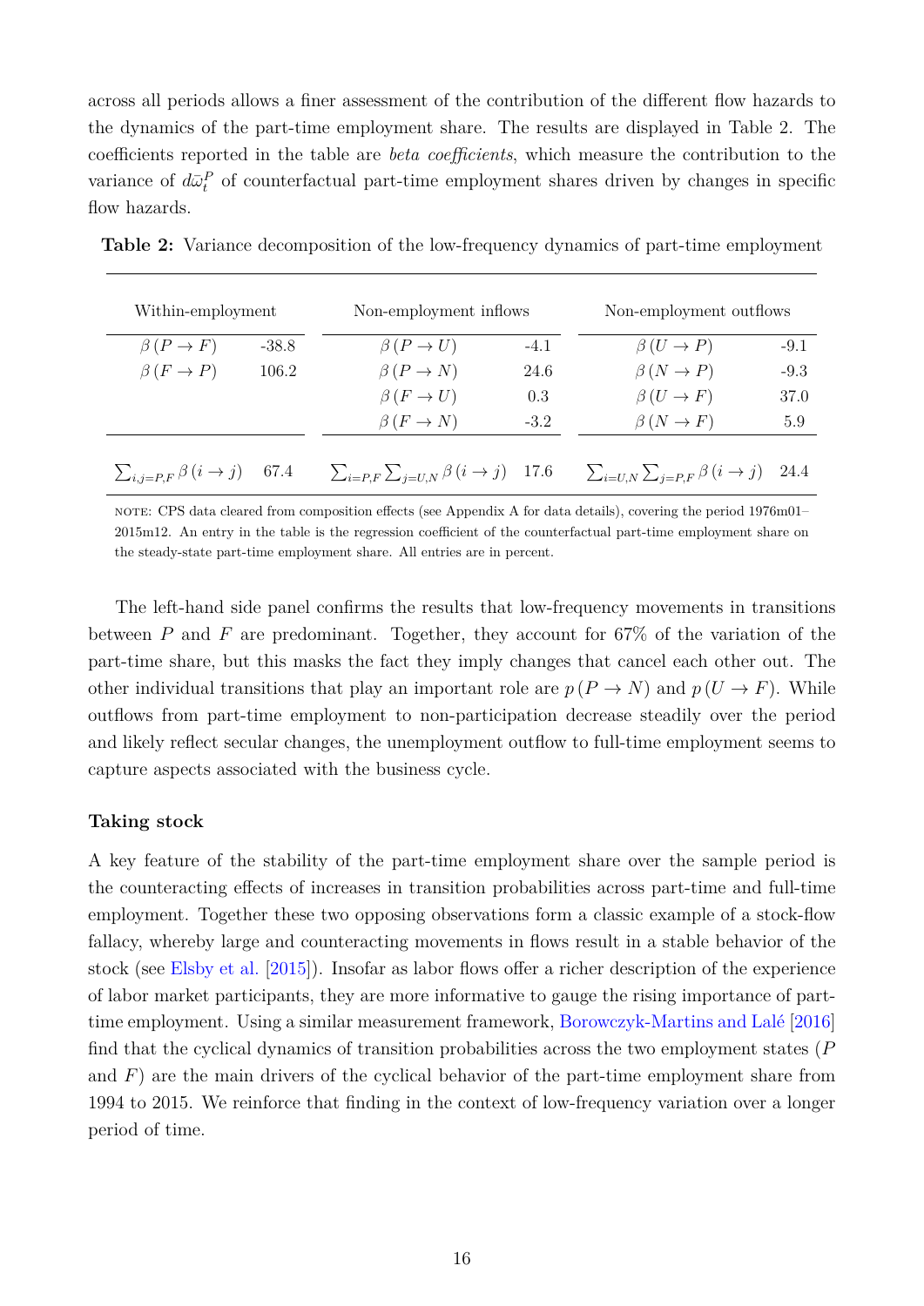across all periods allows a finer assessment of the contribution of the different flow hazards to the dynamics of the part-time employment share. The results are displayed in Table 2. The coefficients reported in the table are *beta coefficients*, which measure the contribution to the variance of $d\bar{\omega}_t^P$ of counterfactual part-time employment shares driven by changes in specific flow hazards.

**Table 2:** Variance decomposition of the low-frequency dynamics of part-time employment

| Within-employment | | Non-employment inflows | | Non-employment outflows | |
|---|---|---|---|---|---|
| $\beta\,(P \to F)$ | -38.8 | $\beta\,(P \to U)$ | -4.1 | $\beta\,(U \to P)$ | -9.1 |
| $\beta\,(F \to P)$ | 106.2 | $\beta\,(P \to N)$ | 24.6 | $\beta\,(N \to P)$ | -9.3 |
| | | $\beta\,(F \to U)$ | 0.3 | $\beta\,(U \to F)$ | 37.0 |
| | | $\beta\,(F \to N)$ | -3.2 | $\beta\,(N \to F)$ | 5.9 |
| $\sum_{i,j=P,F} \beta\,(i \to j)$ | 67.4 | $\sum_{i=P,F} \sum_{j=U,N} \beta\,(i \to j)$ | 17.6 | $\sum_{i=U,N} \sum_{j=P,F} \beta\,(i \to j)$ | 24.4 |

NOTE: CPS data cleared from composition effects (see Appendix A for data details), covering the period 1976m01–2015m12. An entry in the table is the regression coefficient of the counterfactual part-time employment share on the steady-state part-time employment share. All entries are in percent.

The left-hand side panel confirms the results that low-frequency movements in transitions between $P$ and $F$ are predominant. Together, they account for 67% of the variation of the part-time share, but this masks the fact they imply changes that cancel each other out. The other individual transitions that play an important role are $p\,(P \to N)$ and $p\,(U \to F)$. While outflows from part-time employment to non-participation decrease steadily over the period and likely reflect secular changes, the unemployment outflow to full-time employment seems to capture aspects associated with the business cycle.

**Taking stock**

A key feature of the stability of the part-time employment share over the sample period is the counteracting effects of increases in transition probabilities across part-time and full-time employment. Together these two opposing observations form a classic example of a stock-flow fallacy, whereby large and counteracting movements in flows result in a stable behavior of the stock (see Elsby et al. [2015]). Insofar as labor flows offer a richer description of the experience of labor market participants, they are more informative to gauge the rising importance of part-time employment. Using a similar measurement framework, Borowczyk-Martins and Lalé [2016] find that the cyclical dynamics of transition probabilities across the two employment states ($P$ and $F$) are the main drivers of the cyclical behavior of the part-time employment share from 1994 to 2015. We reinforce that finding in the context of low-frequency variation over a longer period of time.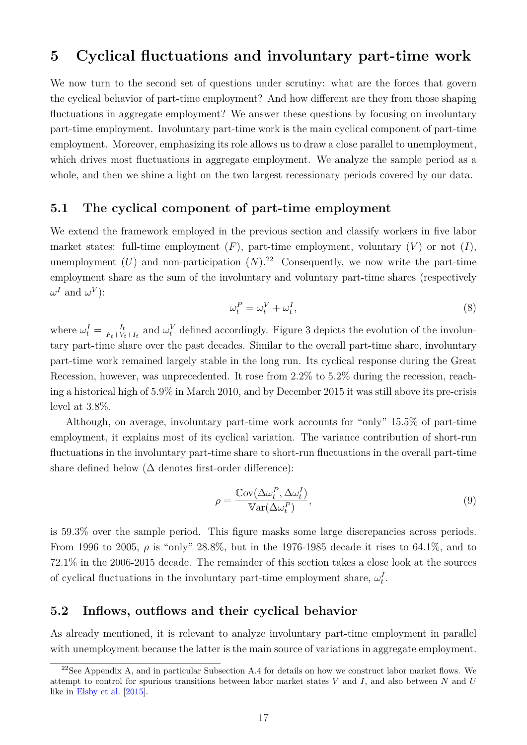# 5 Cyclical fluctuations and involuntary part-time work

We now turn to the second set of questions under scrutiny: what are the forces that govern the cyclical behavior of part-time employment? And how different are they from those shaping fluctuations in aggregate employment? We answer these questions by focusing on involuntary part-time employment. Involuntary part-time work is the main cyclical component of part-time employment. Moreover, emphasizing its role allows us to draw a close parallel to unemployment, which drives most fluctuations in aggregate employment. We analyze the sample period as a whole, and then we shine a light on the two largest recessionary periods covered by our data.

## 5.1 The cyclical component of part-time employment

We extend the framework employed in the previous section and classify workers in five labor market states: full-time employment ($F$), part-time employment, voluntary ($V$) or not ($I$), unemployment ($U$) and non-participation ($N$).[22] Consequently, we now write the part-time employment share as the sum of the involuntary and voluntary part-time shares (respectively $\omega^I$ and $\omega^V$):

$$\omega_t^P = \omega_t^V + \omega_t^I, \tag{8}$$

where $\omega_t^I = \frac{I_t}{F_t+V_t+I_t}$ and $\omega_t^V$ defined accordingly. Figure 3 depicts the evolution of the involuntary part-time share over the past decades. Similar to the overall part-time share, involuntary part-time work remained largely stable in the long run. Its cyclical response during the Great Recession, however, was unprecedented. It rose from 2.2% to 5.2% during the recession, reaching a historical high of 5.9% in March 2010, and by December 2015 it was still above its pre-crisis level at 3.8%.

Although, on average, involuntary part-time work accounts for "only" 15.5% of part-time employment, it explains most of its cyclical variation. The variance contribution of short-run fluctuations in the involuntary part-time share to short-run fluctuations in the overall part-time share defined below ($\Delta$ denotes first-order difference):

$$\rho = \frac{\mathbb{C}\text{ov}(\Delta\omega_t^P, \Delta\omega_t^I)}{\mathbb{V}\text{ar}(\Delta\omega_t^P)}, \tag{9}$$

is 59.3% over the sample period. This figure masks some large discrepancies across periods. From 1996 to 2005, $\rho$ is "only" 28.8%, but in the 1976-1985 decade it rises to 64.1%, and to 72.1% in the 2006-2015 decade. The remainder of this section takes a close look at the sources of cyclical fluctuations in the involuntary part-time employment share, $\omega_t^I$.

## 5.2 Inflows, outflows and their cyclical behavior

As already mentioned, it is relevant to analyze involuntary part-time employment in parallel with unemployment because the latter is the main source of variations in aggregate employment.

[22] See Appendix A, and in particular Subsection A.4 for details on how we construct labor market flows. We attempt to control for spurious transitions between labor market states $V$ and $I$, and also between $N$ and $U$ like in Elsby et al. [2015].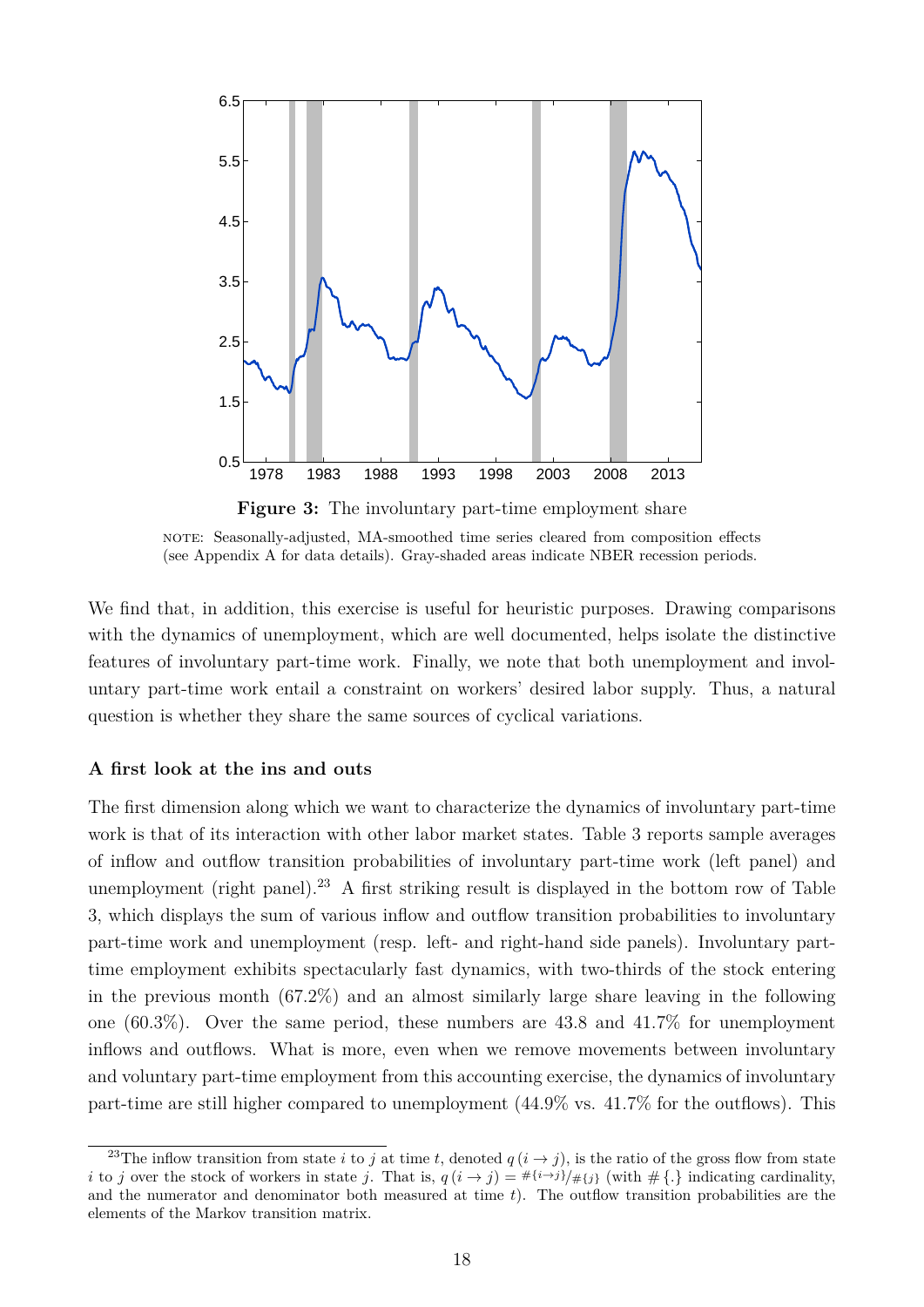**Figure 3:** The involuntary part-time employment share

NOTE: Seasonally-adjusted, MA-smoothed time series cleared from composition effects (see Appendix A for data details). Gray-shaded areas indicate NBER recession periods.

We find that, in addition, this exercise is useful for heuristic purposes. Drawing comparisons with the dynamics of unemployment, which are well documented, helps isolate the distinctive features of involuntary part-time work. Finally, we note that both unemployment and involuntary part-time work entail a constraint on workers' desired labor supply. Thus, a natural question is whether they share the same sources of cyclical variations.

**A first look at the ins and outs**

The first dimension along which we want to characterize the dynamics of involuntary part-time work is that of its interaction with other labor market states. Table 3 reports sample averages of inflow and outflow transition probabilities of involuntary part-time work (left panel) and unemployment (right panel).[23] A first striking result is displayed in the bottom row of Table 3, which displays the sum of various inflow and outflow transition probabilities to involuntary part-time work and unemployment (resp. left- and right-hand side panels). Involuntary part-time employment exhibits spectacularly fast dynamics, with two-thirds of the stock entering in the previous month (67.2%) and an almost similarly large share leaving in the following one (60.3%). Over the same period, these numbers are 43.8 and 41.7% for unemployment inflows and outflows. What is more, even when we remove movements between involuntary and voluntary part-time employment from this accounting exercise, the dynamics of involuntary part-time are still higher compared to unemployment (44.9% vs. 41.7% for the outflows). This

[23] The inflow transition from state $i$ to $j$ at time $t$, denoted $q\,(i \rightarrow j)$, is the ratio of the gross flow from state $i$ to $j$ over the stock of workers in state $j$. That is, $q\,(i \rightarrow j) = {\#\{i \rightarrow j\}}/{\#\{j\}}$ (with $\#\{.\}$ indicating cardinality, and the numerator and denominator both measured at time $t$). The outflow transition probabilities are the elements of the Markov transition matrix.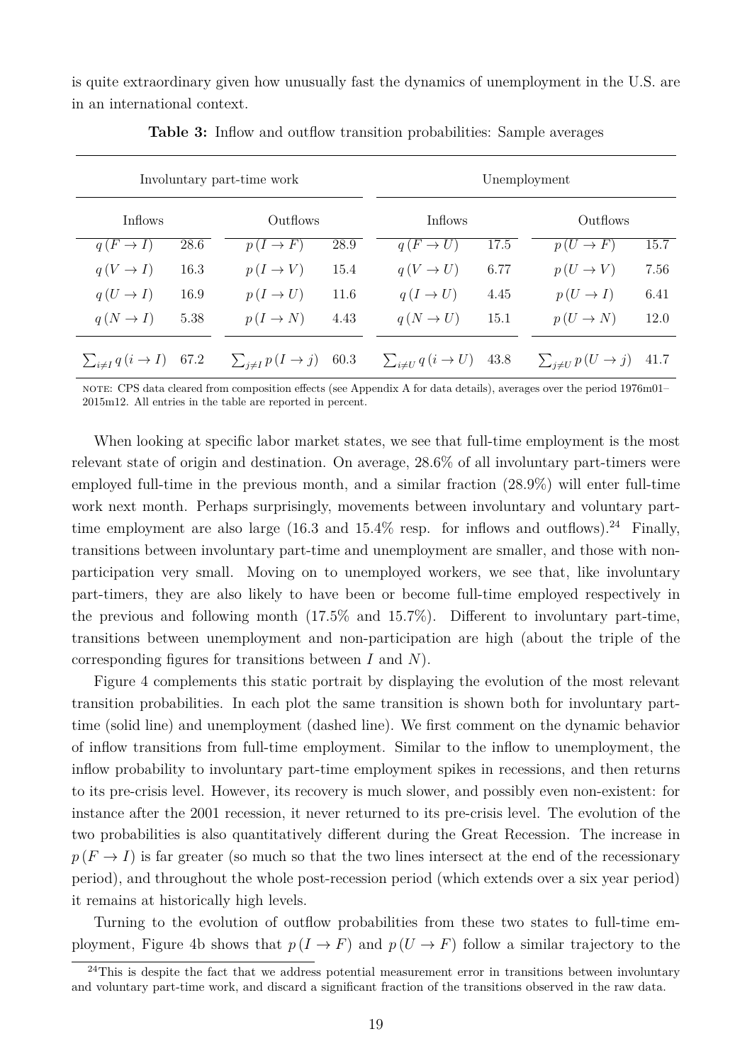is quite extraordinary given how unusually fast the dynamics of unemployment in the U.S. are in an international context.

**Table 3:** Inflow and outflow transition probabilities: Sample averages

| Involuntary part-time work | | | | Unemployment | | | |
|---|---|---|---|---|---|---|---|
| Inflows | | Outflows | | Inflows | | Outflows | |
| $q(F \to I)$ | 28.6 | $p(I \to F)$ | 28.9 | $q(F \to U)$ | 17.5 | $p(U \to F)$ | 15.7 |
| $q(V \to I)$ | 16.3 | $p(I \to V)$ | 15.4 | $q(V \to U)$ | 6.77 | $p(U \to V)$ | 7.56 |
| $q(U \to I)$ | 16.9 | $p(I \to U)$ | 11.6 | $q(I \to U)$ | 4.45 | $p(U \to I)$ | 6.41 |
| $q(N \to I)$ | 5.38 | $p(I \to N)$ | 4.43 | $q(N \to U)$ | 15.1 | $p(U \to N)$ | 12.0 |
| $\sum_{i \neq I} q(i \to I)$ | 67.2 | $\sum_{j \neq I} p(I \to j)$ | 60.3 | $\sum_{i \neq U} q(i \to U)$ | 43.8 | $\sum_{j \neq U} p(U \to j)$ | 41.7 |

NOTE: CPS data cleared from composition effects (see Appendix A for data details), averages over the period 1976m01–2015m12. All entries in the table are reported in percent.

When looking at specific labor market states, we see that full-time employment is the most relevant state of origin and destination. On average, 28.6% of all involuntary part-timers were employed full-time in the previous month, and a similar fraction (28.9%) will enter full-time work next month. Perhaps surprisingly, movements between involuntary and voluntary part-time employment are also large (16.3 and 15.4% resp. for inflows and outflows).[24] Finally, transitions between involuntary part-time and unemployment are smaller, and those with non-participation very small. Moving on to unemployed workers, we see that, like involuntary part-timers, they are also likely to have been or become full-time employed respectively in the previous and following month (17.5% and 15.7%). Different to involuntary part-time, transitions between unemployment and non-participation are high (about the triple of the corresponding figures for transitions between $I$ and $N$).

Figure 4 complements this static portrait by displaying the evolution of the most relevant transition probabilities. In each plot the same transition is shown both for involuntary part-time (solid line) and unemployment (dashed line). We first comment on the dynamic behavior of inflow transitions from full-time employment. Similar to the inflow to unemployment, the inflow probability to involuntary part-time employment spikes in recessions, and then returns to its pre-crisis level. However, its recovery is much slower, and possibly even non-existent: for instance after the 2001 recession, it never returned to its pre-crisis level. The evolution of the two probabilities is also quantitatively different during the Great Recession. The increase in $p(F \to I)$ is far greater (so much so that the two lines intersect at the end of the recessionary period), and throughout the whole post-recession period (which extends over a six year period) it remains at historically high levels.

Turning to the evolution of outflow probabilities from these two states to full-time employment, Figure 4b shows that $p(I \to F)$ and $p(U \to F)$ follow a similar trajectory to the

[24] This is despite the fact that we address potential measurement error in transitions between involuntary and voluntary part-time work, and discard a significant fraction of the transitions observed in the raw data.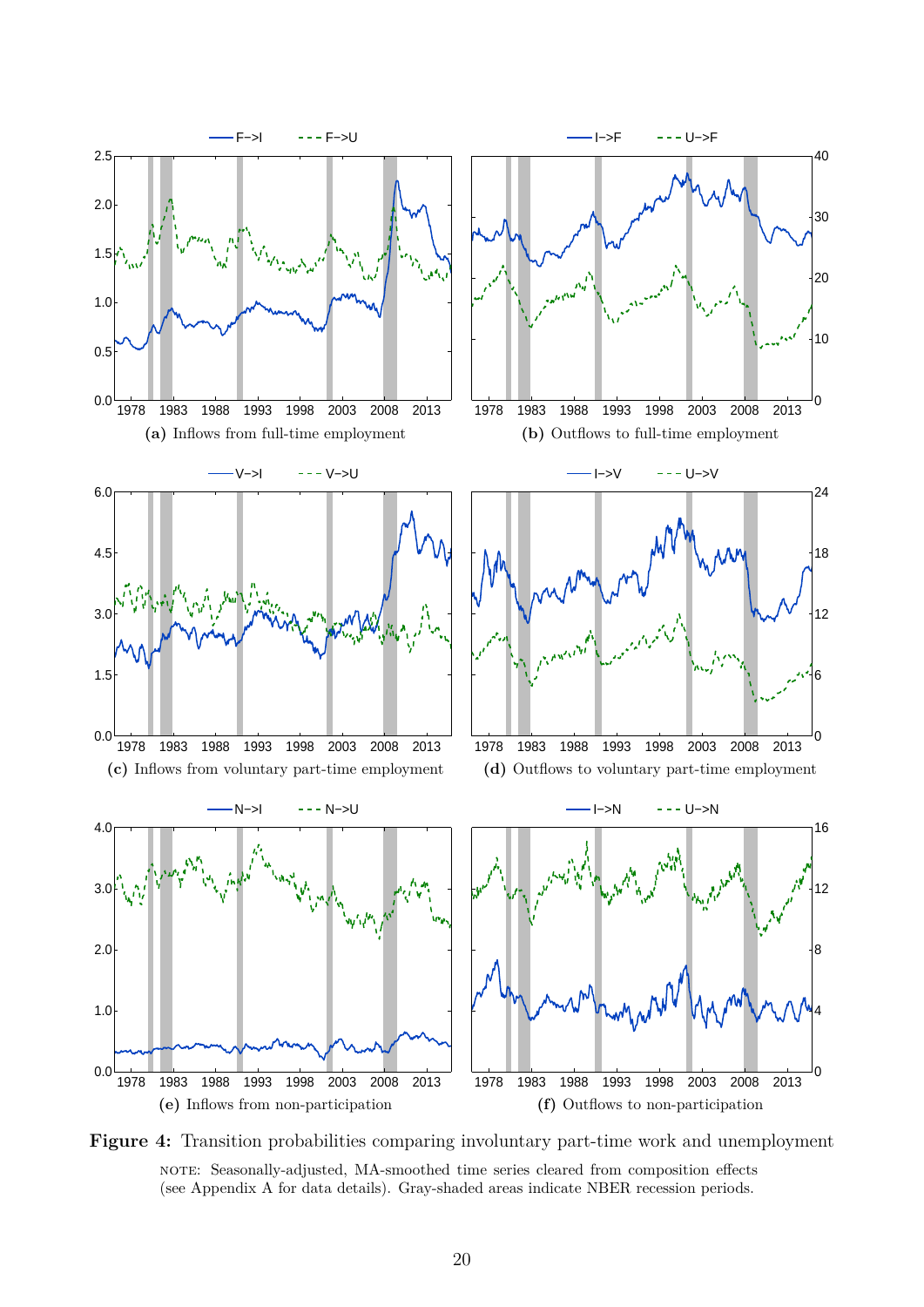(a) Inflows from full-time employment

(b) Outflows to full-time employment

(c) Inflows from voluntary part-time employment

(d) Outflows to voluntary part-time employment

(e) Inflows from non-participation

(f) Outflows to non-participation

**Figure 4:** Transition probabilities comparing involuntary part-time work and unemployment

NOTE: Seasonally-adjusted, MA-smoothed time series cleared from composition effects (see Appendix A for data details). Gray-shaded areas indicate NBER recession periods.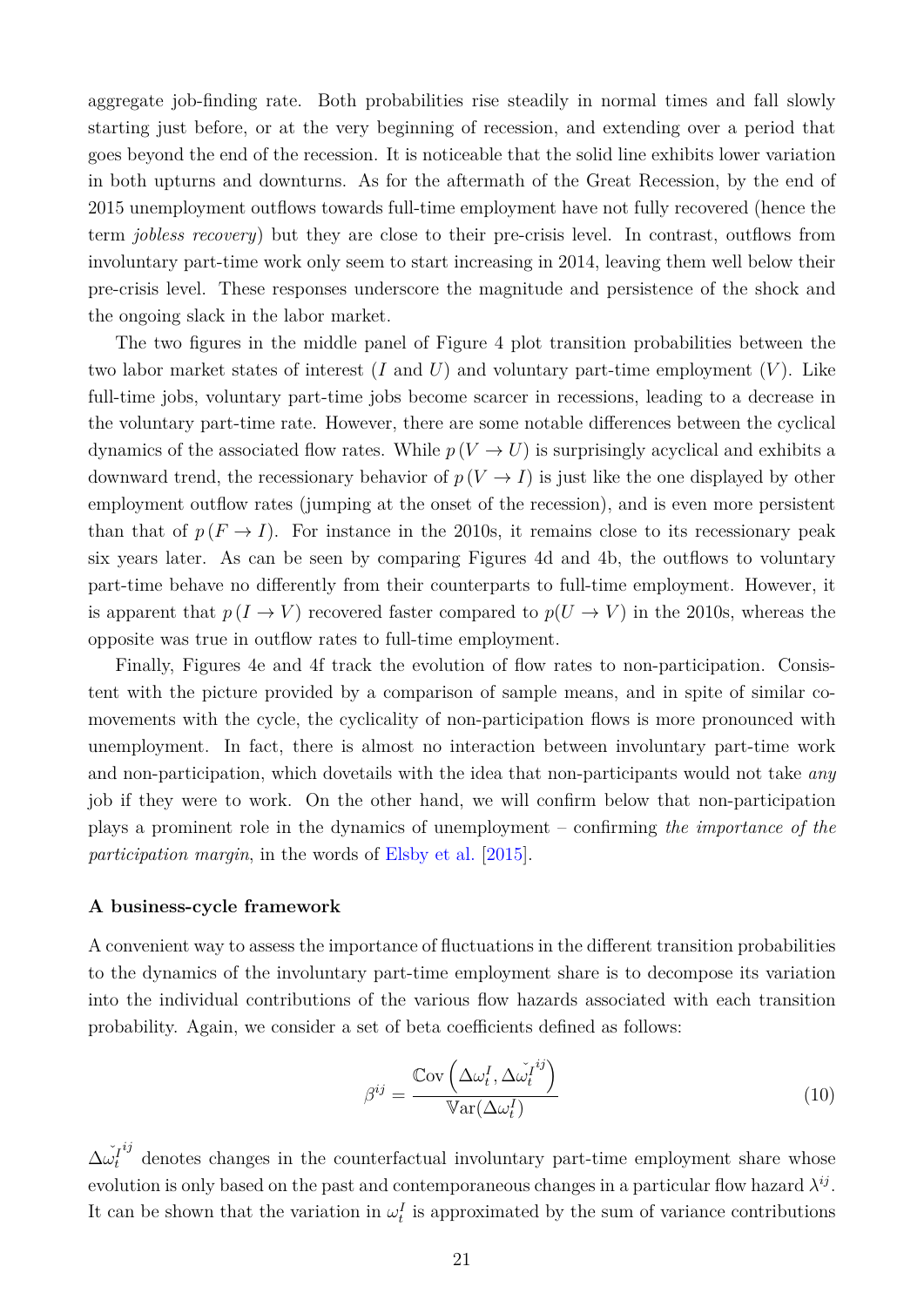aggregate job-finding rate. Both probabilities rise steadily in normal times and fall slowly starting just before, or at the very beginning of recession, and extending over a period that goes beyond the end of the recession. It is noticeable that the solid line exhibits lower variation in both upturns and downturns. As for the aftermath of the Great Recession, by the end of 2015 unemployment outflows towards full-time employment have not fully recovered (hence the term *jobless recovery*) but they are close to their pre-crisis level. In contrast, outflows from involuntary part-time work only seem to start increasing in 2014, leaving them well below their pre-crisis level. These responses underscore the magnitude and persistence of the shock and the ongoing slack in the labor market.

The two figures in the middle panel of Figure 4 plot transition probabilities between the two labor market states of interest ($I$ and $U$) and voluntary part-time employment ($V$). Like full-time jobs, voluntary part-time jobs become scarcer in recessions, leading to a decrease in the voluntary part-time rate. However, there are some notable differences between the cyclical dynamics of the associated flow rates. While $p\,(V \rightarrow U)$ is surprisingly acyclical and exhibits a downward trend, the recessionary behavior of $p\,(V \rightarrow I)$ is just like the one displayed by other employment outflow rates (jumping at the onset of the recession), and is even more persistent than that of $p\,(F \rightarrow I)$. For instance in the 2010s, it remains close to its recessionary peak six years later. As can be seen by comparing Figures 4d and 4b, the outflows to voluntary part-time behave no differently from their counterparts to full-time employment. However, it is apparent that $p\,(I \rightarrow V)$ recovered faster compared to $p(U \rightarrow V)$ in the 2010s, whereas the opposite was true in outflow rates to full-time employment.

Finally, Figures 4e and 4f track the evolution of flow rates to non-participation. Consistent with the picture provided by a comparison of sample means, and in spite of similar co-movements with the cycle, the cyclicality of non-participation flows is more pronounced with unemployment. In fact, there is almost no interaction between involuntary part-time work and non-participation, which dovetails with the idea that non-participants would not take *any* job if they were to work. On the other hand, we will confirm below that non-participation plays a prominent role in the dynamics of unemployment – confirming *the importance of the participation margin*, in the words of Elsby et al. [2015].

**A business-cycle framework**

A convenient way to assess the importance of fluctuations in the different transition probabilities to the dynamics of the involuntary part-time employment share is to decompose its variation into the individual contributions of the various flow hazards associated with each transition probability. Again, we consider a set of beta coefficients defined as follows:

$$\beta^{ij} = \frac{\mathbb{C}\text{ov}\left(\Delta\omega_t^I, \Delta\check{\omega_t^I}^{ij}\right)}{\mathbb{V}\text{ar}(\Delta\omega_t^I)} \tag{10}$$

$\Delta\check{\omega_t^I}^{ij}$ denotes changes in the counterfactual involuntary part-time employment share whose evolution is only based on the past and contemporaneous changes in a particular flow hazard $\lambda^{ij}$. It can be shown that the variation in $\omega_t^I$ is approximated by the sum of variance contributions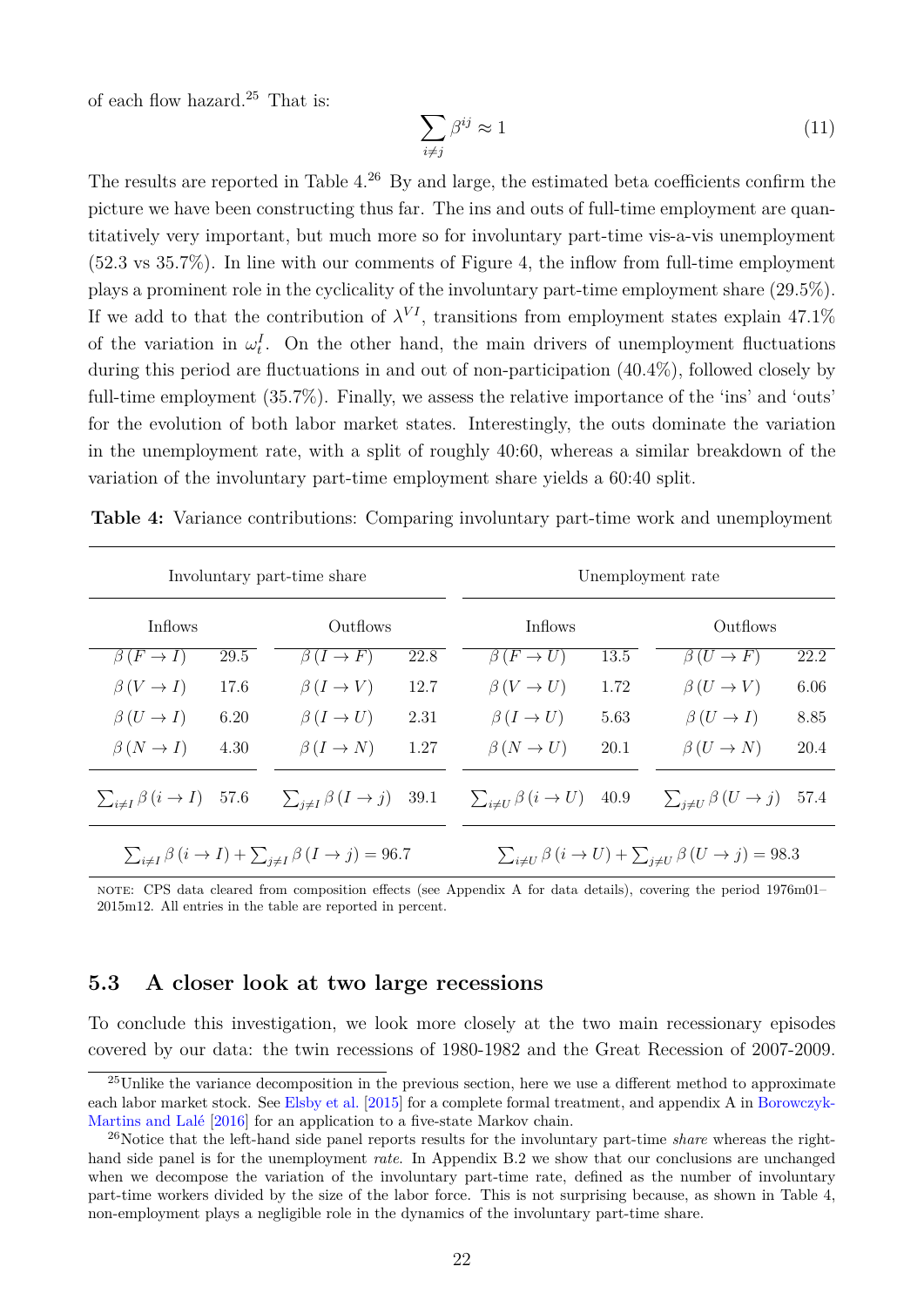of each flow hazard.[25] That is:

$$\sum_{i \neq j} \beta^{ij} \approx 1 \tag{11}$$

The results are reported in Table 4.[26] By and large, the estimated beta coefficients confirm the picture we have been constructing thus far. The ins and outs of full-time employment are quantitatively very important, but much more so for involuntary part-time vis-a-vis unemployment (52.3 vs 35.7%). In line with our comments of Figure 4, the inflow from full-time employment plays a prominent role in the cyclicality of the involuntary part-time employment share (29.5%). If we add to that the contribution of $\lambda^{VI}$, transitions from employment states explain 47.1% of the variation in $\omega_t^I$. On the other hand, the main drivers of unemployment fluctuations during this period are fluctuations in and out of non-participation (40.4%), followed closely by full-time employment (35.7%). Finally, we assess the relative importance of the 'ins' and 'outs' for the evolution of both labor market states. Interestingly, the outs dominate the variation in the unemployment rate, with a split of roughly 40:60, whereas a similar breakdown of the variation of the involuntary part-time employment share yields a 60:40 split.

**Table 4:** Variance contributions: Comparing involuntary part-time work and unemployment

| Involuntary part-time share | | | | Unemployment rate | | | |
|---|---|---|---|---|---|---|---|
| Inflows | | Outflows | | Inflows | | Outflows | |
| $\beta(F \to I)$ | 29.5 | $\beta(I \to F)$ | 22.8 | $\beta(F \to U)$ | 13.5 | $\beta(U \to F)$ | 22.2 |
| $\beta(V \to I)$ | 17.6 | $\beta(I \to V)$ | 12.7 | $\beta(V \to U)$ | 1.72 | $\beta(U \to V)$ | 6.06 |
| $\beta(U \to I)$ | 6.20 | $\beta(I \to U)$ | 2.31 | $\beta(I \to U)$ | 5.63 | $\beta(U \to I)$ | 8.85 |
| $\beta(N \to I)$ | 4.30 | $\beta(I \to N)$ | 1.27 | $\beta(N \to U)$ | 20.1 | $\beta(U \to N)$ | 20.4 |
| $\sum_{i \neq I} \beta(i \to I)$ | 57.6 | $\sum_{j \neq I} \beta(I \to j)$ | 39.1 | $\sum_{i \neq U} \beta(i \to U)$ | 40.9 | $\sum_{j \neq U} \beta(U \to j)$ | 57.4 |
| $\sum_{i \neq I} \beta(i \to I) + \sum_{j \neq I} \beta(I \to j) = 96.7$ | | | | $\sum_{i \neq U} \beta(i \to U) + \sum_{j \neq U} \beta(U \to j) = 98.3$ | | | |

NOTE: CPS data cleared from composition effects (see Appendix A for data details), covering the period 1976m01–2015m12. All entries in the table are reported in percent.

## 5.3 A closer look at two large recessions

To conclude this investigation, we look more closely at the two main recessionary episodes covered by our data: the twin recessions of 1980-1982 and the Great Recession of 2007-2009.

[25] Unlike the variance decomposition in the previous section, here we use a different method to approximate each labor market stock. See Elsby et al. [2015] for a complete formal treatment, and appendix A in Borowczyk-Martins and Lalé [2016] for an application to a five-state Markov chain.

[26] Notice that the left-hand side panel reports results for the involuntary part-time *share* whereas the right-hand side panel is for the unemployment *rate*. In Appendix B.2 we show that our conclusions are unchanged when we decompose the variation of the involuntary part-time rate, defined as the number of involuntary part-time workers divided by the size of the labor force. This is not surprising because, as shown in Table 4, non-employment plays a negligible role in the dynamics of the involuntary part-time share.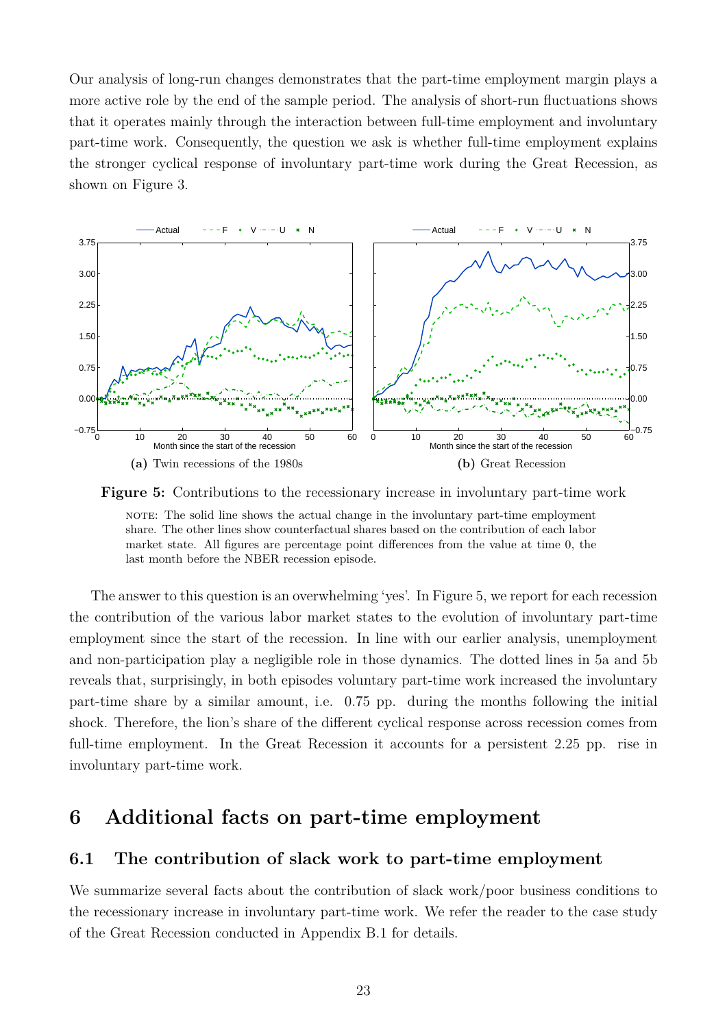Our analysis of long-run changes demonstrates that the part-time employment margin plays a more active role by the end of the sample period. The analysis of short-run fluctuations shows that it operates mainly through the interaction between full-time employment and involuntary part-time work. Consequently, the question we ask is whether full-time employment explains the stronger cyclical response of involuntary part-time work during the Great Recession, as shown on Figure 3.

(a) Twin recessions of the 1980s

(b) Great Recession

**Figure 5:** Contributions to the recessionary increase in involuntary part-time work

NOTE: The solid line shows the actual change in the involuntary part-time employment share. The other lines show counterfactual shares based on the contribution of each labor market state. All figures are percentage point differences from the value at time 0, the last month before the NBER recession episode.

The answer to this question is an overwhelming 'yes'. In Figure 5, we report for each recession the contribution of the various labor market states to the evolution of involuntary part-time employment since the start of the recession. In line with our earlier analysis, unemployment and non-participation play a negligible role in those dynamics. The dotted lines in 5a and 5b reveals that, surprisingly, in both episodes voluntary part-time work increased the involuntary part-time share by a similar amount, i.e. 0.75 pp. during the months following the initial shock. Therefore, the lion's share of the different cyclical response across recession comes from full-time employment. In the Great Recession it accounts for a persistent 2.25 pp. rise in involuntary part-time work.

# 6 Additional facts on part-time employment

## 6.1 The contribution of slack work to part-time employment

We summarize several facts about the contribution of slack work/poor business conditions to the recessionary increase in involuntary part-time work. We refer the reader to the case study of the Great Recession conducted in Appendix B.1 for details.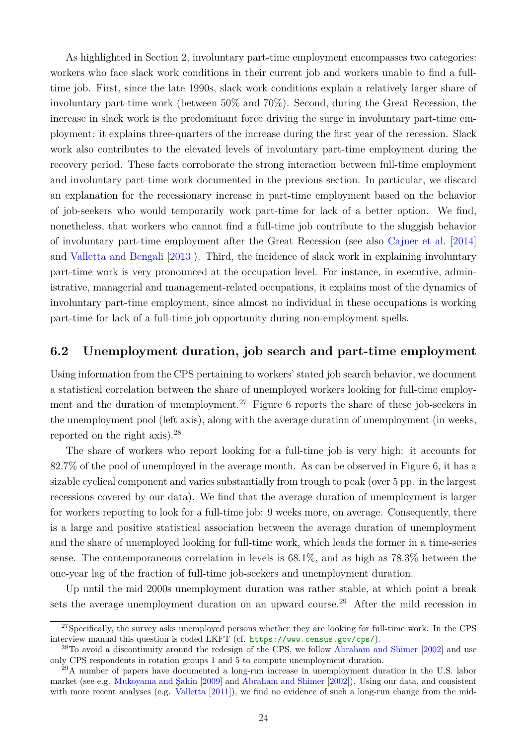As highlighted in Section 2, involuntary part-time employment encompasses two categories: workers who face slack work conditions in their current job and workers unable to find a full-time job. First, since the late 1990s, slack work conditions explain a relatively larger share of involuntary part-time work (between 50% and 70%). Second, during the Great Recession, the increase in slack work is the predominant force driving the surge in involuntary part-time employment: it explains three-quarters of the increase during the first year of the recession. Slack work also contributes to the elevated levels of involuntary part-time employment during the recovery period. These facts corroborate the strong interaction between full-time employment and involuntary part-time work documented in the previous section. In particular, we discard an explanation for the recessionary increase in part-time employment based on the behavior of job-seekers who would temporarily work part-time for lack of a better option. We find, nonetheless, that workers who cannot find a full-time job contribute to the sluggish behavior of involuntary part-time employment after the Great Recession (see also Cajner et al. [2014] and Valletta and Bengali [2013]). Third, the incidence of slack work in explaining involuntary part-time work is very pronounced at the occupation level. For instance, in executive, administrative, managerial and management-related occupations, it explains most of the dynamics of involuntary part-time employment, since almost no individual in these occupations is working part-time for lack of a full-time job opportunity during non-employment spells.

## 6.2 Unemployment duration, job search and part-time employment

Using information from the CPS pertaining to workers' stated job search behavior, we document a statistical correlation between the share of unemployed workers looking for full-time employment and the duration of unemployment.[27] Figure 6 reports the share of these job-seekers in the unemployment pool (left axis), along with the average duration of unemployment (in weeks, reported on the right axis).[28]

The share of workers who report looking for a full-time job is very high: it accounts for 82.7% of the pool of unemployed in the average month. As can be observed in Figure 6, it has a sizable cyclical component and varies substantially from trough to peak (over 5 pp. in the largest recessions covered by our data). We find that the average duration of unemployment is larger for workers reporting to look for a full-time job: 9 weeks more, on average. Consequently, there is a large and positive statistical association between the average duration of unemployment and the share of unemployed looking for full-time work, which leads the former in a time-series sense. The contemporaneous correlation in levels is 68.1%, and as high as 78.3% between the one-year lag of the fraction of full-time job-seekers and unemployment duration.

Up until the mid 2000s unemployment duration was rather stable, at which point a break sets the average unemployment duration on an upward course.[29] After the mild recession in

[27] Specifically, the survey asks unemployed persons whether they are looking for full-time work. In the CPS interview manual this question is coded LKFT (cf. `https://www.census.gov/cps/`).

[28] To avoid a discontinuity around the redesign of the CPS, we follow Abraham and Shimer [2002] and use only CPS respondents in rotation groups 1 and 5 to compute unemployment duration.

[29] A number of papers have documented a long-run increase in unemployment duration in the U.S. labor market (see e.g. Mukoyama and Şahin [2009] and Abraham and Shimer [2002]). Using our data, and consistent with more recent analyses (e.g. Valletta [2011]), we find no evidence of such a long-run change from the mid-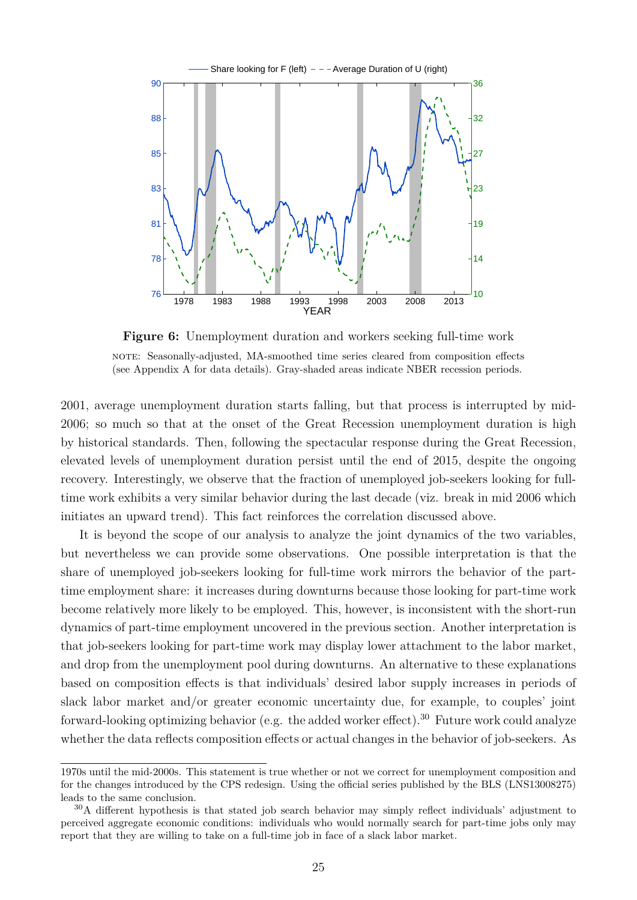**Figure 6:** Unemployment duration and workers seeking full-time work

NOTE: Seasonally-adjusted, MA-smoothed time series cleared from composition effects (see Appendix A for data details). Gray-shaded areas indicate NBER recession periods.

2001, average unemployment duration starts falling, but that process is interrupted by mid-2006; so much so that at the onset of the Great Recession unemployment duration is high by historical standards. Then, following the spectacular response during the Great Recession, elevated levels of unemployment duration persist until the end of 2015, despite the ongoing recovery. Interestingly, we observe that the fraction of unemployed job-seekers looking for full-time work exhibits a very similar behavior during the last decade (viz. break in mid 2006 which initiates an upward trend). This fact reinforces the correlation discussed above.

It is beyond the scope of our analysis to analyze the joint dynamics of the two variables, but nevertheless we can provide some observations. One possible interpretation is that the share of unemployed job-seekers looking for full-time work mirrors the behavior of the part-time employment share: it increases during downturns because those looking for part-time work become relatively more likely to be employed. This, however, is inconsistent with the short-run dynamics of part-time employment uncovered in the previous section. Another interpretation is that job-seekers looking for part-time work may display lower attachment to the labor market, and drop from the unemployment pool during downturns. An alternative to these explanations based on composition effects is that individuals' desired labor supply increases in periods of slack labor market and/or greater economic uncertainty due, for example, to couples' joint forward-looking optimizing behavior (e.g. the added worker effect).[30] Future work could analyze whether the data reflects composition effects or actual changes in the behavior of job-seekers. As

1970s until the mid-2000s. This statement is true whether or not we correct for unemployment composition and for the changes introduced by the CPS redesign. Using the official series published by the BLS (LNS13008275) leads to the same conclusion.

[30] A different hypothesis is that stated job search behavior may simply reflect individuals' adjustment to perceived aggregate economic conditions: individuals who would normally search for part-time jobs only may report that they are willing to take on a full-time job in face of a slack labor market.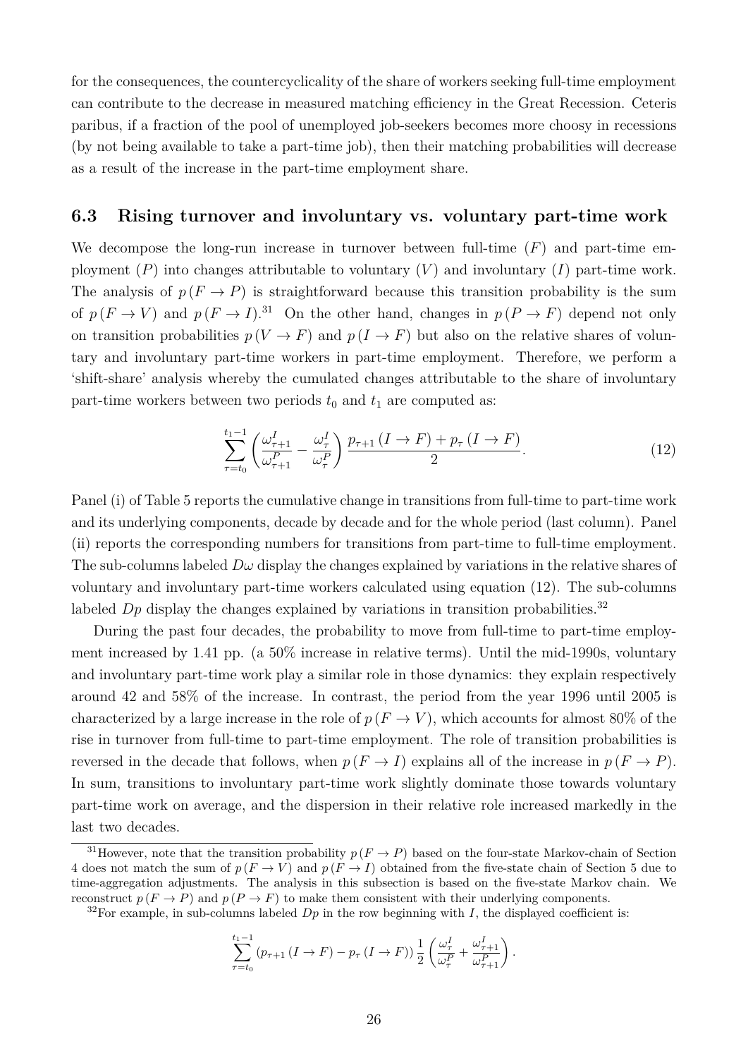for the consequences, the countercyclicality of the share of workers seeking full-time employment can contribute to the decrease in measured matching efficiency in the Great Recession. Ceteris paribus, if a fraction of the pool of unemployed job-seekers becomes more choosy in recessions (by not being available to take a part-time job), then their matching probabilities will decrease as a result of the increase in the part-time employment share.

### 6.3 Rising turnover and involuntary vs. voluntary part-time work

We decompose the long-run increase in turnover between full-time ($F$) and part-time employment ($P$) into changes attributable to voluntary ($V$) and involuntary ($I$) part-time work. The analysis of $p(F \to P)$ is straightforward because this transition probability is the sum of $p(F \to V)$ and $p(F \to I)$.[31] On the other hand, changes in $p(P \to F)$ depend not only on transition probabilities $p(V \to F)$ and $p(I \to F)$ but also on the relative shares of voluntary and involuntary part-time workers in part-time employment. Therefore, we perform a 'shift-share' analysis whereby the cumulated changes attributable to the share of involuntary part-time workers between two periods $t_0$ and $t_1$ are computed as:

$$\sum_{\tau=t_0}^{t_1-1} \left( \frac{\omega_{\tau+1}^I}{\omega_{\tau+1}^P} - \frac{\omega_\tau^I}{\omega_\tau^P} \right) \frac{p_{\tau+1}(I \to F) + p_\tau(I \to F)}{2}. \tag{12}$$

Panel (i) of Table 5 reports the cumulative change in transitions from full-time to part-time work and its underlying components, decade by decade and for the whole period (last column). Panel (ii) reports the corresponding numbers for transitions from part-time to full-time employment. The sub-columns labeled $D\omega$ display the changes explained by variations in the relative shares of voluntary and involuntary part-time workers calculated using equation (12). The sub-columns labeled $Dp$ display the changes explained by variations in transition probabilities.[32]

During the past four decades, the probability to move from full-time to part-time employment increased by 1.41 pp. (a 50% increase in relative terms). Until the mid-1990s, voluntary and involuntary part-time work play a similar role in those dynamics: they explain respectively around 42 and 58% of the increase. In contrast, the period from the year 1996 until 2005 is characterized by a large increase in the role of $p(F \to V)$, which accounts for almost 80% of the rise in turnover from full-time to part-time employment. The role of transition probabilities is reversed in the decade that follows, when $p(F \to I)$ explains all of the increase in $p(F \to P)$. In sum, transitions to involuntary part-time work slightly dominate those towards voluntary part-time work on average, and the dispersion in their relative role increased markedly in the last two decades.

[31] However, note that the transition probability $p(F \to P)$ based on the four-state Markov-chain of Section 4 does not match the sum of $p(F \to V)$ and $p(F \to I)$ obtained from the five-state chain of Section 5 due to time-aggregation adjustments. The analysis in this subsection is based on the five-state Markov chain. We reconstruct $p(F \to P)$ and $p(P \to F)$ to make them consistent with their underlying components.

[32] For example, in sub-columns labeled $Dp$ in the row beginning with $I$, the displayed coefficient is:

$$\sum_{\tau=t_0}^{t_1-1} \left(p_{\tau+1}(I \to F) - p_\tau(I \to F)\right) \frac{1}{2} \left( \frac{\omega_\tau^I}{\omega_\tau^P} + \frac{\omega_{\tau+1}^I}{\omega_{\tau+1}^P} \right).$$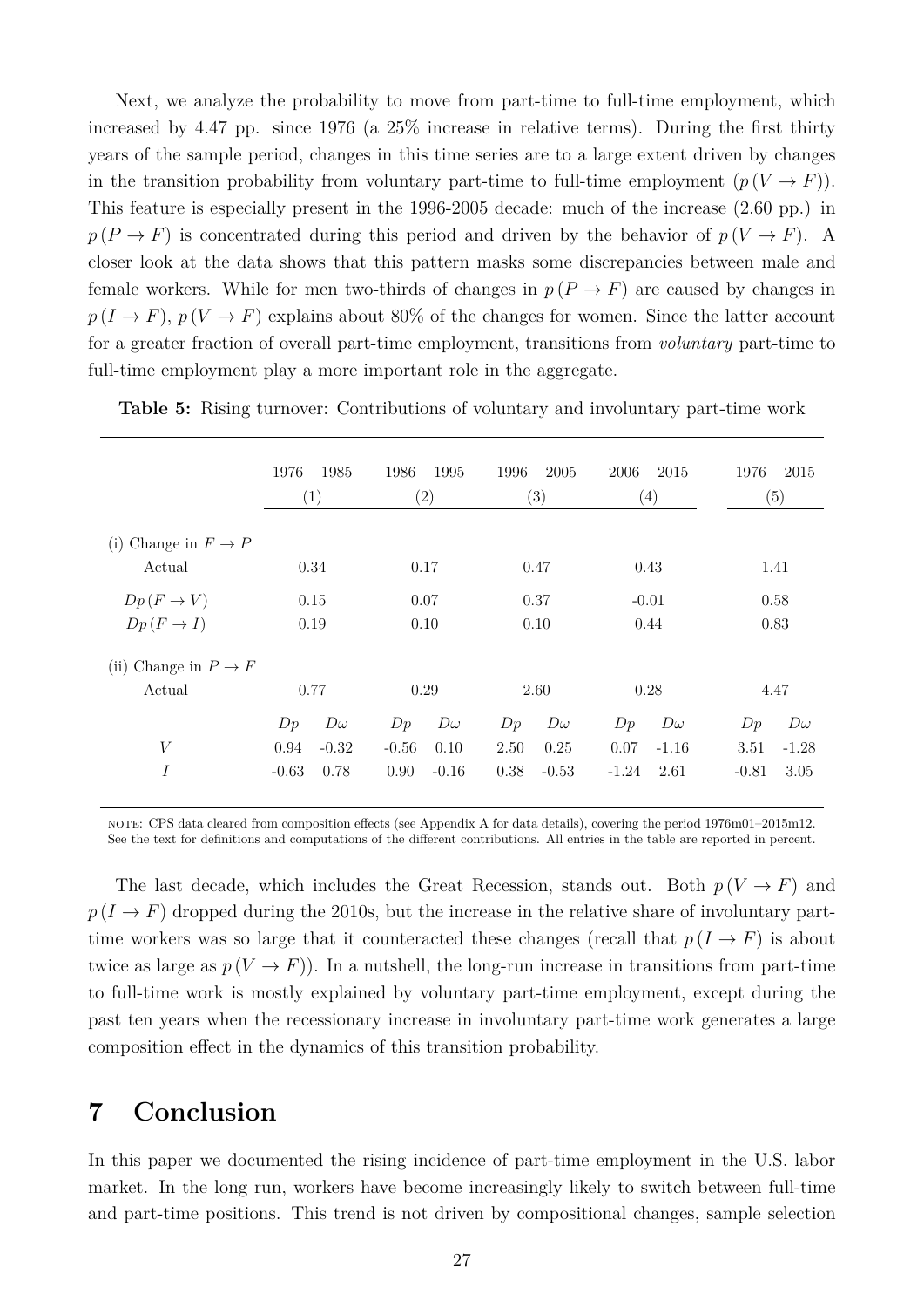Next, we analyze the probability to move from part-time to full-time employment, which increased by 4.47 pp. since 1976 (a 25% increase in relative terms). During the first thirty years of the sample period, changes in this time series are to a large extent driven by changes in the transition probability from voluntary part-time to full-time employment ($p(V \rightarrow F)$). This feature is especially present in the 1996-2005 decade: much of the increase (2.60 pp.) in $p(P \rightarrow F)$ is concentrated during this period and driven by the behavior of $p(V \rightarrow F)$. A closer look at the data shows that this pattern masks some discrepancies between male and female workers. While for men two-thirds of changes in $p(P \rightarrow F)$ are caused by changes in $p(I \rightarrow F)$, $p(V \rightarrow F)$ explains about 80% of the changes for women. Since the latter account for a greater fraction of overall part-time employment, transitions from *voluntary* part-time to full-time employment play a more important role in the aggregate.

**Table 5:** Rising turnover: Contributions of voluntary and involuntary part-time work

| | 1976 – 1985 (1) | | 1986 – 1995 (2) | | 1996 – 2005 (3) | | 2006 – 2015 (4) | | 1976 – 2015 (5) | |
|---|---|---|---|---|---|---|---|---|---|---|
| (i) Change in $F \rightarrow P$ | | | | | | | | | | |
| Actual | 0.34 | | 0.17 | | 0.47 | | 0.43 | | 1.41 | |
| $Dp(F \rightarrow V)$ | 0.15 | | 0.07 | | 0.37 | | -0.01 | | 0.58 | |
| $Dp(F \rightarrow I)$ | 0.19 | | 0.10 | | 0.10 | | 0.44 | | 0.83 | |
| (ii) Change in $P \rightarrow F$ | | | | | | | | | | |
| Actual | 0.77 | | 0.29 | | 2.60 | | 0.28 | | 4.47 | |
| | $Dp$ | $D\omega$ | $Dp$ | $D\omega$ | $Dp$ | $D\omega$ | $Dp$ | $D\omega$ | $Dp$ | $D\omega$ |
| $V$ | 0.94 | -0.32 | -0.56 | 0.10 | 2.50 | 0.25 | 0.07 | -1.16 | 3.51 | -1.28 |
| $I$ | -0.63 | 0.78 | 0.90 | -0.16 | 0.38 | -0.53 | -1.24 | 2.61 | -0.81 | 3.05 |

NOTE: CPS data cleared from composition effects (see Appendix A for data details), covering the period 1976m01–2015m12. See the text for definitions and computations of the different contributions. All entries in the table are reported in percent.

The last decade, which includes the Great Recession, stands out. Both $p(V \rightarrow F)$ and $p(I \rightarrow F)$ dropped during the 2010s, but the increase in the relative share of involuntary part-time workers was so large that it counteracted these changes (recall that $p(I \rightarrow F)$ is about twice as large as $p(V \rightarrow F)$). In a nutshell, the long-run increase in transitions from part-time to full-time work is mostly explained by voluntary part-time employment, except during the past ten years when the recessionary increase in involuntary part-time work generates a large composition effect in the dynamics of this transition probability.

# 7 Conclusion

In this paper we documented the rising incidence of part-time employment in the U.S. labor market. In the long run, workers have become increasingly likely to switch between full-time and part-time positions. This trend is not driven by compositional changes, sample selection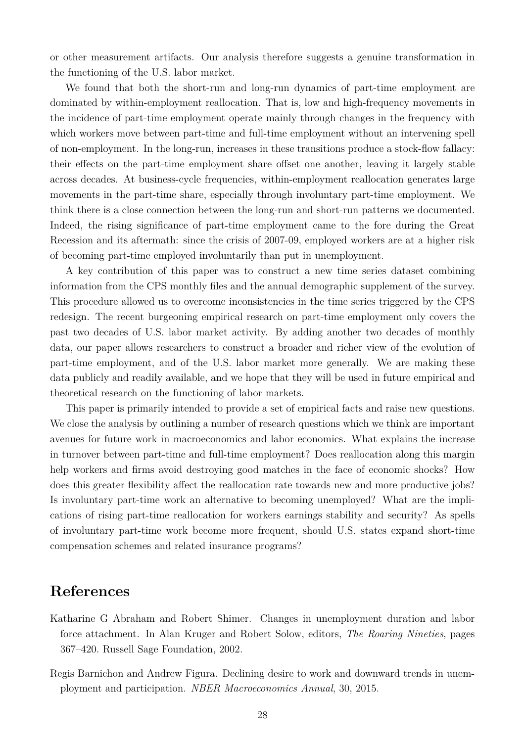or other measurement artifacts. Our analysis therefore suggests a genuine transformation in the functioning of the U.S. labor market.

We found that both the short-run and long-run dynamics of part-time employment are dominated by within-employment reallocation. That is, low and high-frequency movements in the incidence of part-time employment operate mainly through changes in the frequency with which workers move between part-time and full-time employment without an intervening spell of non-employment. In the long-run, increases in these transitions produce a stock-flow fallacy: their effects on the part-time employment share offset one another, leaving it largely stable across decades. At business-cycle frequencies, within-employment reallocation generates large movements in the part-time share, especially through involuntary part-time employment. We think there is a close connection between the long-run and short-run patterns we documented. Indeed, the rising significance of part-time employment came to the fore during the Great Recession and its aftermath: since the crisis of 2007-09, employed workers are at a higher risk of becoming part-time employed involuntarily than put in unemployment.

A key contribution of this paper was to construct a new time series dataset combining information from the CPS monthly files and the annual demographic supplement of the survey. This procedure allowed us to overcome inconsistencies in the time series triggered by the CPS redesign. The recent burgeoning empirical research on part-time employment only covers the past two decades of U.S. labor market activity. By adding another two decades of monthly data, our paper allows researchers to construct a broader and richer view of the evolution of part-time employment, and of the U.S. labor market more generally. We are making these data publicly and readily available, and we hope that they will be used in future empirical and theoretical research on the functioning of labor markets.

This paper is primarily intended to provide a set of empirical facts and raise new questions. We close the analysis by outlining a number of research questions which we think are important avenues for future work in macroeconomics and labor economics. What explains the increase in turnover between part-time and full-time employment? Does reallocation along this margin help workers and firms avoid destroying good matches in the face of economic shocks? How does this greater flexibility affect the reallocation rate towards new and more productive jobs? Is involuntary part-time work an alternative to becoming unemployed? What are the implications of rising part-time reallocation for workers earnings stability and security? As spells of involuntary part-time work become more frequent, should U.S. states expand short-time compensation schemes and related insurance programs?

# References

Katharine G Abraham and Robert Shimer. Changes in unemployment duration and labor force attachment. In Alan Kruger and Robert Solow, editors, *The Roaring Nineties*, pages 367–420. Russell Sage Foundation, 2002.

Regis Barnichon and Andrew Figura. Declining desire to work and downward trends in unemployment and participation. *NBER Macroeconomics Annual*, 30, 2015.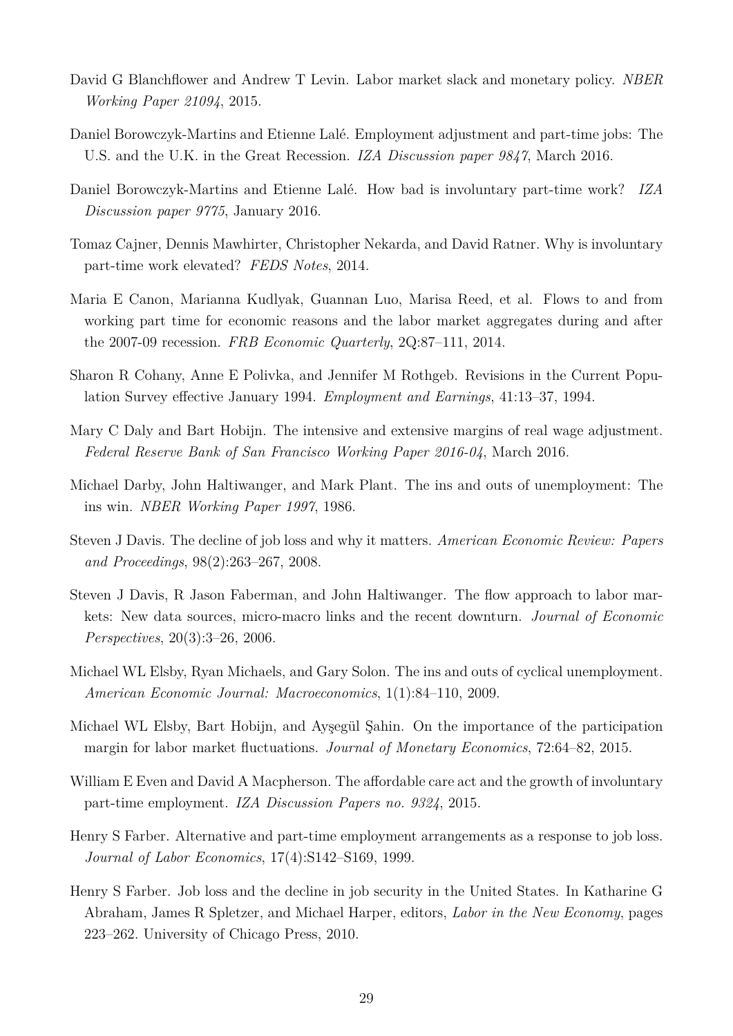David G Blanchflower and Andrew T Levin. Labor market slack and monetary policy. *NBER Working Paper 21094*, 2015.

Daniel Borowczyk-Martins and Etienne Lalé. Employment adjustment and part-time jobs: The U.S. and the U.K. in the Great Recession. *IZA Discussion paper 9847*, March 2016.

Daniel Borowczyk-Martins and Etienne Lalé. How bad is involuntary part-time work? *IZA Discussion paper 9775*, January 2016.

Tomaz Cajner, Dennis Mawhirter, Christopher Nekarda, and David Ratner. Why is involuntary part-time work elevated? *FEDS Notes*, 2014.

Maria E Canon, Marianna Kudlyak, Guannan Luo, Marisa Reed, et al. Flows to and from working part time for economic reasons and the labor market aggregates during and after the 2007-09 recession. *FRB Economic Quarterly*, 2Q:87–111, 2014.

Sharon R Cohany, Anne E Polivka, and Jennifer M Rothgeb. Revisions in the Current Population Survey effective January 1994. *Employment and Earnings*, 41:13–37, 1994.

Mary C Daly and Bart Hobijn. The intensive and extensive margins of real wage adjustment. *Federal Reserve Bank of San Francisco Working Paper 2016-04*, March 2016.

Michael Darby, John Haltiwanger, and Mark Plant. The ins and outs of unemployment: The ins win. *NBER Working Paper 1997*, 1986.

Steven J Davis. The decline of job loss and why it matters. *American Economic Review: Papers and Proceedings*, 98(2):263–267, 2008.

Steven J Davis, R Jason Faberman, and John Haltiwanger. The flow approach to labor markets: New data sources, micro-macro links and the recent downturn. *Journal of Economic Perspectives*, 20(3):3–26, 2006.

Michael WL Elsby, Ryan Michaels, and Gary Solon. The ins and outs of cyclical unemployment. *American Economic Journal: Macroeconomics*, 1(1):84–110, 2009.

Michael WL Elsby, Bart Hobijn, and Ayşegül Şahin. On the importance of the participation margin for labor market fluctuations. *Journal of Monetary Economics*, 72:64–82, 2015.

William E Even and David A Macpherson. The affordable care act and the growth of involuntary part-time employment. *IZA Discussion Papers no. 9324*, 2015.

Henry S Farber. Alternative and part-time employment arrangements as a response to job loss. *Journal of Labor Economics*, 17(4):S142–S169, 1999.

Henry S Farber. Job loss and the decline in job security in the United States. In Katharine G Abraham, James R Spletzer, and Michael Harper, editors, *Labor in the New Economy*, pages 223–262. University of Chicago Press, 2010.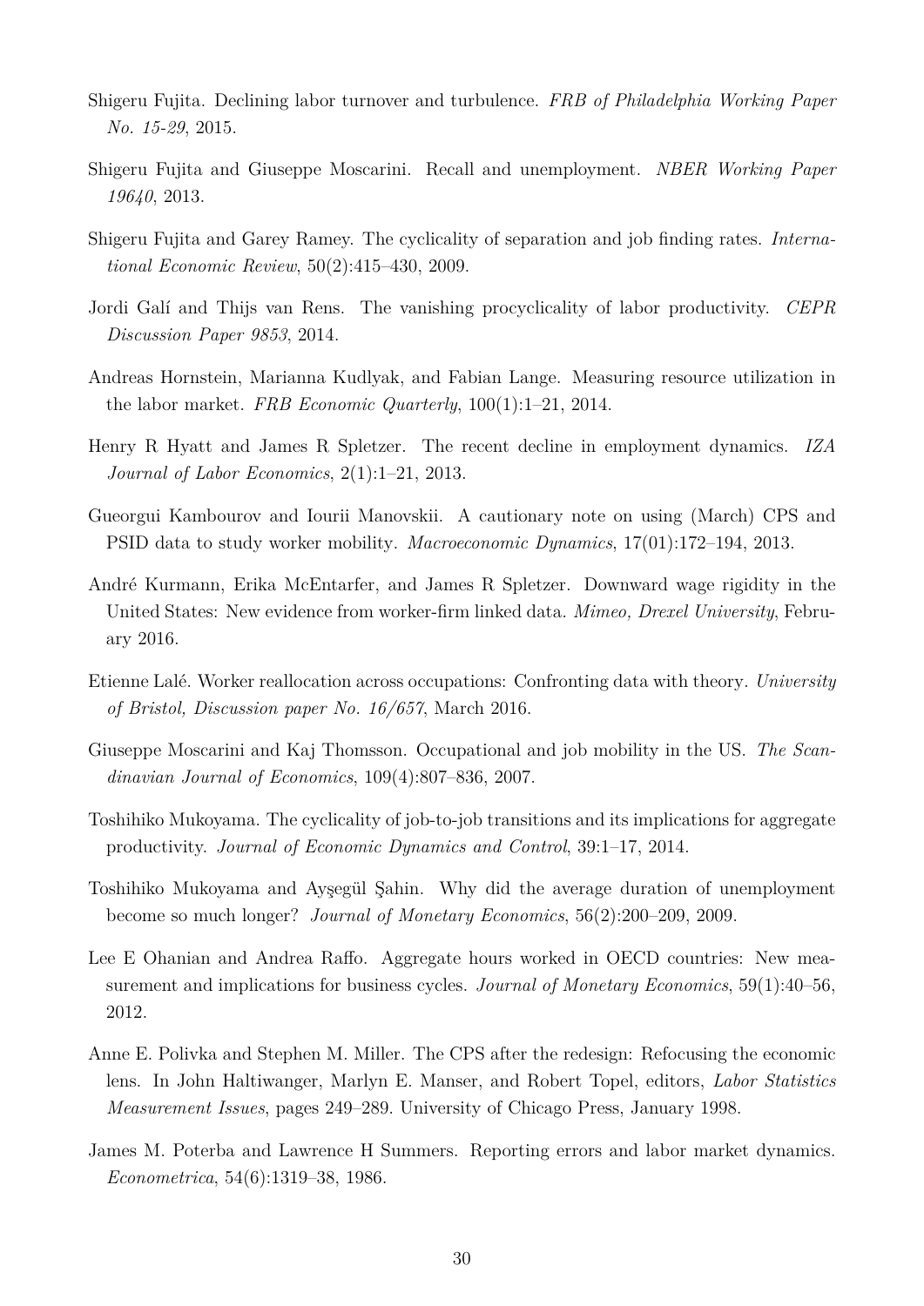Shigeru Fujita. Declining labor turnover and turbulence. *FRB of Philadelphia Working Paper No. 15-29*, 2015.

Shigeru Fujita and Giuseppe Moscarini. Recall and unemployment. *NBER Working Paper 19640*, 2013.

Shigeru Fujita and Garey Ramey. The cyclicality of separation and job finding rates. *International Economic Review*, 50(2):415–430, 2009.

Jordi Galí and Thijs van Rens. The vanishing procyclicality of labor productivity. *CEPR Discussion Paper 9853*, 2014.

Andreas Hornstein, Marianna Kudlyak, and Fabian Lange. Measuring resource utilization in the labor market. *FRB Economic Quarterly*, 100(1):1–21, 2014.

Henry R Hyatt and James R Spletzer. The recent decline in employment dynamics. *IZA Journal of Labor Economics*, 2(1):1–21, 2013.

Gueorgui Kambourov and Iourii Manovskii. A cautionary note on using (March) CPS and PSID data to study worker mobility. *Macroeconomic Dynamics*, 17(01):172–194, 2013.

André Kurmann, Erika McEntarfer, and James R Spletzer. Downward wage rigidity in the United States: New evidence from worker-firm linked data. *Mimeo, Drexel University*, February 2016.

Etienne Lalé. Worker reallocation across occupations: Confronting data with theory. *University of Bristol, Discussion paper No. 16/657*, March 2016.

Giuseppe Moscarini and Kaj Thomsson. Occupational and job mobility in the US. *The Scandinavian Journal of Economics*, 109(4):807–836, 2007.

Toshihiko Mukoyama. The cyclicality of job-to-job transitions and its implications for aggregate productivity. *Journal of Economic Dynamics and Control*, 39:1–17, 2014.

Toshihiko Mukoyama and Ayşegül Şahin. Why did the average duration of unemployment become so much longer? *Journal of Monetary Economics*, 56(2):200–209, 2009.

Lee E Ohanian and Andrea Raffo. Aggregate hours worked in OECD countries: New measurement and implications for business cycles. *Journal of Monetary Economics*, 59(1):40–56, 2012.

Anne E. Polivka and Stephen M. Miller. The CPS after the redesign: Refocusing the economic lens. In John Haltiwanger, Marlyn E. Manser, and Robert Topel, editors, *Labor Statistics Measurement Issues*, pages 249–289. University of Chicago Press, January 1998.

James M. Poterba and Lawrence H Summers. Reporting errors and labor market dynamics. *Econometrica*, 54(6):1319–38, 1986.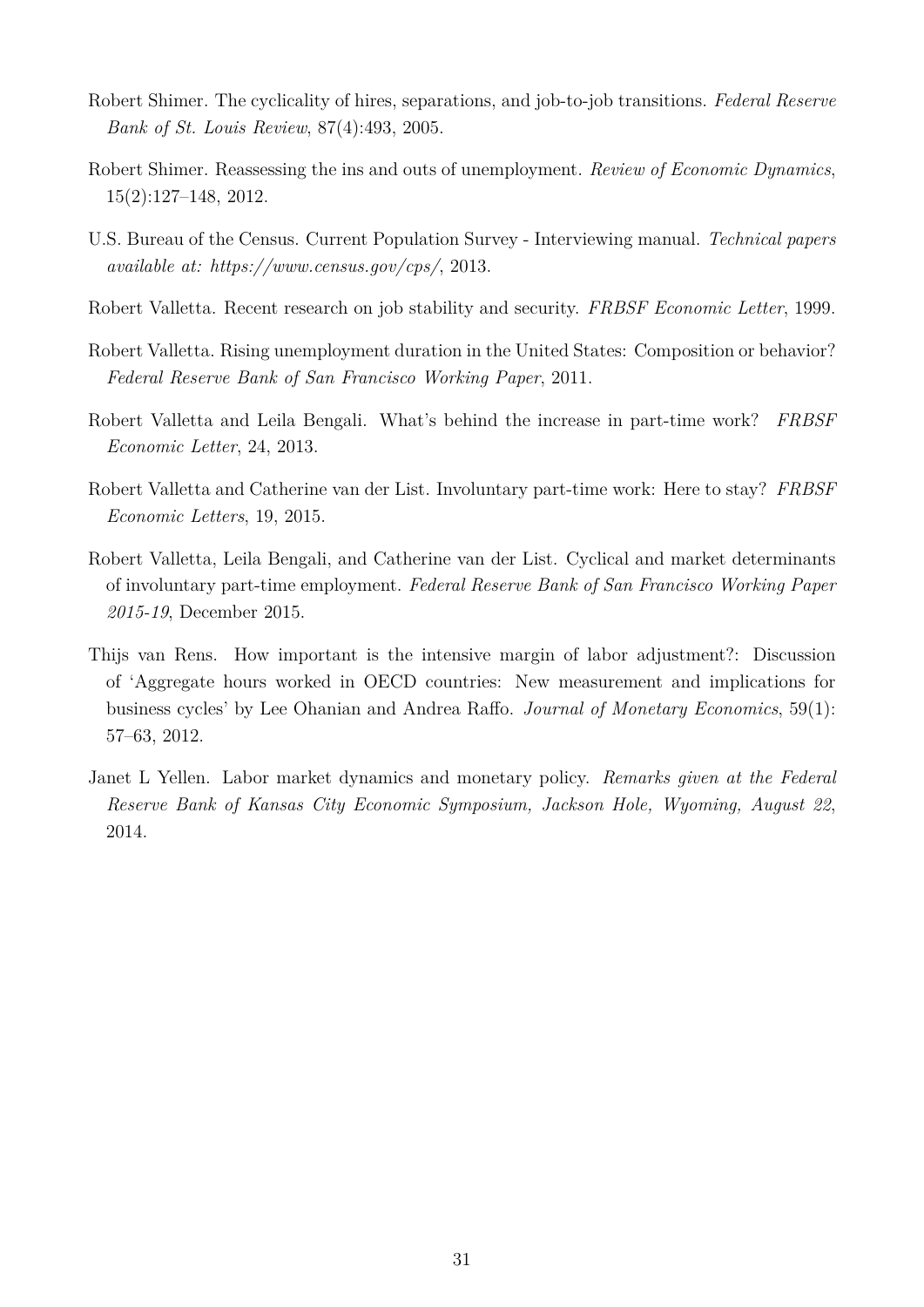Robert Shimer. The cyclicality of hires, separations, and job-to-job transitions. *Federal Reserve Bank of St. Louis Review*, 87(4):493, 2005.

Robert Shimer. Reassessing the ins and outs of unemployment. *Review of Economic Dynamics*, 15(2):127–148, 2012.

U.S. Bureau of the Census. Current Population Survey - Interviewing manual. *Technical papers available at: https://www.census.gov/cps/*, 2013.

Robert Valletta. Recent research on job stability and security. *FRBSF Economic Letter*, 1999.

Robert Valletta. Rising unemployment duration in the United States: Composition or behavior? *Federal Reserve Bank of San Francisco Working Paper*, 2011.

Robert Valletta and Leila Bengali. What's behind the increase in part-time work? *FRBSF Economic Letter*, 24, 2013.

Robert Valletta and Catherine van der List. Involuntary part-time work: Here to stay? *FRBSF Economic Letters*, 19, 2015.

Robert Valletta, Leila Bengali, and Catherine van der List. Cyclical and market determinants of involuntary part-time employment. *Federal Reserve Bank of San Francisco Working Paper 2015-19*, December 2015.

Thijs van Rens. How important is the intensive margin of labor adjustment?: Discussion of 'Aggregate hours worked in OECD countries: New measurement and implications for business cycles' by Lee Ohanian and Andrea Raffo. *Journal of Monetary Economics*, 59(1): 57–63, 2012.

Janet L Yellen. Labor market dynamics and monetary policy. *Remarks given at the Federal Reserve Bank of Kansas City Economic Symposium, Jackson Hole, Wyoming, August 22*, 2014.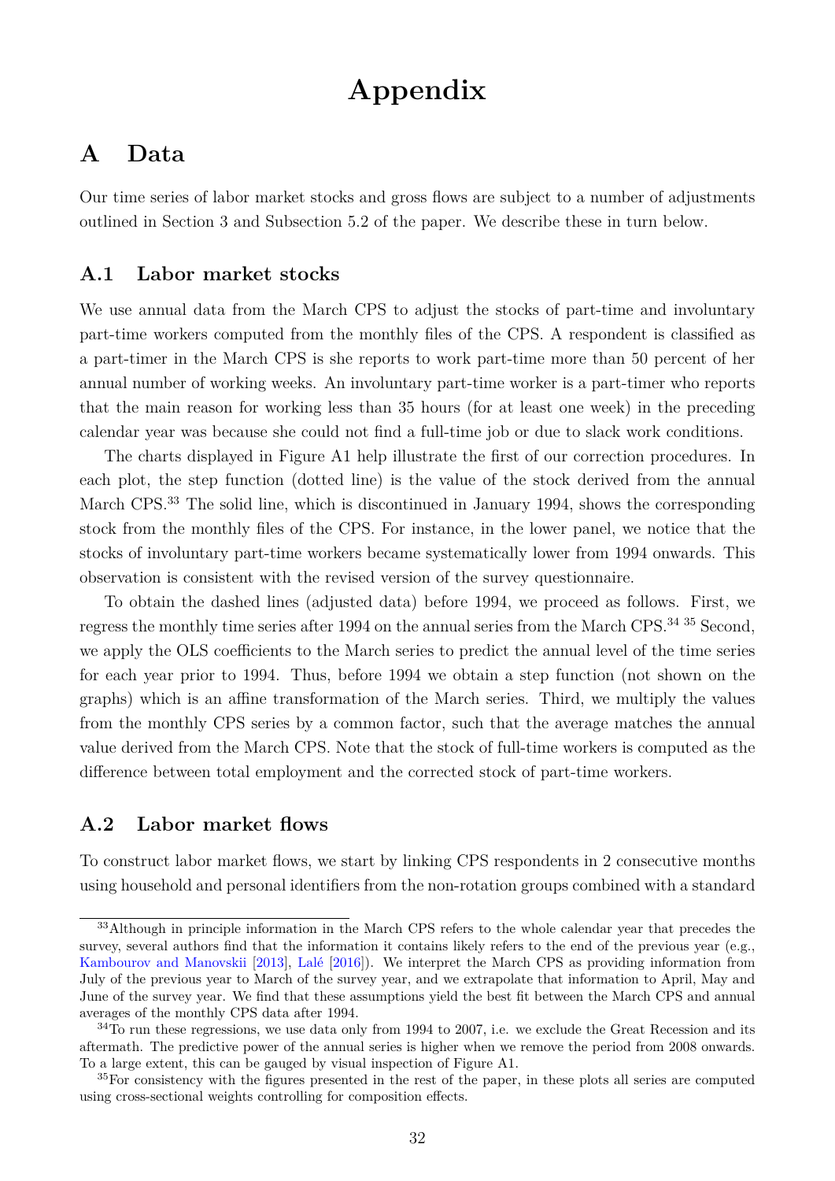# Appendix

## A Data

Our time series of labor market stocks and gross flows are subject to a number of adjustments outlined in Section 3 and Subsection 5.2 of the paper. We describe these in turn below.

### A.1 Labor market stocks

We use annual data from the March CPS to adjust the stocks of part-time and involuntary part-time workers computed from the monthly files of the CPS. A respondent is classified as a part-timer in the March CPS is she reports to work part-time more than 50 percent of her annual number of working weeks. An involuntary part-time worker is a part-timer who reports that the main reason for working less than 35 hours (for at least one week) in the preceding calendar year was because she could not find a full-time job or due to slack work conditions.

The charts displayed in Figure A1 help illustrate the first of our correction procedures. In each plot, the step function (dotted line) is the value of the stock derived from the annual March CPS.[33] The solid line, which is discontinued in January 1994, shows the corresponding stock from the monthly files of the CPS. For instance, in the lower panel, we notice that the stocks of involuntary part-time workers became systematically lower from 1994 onwards. This observation is consistent with the revised version of the survey questionnaire.

To obtain the dashed lines (adjusted data) before 1994, we proceed as follows. First, we regress the monthly time series after 1994 on the annual series from the March CPS.[34] [35] Second, we apply the OLS coefficients to the March series to predict the annual level of the time series for each year prior to 1994. Thus, before 1994 we obtain a step function (not shown on the graphs) which is an affine transformation of the March series. Third, we multiply the values from the monthly CPS series by a common factor, such that the average matches the annual value derived from the March CPS. Note that the stock of full-time workers is computed as the difference between total employment and the corrected stock of part-time workers.

### A.2 Labor market flows

To construct labor market flows, we start by linking CPS respondents in 2 consecutive months using household and personal identifiers from the non-rotation groups combined with a standard

[33] Although in principle information in the March CPS refers to the whole calendar year that precedes the survey, several authors find that the information it contains likely refers to the end of the previous year (e.g., Kambourov and Manovskii [2013], Lalé [2016]). We interpret the March CPS as providing information from July of the previous year to March of the survey year, and we extrapolate that information to April, May and June of the survey year. We find that these assumptions yield the best fit between the March CPS and annual averages of the monthly CPS data after 1994.

[34] To run these regressions, we use data only from 1994 to 2007, i.e. we exclude the Great Recession and its aftermath. The predictive power of the annual series is higher when we remove the period from 2008 onwards. To a large extent, this can be gauged by visual inspection of Figure A1.

[35] For consistency with the figures presented in the rest of the paper, in these plots all series are computed using cross-sectional weights controlling for composition effects.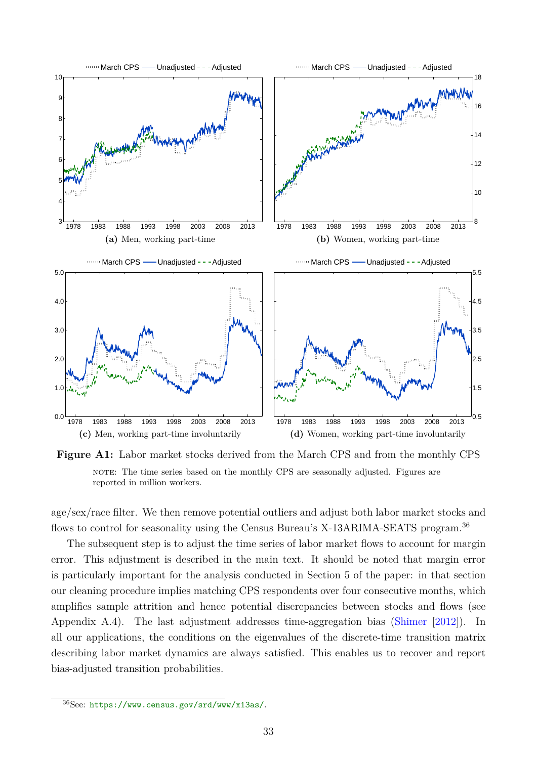**(a)** Men, working part-time

**(b)** Women, working part-time

**(c)** Men, working part-time involuntarily

**(d)** Women, working part-time involuntarily

**Figure A1:** Labor market stocks derived from the March CPS and from the monthly CPS

NOTE: The time series based on the monthly CPS are seasonally adjusted. Figures are reported in million workers.

age/sex/race filter. We then remove potential outliers and adjust both labor market stocks and flows to control for seasonality using the Census Bureau's X-13ARIMA-SEATS program.[36]

The subsequent step is to adjust the time series of labor market flows to account for margin error. This adjustment is described in the main text. It should be noted that margin error is particularly important for the analysis conducted in Section 5 of the paper: in that section our cleaning procedure implies matching CPS respondents over four consecutive months, which amplifies sample attrition and hence potential discrepancies between stocks and flows (see Appendix A.4). The last adjustment addresses time-aggregation bias (Shimer [2012]). In all our applications, the conditions on the eigenvalues of the discrete-time transition matrix describing labor market dynamics are always satisfied. This enables us to recover and report bias-adjusted transition probabilities.

[36] See: https://www.census.gov/srd/www/x13as/.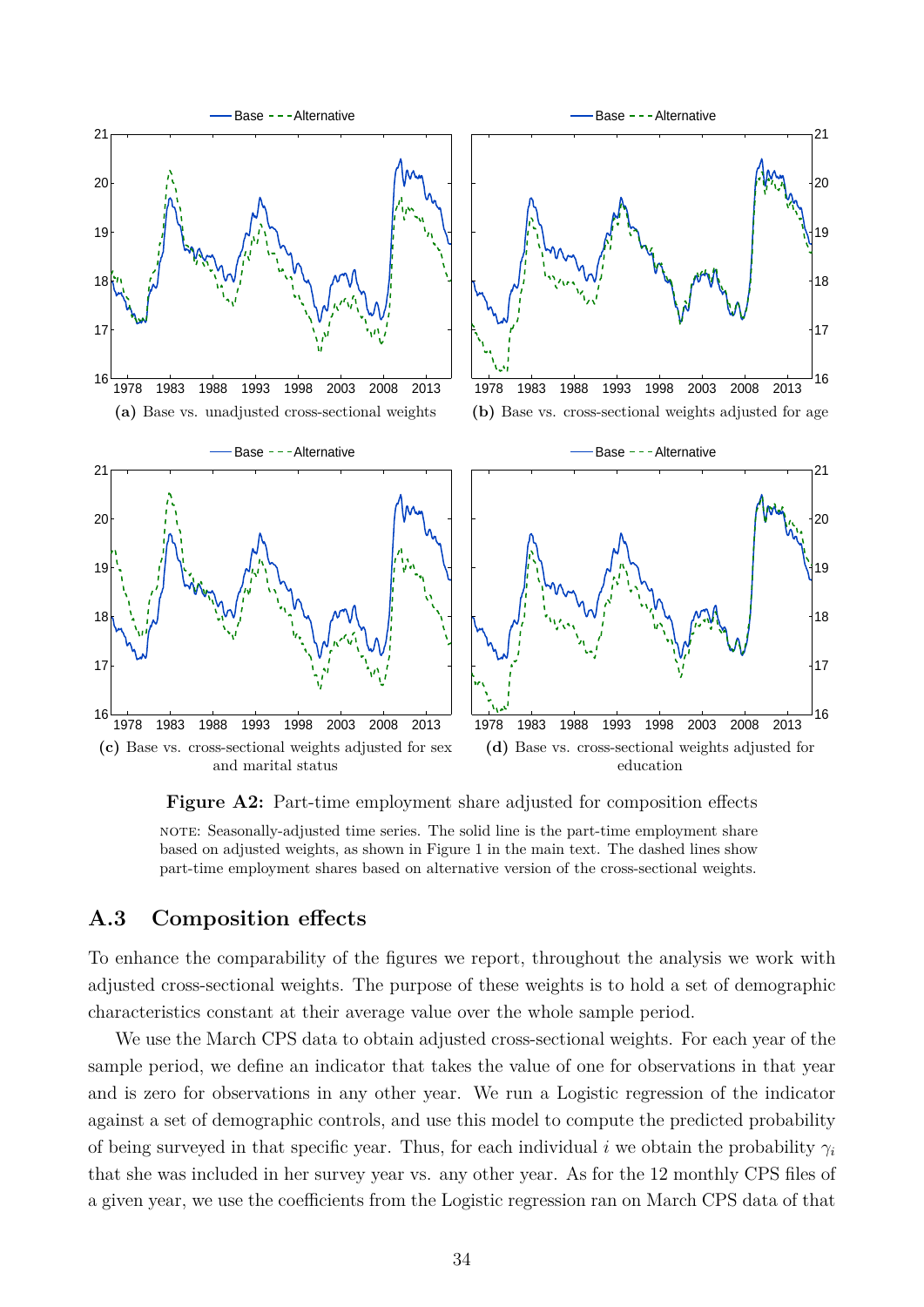(a) Base vs. unadjusted cross-sectional weights

(b) Base vs. cross-sectional weights adjusted for age

(c) Base vs. cross-sectional weights adjusted for sex and marital status

(d) Base vs. cross-sectional weights adjusted for education

**Figure A2:** Part-time employment share adjusted for composition effects

NOTE: Seasonally-adjusted time series. The solid line is the part-time employment share based on adjusted weights, as shown in Figure 1 in the main text. The dashed lines show part-time employment shares based on alternative version of the cross-sectional weights.

## A.3 Composition effects

To enhance the comparability of the figures we report, throughout the analysis we work with adjusted cross-sectional weights. The purpose of these weights is to hold a set of demographic characteristics constant at their average value over the whole sample period.

We use the March CPS data to obtain adjusted cross-sectional weights. For each year of the sample period, we define an indicator that takes the value of one for observations in that year and is zero for observations in any other year. We run a Logistic regression of the indicator against a set of demographic controls, and use this model to compute the predicted probability of being surveyed in that specific year. Thus, for each individual $i$ we obtain the probability $\gamma_i$ that she was included in her survey year vs. any other year. As for the 12 monthly CPS files of a given year, we use the coefficients from the Logistic regression ran on March CPS data of that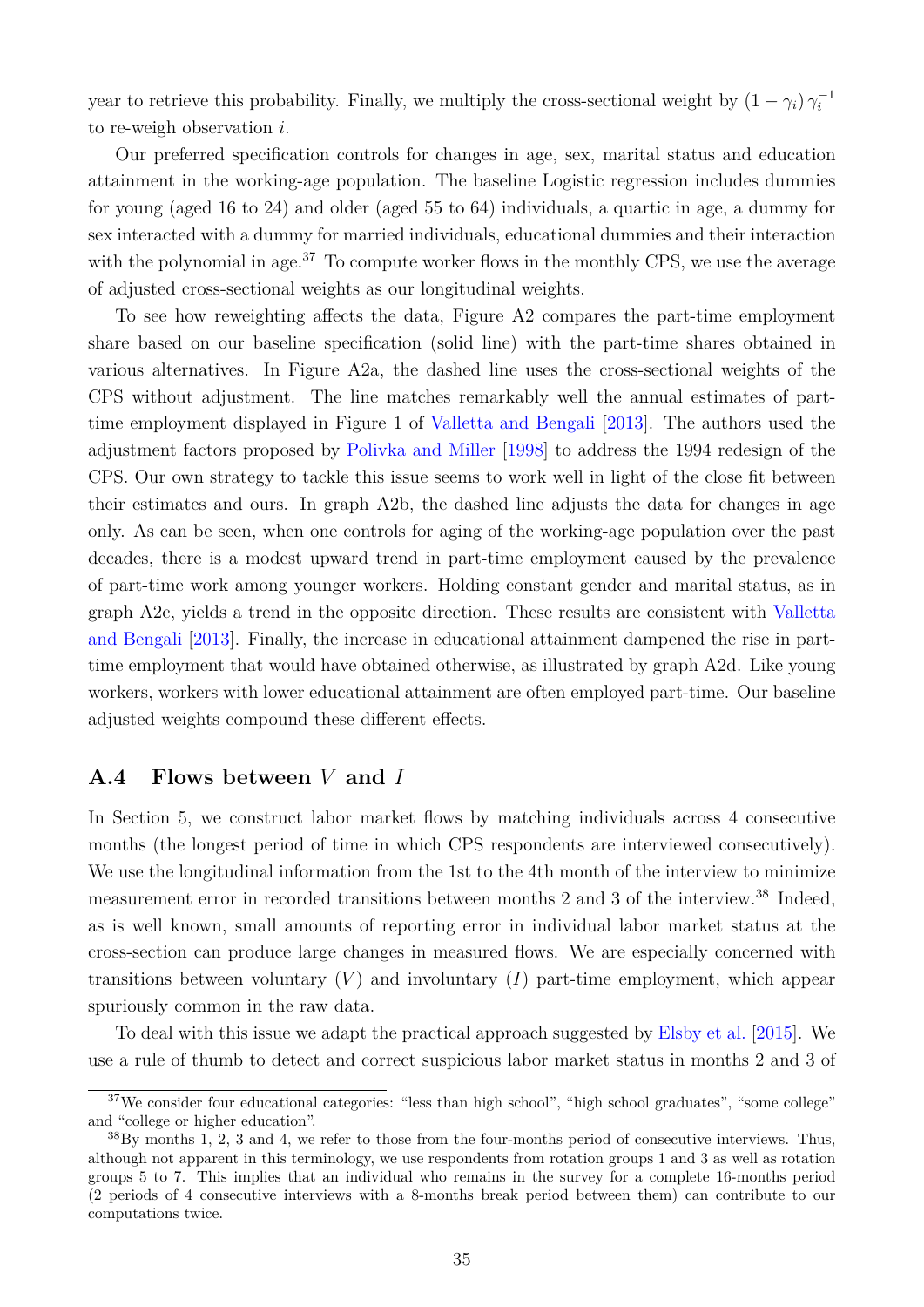year to retrieve this probability. Finally, we multiply the cross-sectional weight by $(1-\gamma_i)\,\gamma_i^{-1}$ to re-weigh observation $i$.

Our preferred specification controls for changes in age, sex, marital status and education attainment in the working-age population. The baseline Logistic regression includes dummies for young (aged 16 to 24) and older (aged 55 to 64) individuals, a quartic in age, a dummy for sex interacted with a dummy for married individuals, educational dummies and their interaction with the polynomial in age.[37] To compute worker flows in the monthly CPS, we use the average of adjusted cross-sectional weights as our longitudinal weights.

To see how reweighting affects the data, Figure A2 compares the part-time employment share based on our baseline specification (solid line) with the part-time shares obtained in various alternatives. In Figure A2a, the dashed line uses the cross-sectional weights of the CPS without adjustment. The line matches remarkably well the annual estimates of part-time employment displayed in Figure 1 of Valletta and Bengali [2013]. The authors used the adjustment factors proposed by Polivka and Miller [1998] to address the 1994 redesign of the CPS. Our own strategy to tackle this issue seems to work well in light of the close fit between their estimates and ours. In graph A2b, the dashed line adjusts the data for changes in age only. As can be seen, when one controls for aging of the working-age population over the past decades, there is a modest upward trend in part-time employment caused by the prevalence of part-time work among younger workers. Holding constant gender and marital status, as in graph A2c, yields a trend in the opposite direction. These results are consistent with Valletta and Bengali [2013]. Finally, the increase in educational attainment dampened the rise in part-time employment that would have obtained otherwise, as illustrated by graph A2d. Like young workers, workers with lower educational attainment are often employed part-time. Our baseline adjusted weights compound these different effects.

## A.4 Flows between $V$ and $I$

In Section 5, we construct labor market flows by matching individuals across 4 consecutive months (the longest period of time in which CPS respondents are interviewed consecutively). We use the longitudinal information from the 1st to the 4th month of the interview to minimize measurement error in recorded transitions between months 2 and 3 of the interview.[38] Indeed, as is well known, small amounts of reporting error in individual labor market status at the cross-section can produce large changes in measured flows. We are especially concerned with transitions between voluntary ($V$) and involuntary ($I$) part-time employment, which appear spuriously common in the raw data.

To deal with this issue we adapt the practical approach suggested by Elsby et al. [2015]. We use a rule of thumb to detect and correct suspicious labor market status in months 2 and 3 of

[37] We consider four educational categories: "less than high school", "high school graduates", "some college" and "college or higher education".

[38] By months 1, 2, 3 and 4, we refer to those from the four-months period of consecutive interviews. Thus, although not apparent in this terminology, we use respondents from rotation groups 1 and 3 as well as rotation groups 5 to 7. This implies that an individual who remains in the survey for a complete 16-months period (2 periods of 4 consecutive interviews with a 8-months break period between them) can contribute to our computations twice.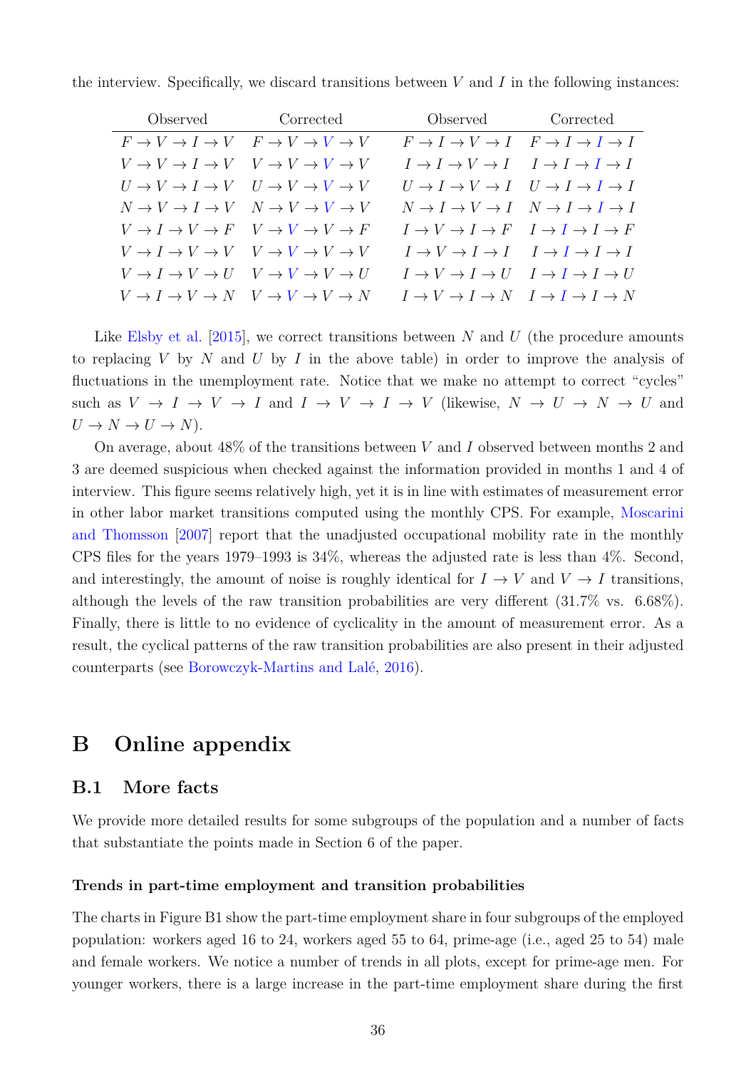the interview. Specifically, we discard transitions between $V$ and $I$ in the following instances:

| Observed | Corrected | Observed | Corrected |
|---|---|---|---|
| $F \to V \to I \to V$ | $F \to V \to V \to V$ | $F \to I \to V \to I$ | $F \to I \to I \to I$ |
| $V \to V \to I \to V$ | $V \to V \to V \to V$ | $I \to I \to V \to I$ | $I \to I \to I \to I$ |
| $U \to V \to I \to V$ | $U \to V \to V \to V$ | $U \to I \to V \to I$ | $U \to I \to I \to I$ |
| $N \to V \to I \to V$ | $N \to V \to V \to V$ | $N \to I \to V \to I$ | $N \to I \to I \to I$ |
| $V \to I \to V \to F$ | $V \to V \to V \to F$ | $I \to V \to I \to F$ | $I \to I \to I \to F$ |
| $V \to I \to V \to V$ | $V \to V \to V \to V$ | $I \to V \to I \to I$ | $I \to I \to I \to I$ |
| $V \to I \to V \to U$ | $V \to V \to V \to U$ | $I \to V \to I \to U$ | $I \to I \to I \to U$ |
| $V \to I \to V \to N$ | $V \to V \to V \to N$ | $I \to V \to I \to N$ | $I \to I \to I \to N$ |

Like Elsby et al. [2015], we correct transitions between $N$ and $U$ (the procedure amounts to replacing $V$ by $N$ and $U$ by $I$ in the above table) in order to improve the analysis of fluctuations in the unemployment rate. Notice that we make no attempt to correct "cycles" such as $V \to I \to V \to I$ and $I \to V \to I \to V$ (likewise, $N \to U \to N \to U$ and $U \to N \to U \to N$).

On average, about 48% of the transitions between $V$ and $I$ observed between months 2 and 3 are deemed suspicious when checked against the information provided in months 1 and 4 of interview. This figure seems relatively high, yet it is in line with estimates of measurement error in other labor market transitions computed using the monthly CPS. For example, Moscarini and Thomsson [2007] report that the unadjusted occupational mobility rate in the monthly CPS files for the years 1979–1993 is 34%, whereas the adjusted rate is less than 4%. Second, and interestingly, the amount of noise is roughly identical for $I \to V$ and $V \to I$ transitions, although the levels of the raw transition probabilities are very different (31.7% vs. 6.68%). Finally, there is little to no evidence of cyclicality in the amount of measurement error. As a result, the cyclical patterns of the raw transition probabilities are also present in their adjusted counterparts (see Borowczyk-Martins and Lalé, 2016).

# B Online appendix

## B.1 More facts

We provide more detailed results for some subgroups of the population and a number of facts that substantiate the points made in Section 6 of the paper.

#### Trends in part-time employment and transition probabilities

The charts in Figure B1 show the part-time employment share in four subgroups of the employed population: workers aged 16 to 24, workers aged 55 to 64, prime-age (i.e., aged 25 to 54) male and female workers. We notice a number of trends in all plots, except for prime-age men. For younger workers, there is a large increase in the part-time employment share during the first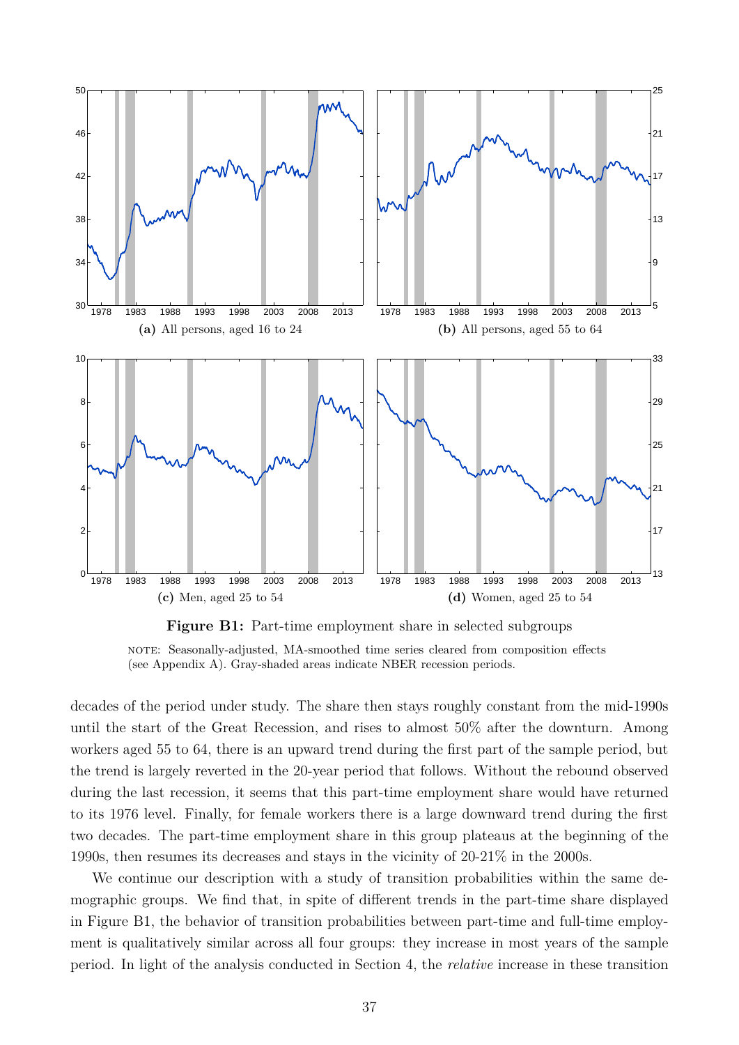**(a)** All persons, aged 16 to 24

**(b)** All persons, aged 55 to 64

**(c)** Men, aged 25 to 54

**(d)** Women, aged 25 to 54

**Figure B1:** Part-time employment share in selected subgroups

NOTE: Seasonally-adjusted, MA-smoothed time series cleared from composition effects (see Appendix A). Gray-shaded areas indicate NBER recession periods.

decades of the period under study. The share then stays roughly constant from the mid-1990s until the start of the Great Recession, and rises to almost 50% after the downturn. Among workers aged 55 to 64, there is an upward trend during the first part of the sample period, but the trend is largely reverted in the 20-year period that follows. Without the rebound observed during the last recession, it seems that this part-time employment share would have returned to its 1976 level. Finally, for female workers there is a large downward trend during the first two decades. The part-time employment share in this group plateaus at the beginning of the 1990s, then resumes its decreases and stays in the vicinity of 20-21% in the 2000s.

We continue our description with a study of transition probabilities within the same demographic groups. We find that, in spite of different trends in the part-time share displayed in Figure B1, the behavior of transition probabilities between part-time and full-time employment is qualitatively similar across all four groups: they increase in most years of the sample period. In light of the analysis conducted in Section 4, the *relative* increase in these transition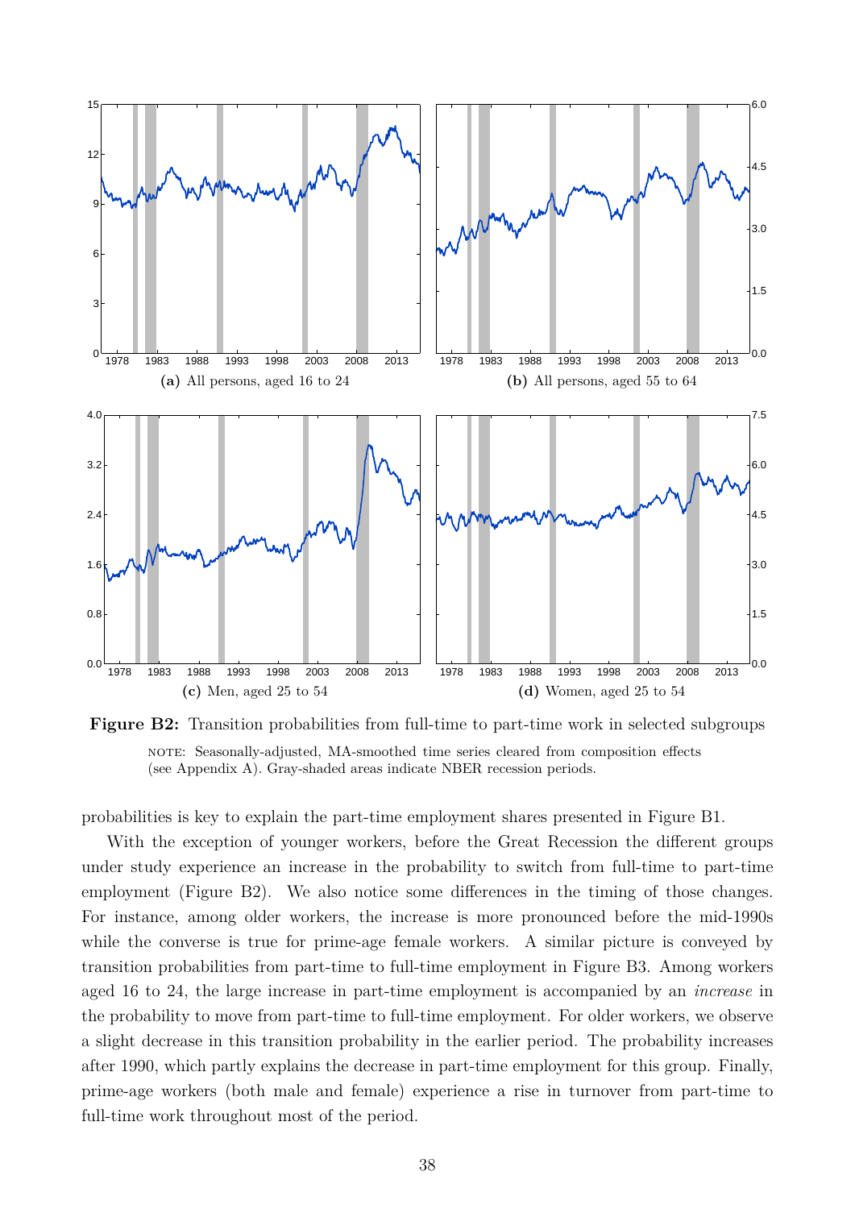(a) All persons, aged 16 to 24

(b) All persons, aged 55 to 64

(c) Men, aged 25 to 54

(d) Women, aged 25 to 54

**Figure B2:** Transition probabilities from full-time to part-time work in selected subgroups

NOTE: Seasonally-adjusted, MA-smoothed time series cleared from composition effects (see Appendix A). Gray-shaded areas indicate NBER recession periods.

probabilities is key to explain the part-time employment shares presented in Figure B1.

With the exception of younger workers, before the Great Recession the different groups under study experience an increase in the probability to switch from full-time to part-time employment (Figure B2). We also notice some differences in the timing of those changes. For instance, among older workers, the increase is more pronounced before the mid-1990s while the converse is true for prime-age female workers. A similar picture is conveyed by transition probabilities from part-time to full-time employment in Figure B3. Among workers aged 16 to 24, the large increase in part-time employment is accompanied by an *increase* in the probability to move from part-time to full-time employment. For older workers, we observe a slight decrease in this transition probability in the earlier period. The probability increases after 1990, which partly explains the decrease in part-time employment for this group. Finally, prime-age workers (both male and female) experience a rise in turnover from part-time to full-time work throughout most of the period.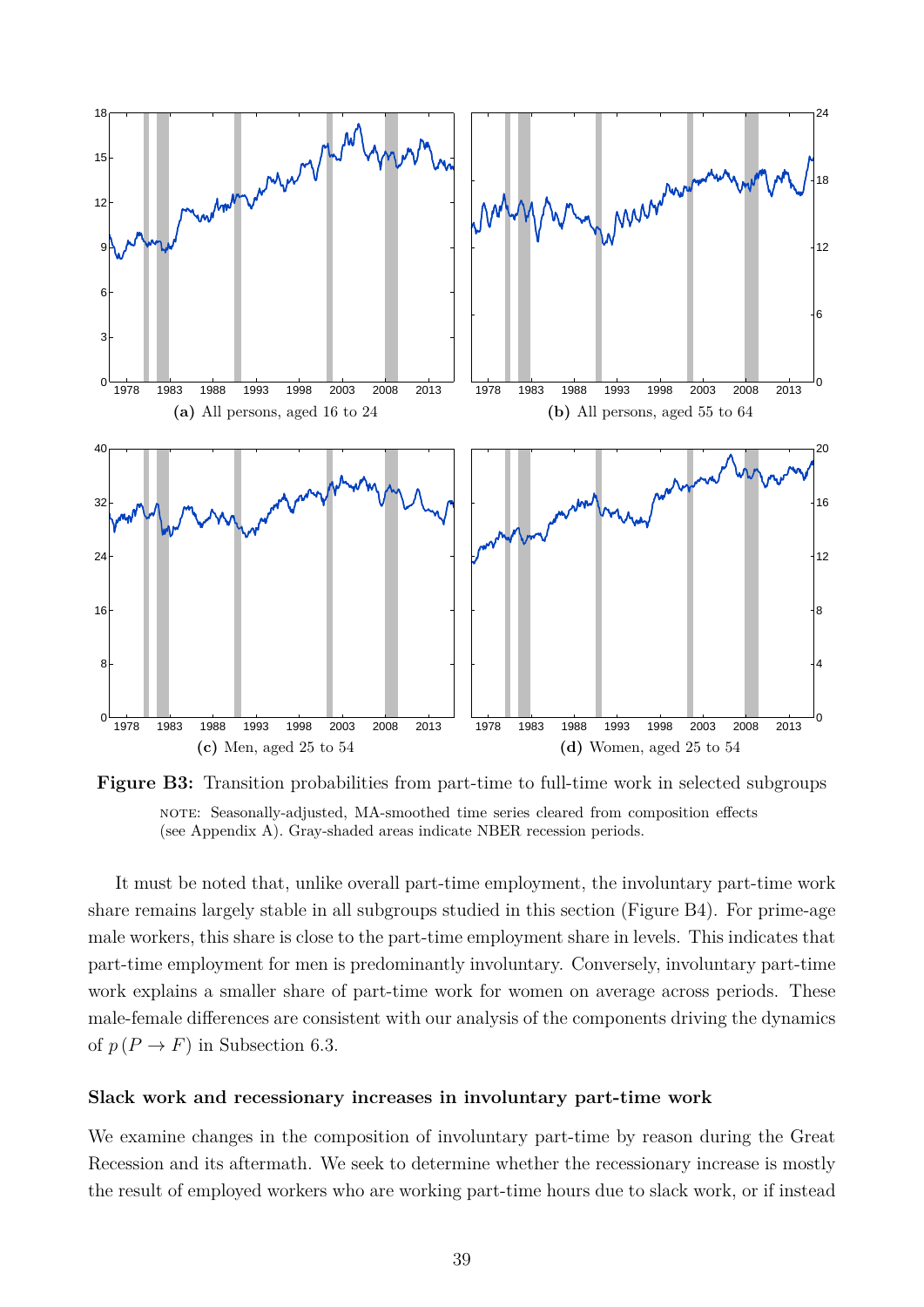(a) All persons, aged 16 to 24

(b) All persons, aged 55 to 64

(c) Men, aged 25 to 54

(d) Women, aged 25 to 54

**Figure B3:** Transition probabilities from part-time to full-time work in selected subgroups

NOTE: Seasonally-adjusted, MA-smoothed time series cleared from composition effects (see Appendix A). Gray-shaded areas indicate NBER recession periods.

It must be noted that, unlike overall part-time employment, the involuntary part-time work share remains largely stable in all subgroups studied in this section (Figure B4). For prime-age male workers, this share is close to the part-time employment share in levels. This indicates that part-time employment for men is predominantly involuntary. Conversely, involuntary part-time work explains a smaller share of part-time work for women on average across periods. These male-female differences are consistent with our analysis of the components driving the dynamics of $p(P \to F)$ in Subsection 6.3.

**Slack work and recessionary increases in involuntary part-time work**

We examine changes in the composition of involuntary part-time by reason during the Great Recession and its aftermath. We seek to determine whether the recessionary increase is mostly the result of employed workers who are working part-time hours due to slack work, or if instead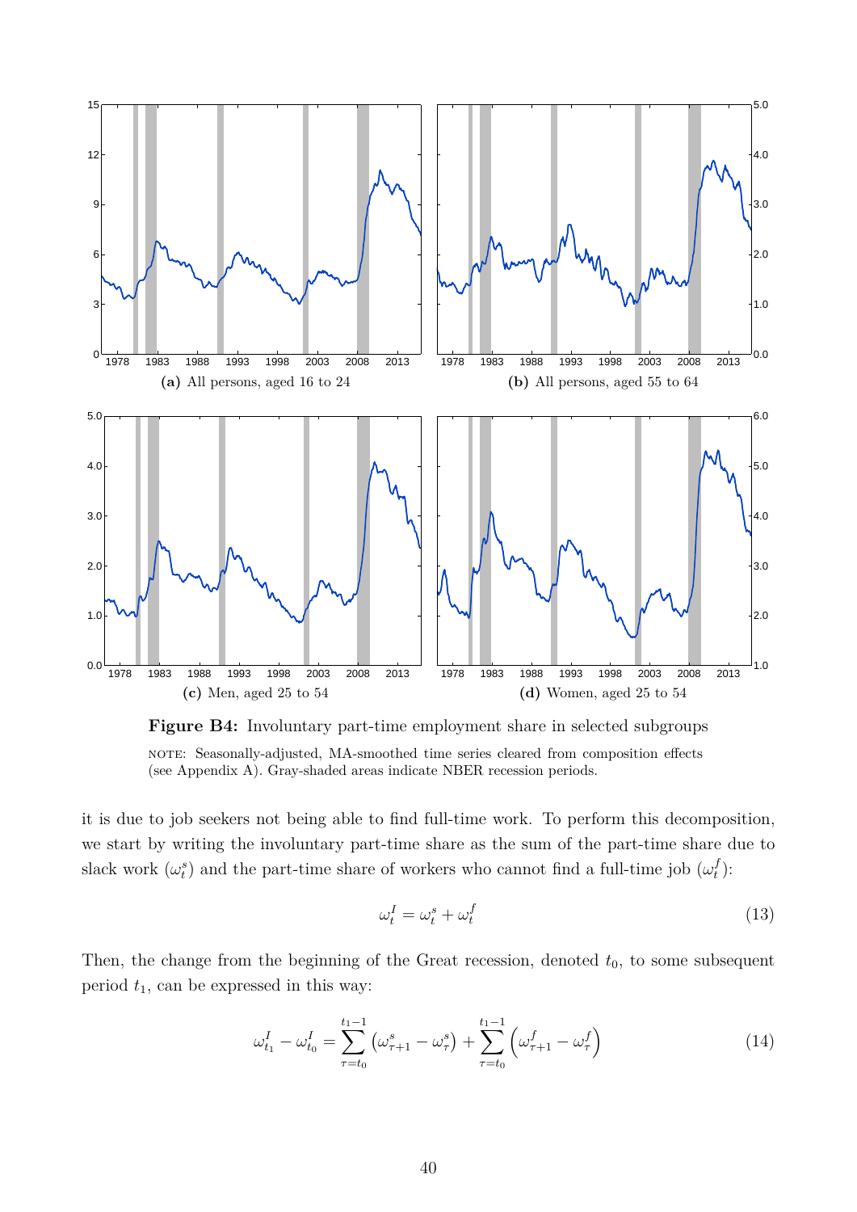**(a)** All persons, aged 16 to 24

**(b)** All persons, aged 55 to 64

**(c)** Men, aged 25 to 54

**(d)** Women, aged 25 to 54

**Figure B4:** Involuntary part-time employment share in selected subgroups

NOTE: Seasonally-adjusted, MA-smoothed time series cleared from composition effects (see Appendix A). Gray-shaded areas indicate NBER recession periods.

it is due to job seekers not being able to find full-time work. To perform this decomposition, we start by writing the involuntary part-time share as the sum of the part-time share due to slack work ($\omega_t^s$) and the part-time share of workers who cannot find a full-time job ($\omega_t^f$):

$$\omega_t^I = \omega_t^s + \omega_t^f \tag{13}$$

Then, the change from the beginning of the Great recession, denoted $t_0$, to some subsequent period $t_1$, can be expressed in this way:

$$\omega_{t_1}^I - \omega_{t_0}^I = \sum_{\tau=t_0}^{t_1-1} \left(\omega_{\tau+1}^s - \omega_\tau^s\right) + \sum_{\tau=t_0}^{t_1-1} \left(\omega_{\tau+1}^f - \omega_\tau^f\right) \tag{14}$$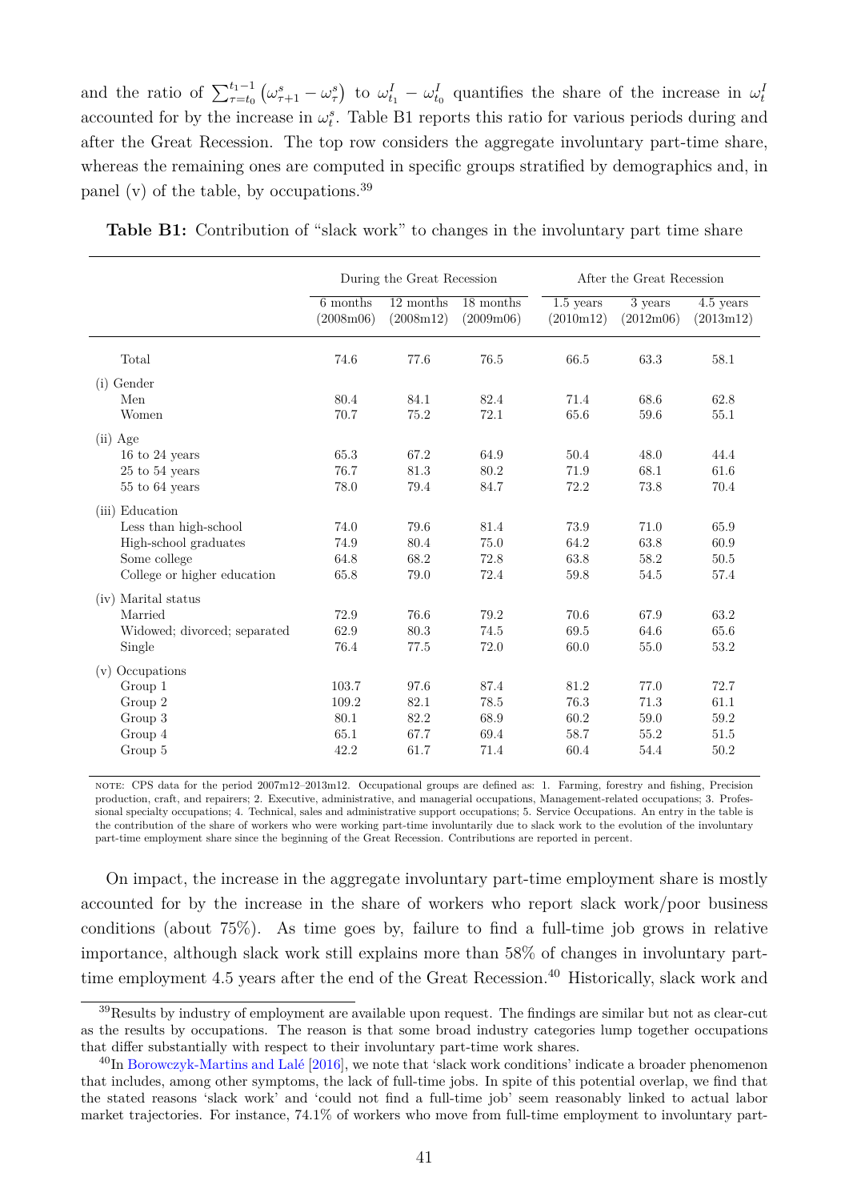and the ratio of $\sum_{\tau=t_0}^{t_1-1}\left(\omega_{\tau+1}^s - \omega_\tau^s\right)$ to $\omega_{t_1}^I - \omega_{t_0}^I$ quantifies the share of the increase in $\omega_t^I$ accounted for by the increase in $\omega_t^s$. Table B1 reports this ratio for various periods during and after the Great Recession. The top row considers the aggregate involuntary part-time share, whereas the remaining ones are computed in specific groups stratified by demographics and, in panel (v) of the table, by occupations.[39]

**Table B1:** Contribution of "slack work" to changes in the involuntary part time share

| | During the Great Recession | | | After the Great Recession | | |
|---|---|---|---|---|---|---|
| | 6 months (2008m06) | 12 months (2008m12) | 18 months (2009m06) | 1.5 years (2010m12) | 3 years (2012m06) | 4.5 years (2013m12) |
| Total | 74.6 | 77.6 | 76.5 | 66.5 | 63.3 | 58.1 |
| (i) Gender | | | | | | |
| Men | 80.4 | 84.1 | 82.4 | 71.4 | 68.6 | 62.8 |
| Women | 70.7 | 75.2 | 72.1 | 65.6 | 59.6 | 55.1 |
| (ii) Age | | | | | | |
| 16 to 24 years | 65.3 | 67.2 | 64.9 | 50.4 | 48.0 | 44.4 |
| 25 to 54 years | 76.7 | 81.3 | 80.2 | 71.9 | 68.1 | 61.6 |
| 55 to 64 years | 78.0 | 79.4 | 84.7 | 72.2 | 73.8 | 70.4 |
| (iii) Education | | | | | | |
| Less than high-school | 74.0 | 79.6 | 81.4 | 73.9 | 71.0 | 65.9 |
| High-school graduates | 74.9 | 80.4 | 75.0 | 64.2 | 63.8 | 60.9 |
| Some college | 64.8 | 68.2 | 72.8 | 63.8 | 58.2 | 50.5 |
| College or higher education | 65.8 | 79.0 | 72.4 | 59.8 | 54.5 | 57.4 |
| (iv) Marital status | | | | | | |
| Married | 72.9 | 76.6 | 79.2 | 70.6 | 67.9 | 63.2 |
| Widowed; divorced; separated | 62.9 | 80.3 | 74.5 | 69.5 | 64.6 | 65.6 |
| Single | 76.4 | 77.5 | 72.0 | 60.0 | 55.0 | 53.2 |
| (v) Occupations | | | | | | |
| Group 1 | 103.7 | 97.6 | 87.4 | 81.2 | 77.0 | 72.7 |
| Group 2 | 109.2 | 82.1 | 78.5 | 76.3 | 71.3 | 61.1 |
| Group 3 | 80.1 | 82.2 | 68.9 | 60.2 | 59.0 | 59.2 |
| Group 4 | 65.1 | 67.7 | 69.4 | 58.7 | 55.2 | 51.5 |
| Group 5 | 42.2 | 61.7 | 71.4 | 60.4 | 54.4 | 50.2 |

NOTE: CPS data for the period 2007m12–2013m12. Occupational groups are defined as: 1. Farming, forestry and fishing, Precision production, craft, and repairers; 2. Executive, administrative, and managerial occupations, Management-related occupations; 3. Professional specialty occupations; 4. Technical, sales and administrative support occupations; 5. Service Occupations. An entry in the table is the contribution of the share of workers who were working part-time involuntarily due to slack work to the evolution of the involuntary part-time employment share since the beginning of the Great Recession. Contributions are reported in percent.

On impact, the increase in the aggregate involuntary part-time employment share is mostly accounted for by the increase in the share of workers who report slack work/poor business conditions (about 75%). As time goes by, failure to find a full-time job grows in relative importance, although slack work still explains more than 58% of changes in involuntary part-time employment 4.5 years after the end of the Great Recession.[40] Historically, slack work and

[39] Results by industry of employment are available upon request. The findings are similar but not as clear-cut as the results by occupations. The reason is that some broad industry categories lump together occupations that differ substantially with respect to their involuntary part-time work shares.

[40] In Borowczyk-Martins and Lalé [2016], we note that 'slack work conditions' indicate a broader phenomenon that includes, among other symptoms, the lack of full-time jobs. In spite of this potential overlap, we find that the stated reasons 'slack work' and 'could not find a full-time job' seem reasonably linked to actual labor market trajectories. For instance, 74.1% of workers who move from full-time employment to involuntary part-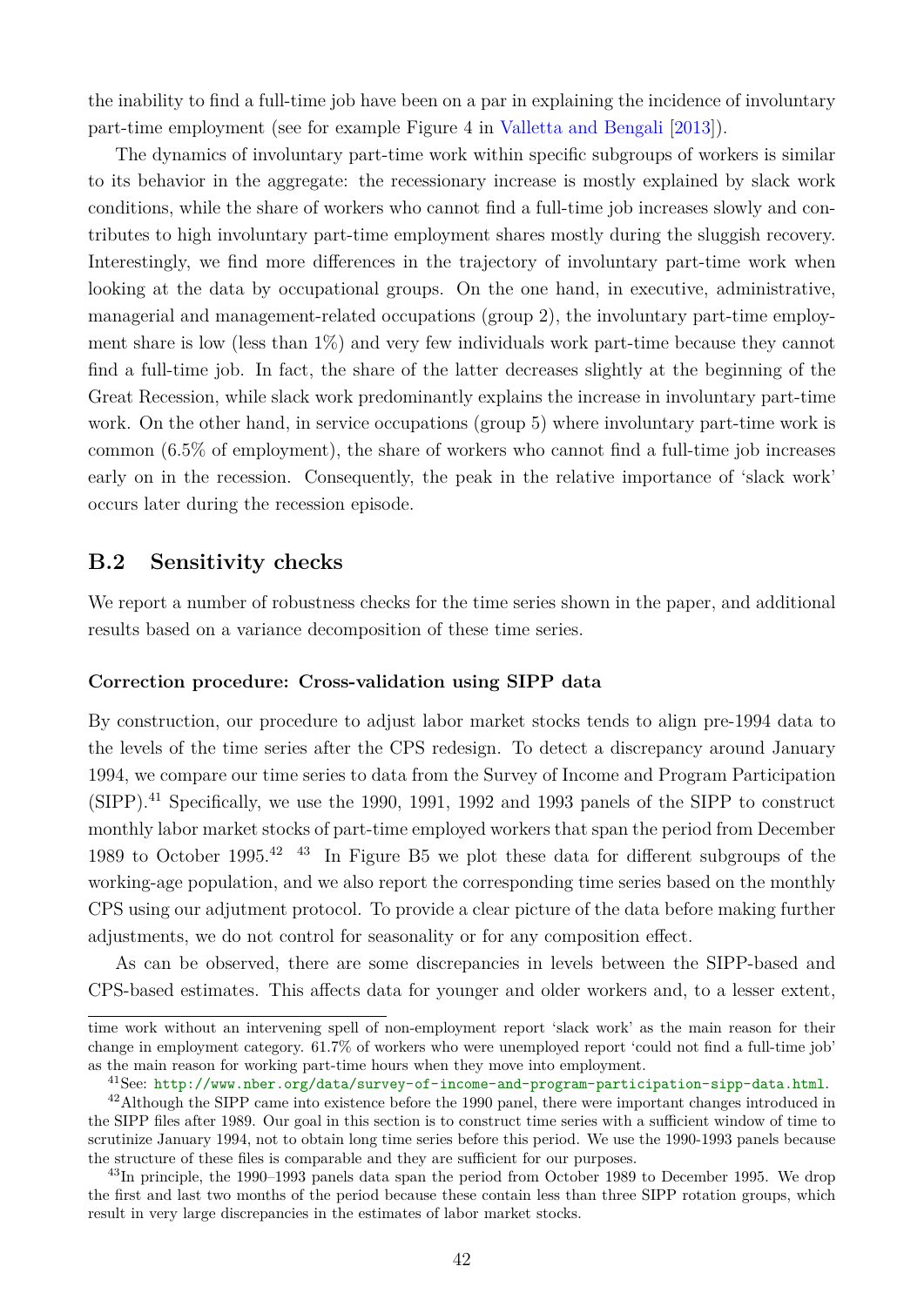the inability to find a full-time job have been on a par in explaining the incidence of involuntary part-time employment (see for example Figure 4 in Valletta and Bengali [2013]).

The dynamics of involuntary part-time work within specific subgroups of workers is similar to its behavior in the aggregate: the recessionary increase is mostly explained by slack work conditions, while the share of workers who cannot find a full-time job increases slowly and contributes to high involuntary part-time employment shares mostly during the sluggish recovery. Interestingly, we find more differences in the trajectory of involuntary part-time work when looking at the data by occupational groups. On the one hand, in executive, administrative, managerial and management-related occupations (group 2), the involuntary part-time employment share is low (less than 1%) and very few individuals work part-time because they cannot find a full-time job. In fact, the share of the latter decreases slightly at the beginning of the Great Recession, while slack work predominantly explains the increase in involuntary part-time work. On the other hand, in service occupations (group 5) where involuntary part-time work is common (6.5% of employment), the share of workers who cannot find a full-time job increases early on in the recession. Consequently, the peak in the relative importance of 'slack work' occurs later during the recession episode.

## B.2 Sensitivity checks

We report a number of robustness checks for the time series shown in the paper, and additional results based on a variance decomposition of these time series.

**Correction procedure: Cross-validation using SIPP data**

By construction, our procedure to adjust labor market stocks tends to align pre-1994 data to the levels of the time series after the CPS redesign. To detect a discrepancy around January 1994, we compare our time series to data from the Survey of Income and Program Participation (SIPP).[41] Specifically, we use the 1990, 1991, 1992 and 1993 panels of the SIPP to construct monthly labor market stocks of part-time employed workers that span the period from December 1989 to October 1995.[42] [43] In Figure B5 we plot these data for different subgroups of the working-age population, and we also report the corresponding time series based on the monthly CPS using our adjutment protocol. To provide a clear picture of the data before making further adjustments, we do not control for seasonality or for any composition effect.

As can be observed, there are some discrepancies in levels between the SIPP-based and CPS-based estimates. This affects data for younger and older workers and, to a lesser extent,

---

time work without an intervening spell of non-employment report 'slack work' as the main reason for their change in employment category. 61.7% of workers who were unemployed report 'could not find a full-time job' as the main reason for working part-time hours when they move into employment.

[41] See: http://www.nber.org/data/survey-of-income-and-program-participation-sipp-data.html.

[42] Although the SIPP came into existence before the 1990 panel, there were important changes introduced in the SIPP files after 1989. Our goal in this section is to construct time series with a sufficient window of time to scrutinize January 1994, not to obtain long time series before this period. We use the 1990-1993 panels because the structure of these files is comparable and they are sufficient for our purposes.

[43] In principle, the 1990–1993 panels data span the period from October 1989 to December 1995. We drop the first and last two months of the period because these contain less than three SIPP rotation groups, which result in very large discrepancies in the estimates of labor market stocks.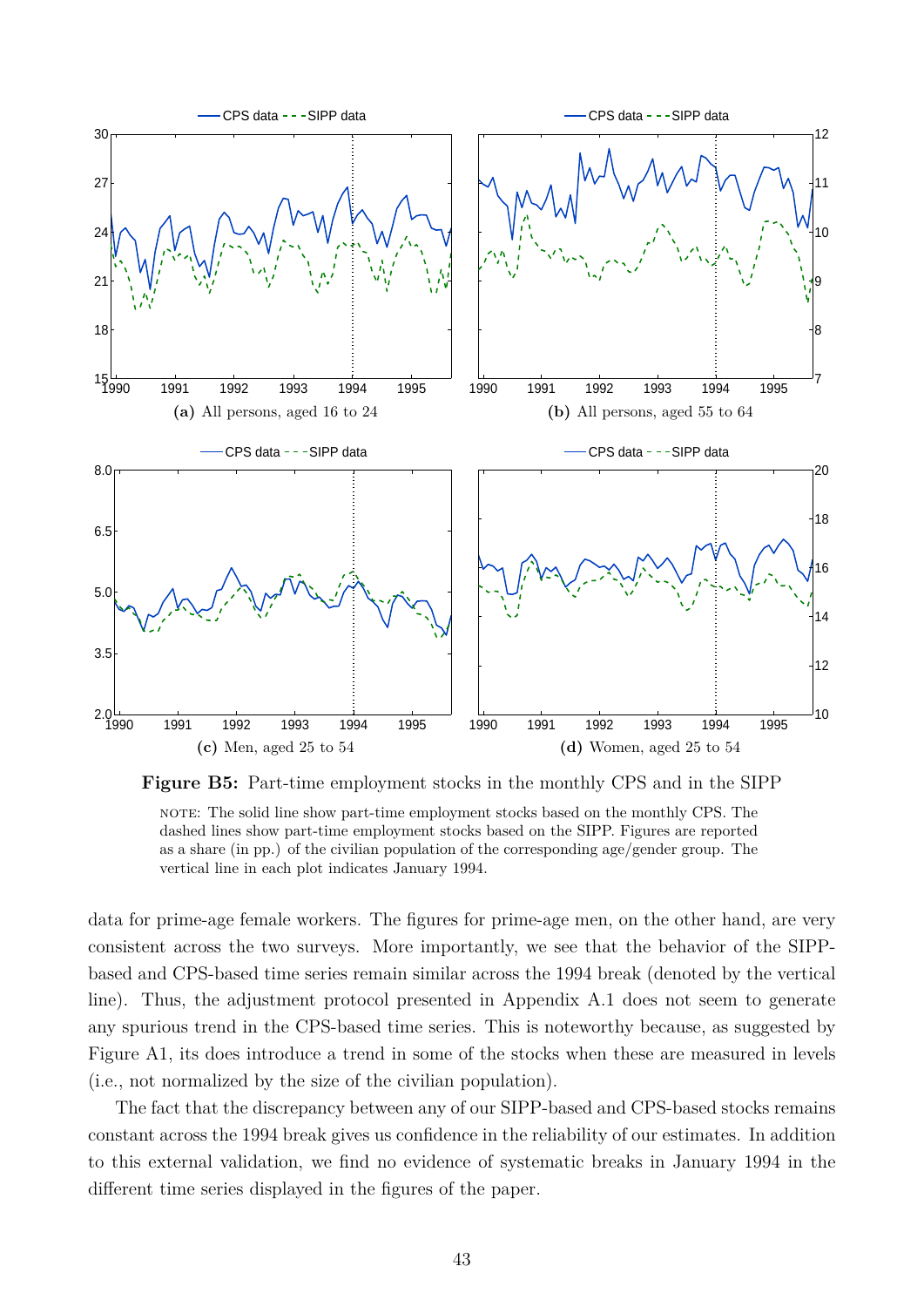**(a)** All persons, aged 16 to 24

**(b)** All persons, aged 55 to 64

**(c)** Men, aged 25 to 54

**(d)** Women, aged 25 to 54

**Figure B5:** Part-time employment stocks in the monthly CPS and in the SIPP

NOTE: The solid line show part-time employment stocks based on the monthly CPS. The dashed lines show part-time employment stocks based on the SIPP. Figures are reported as a share (in pp.) of the civilian population of the corresponding age/gender group. The vertical line in each plot indicates January 1994.

data for prime-age female workers. The figures for prime-age men, on the other hand, are very consistent across the two surveys. More importantly, we see that the behavior of the SIPP-based and CPS-based time series remain similar across the 1994 break (denoted by the vertical line). Thus, the adjustment protocol presented in Appendix A.1 does not seem to generate any spurious trend in the CPS-based time series. This is noteworthy because, as suggested by Figure A1, its does introduce a trend in some of the stocks when these are measured in levels (i.e., not normalized by the size of the civilian population).

The fact that the discrepancy between any of our SIPP-based and CPS-based stocks remains constant across the 1994 break gives us confidence in the reliability of our estimates. In addition to this external validation, we find no evidence of systematic breaks in January 1994 in the different time series displayed in the figures of the paper.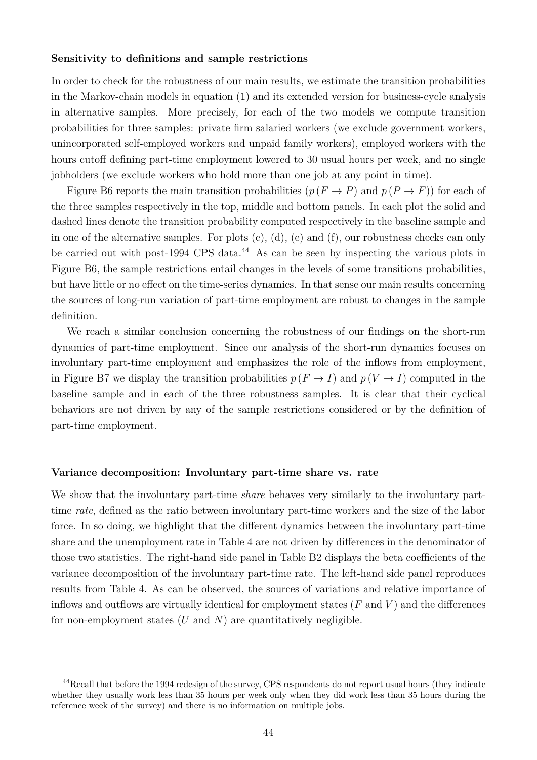**Sensitivity to definitions and sample restrictions**

In order to check for the robustness of our main results, we estimate the transition probabilities in the Markov-chain models in equation (1) and its extended version for business-cycle analysis in alternative samples. More precisely, for each of the two models we compute transition probabilities for three samples: private firm salaried workers (we exclude government workers, unincorporated self-employed workers and unpaid family workers), employed workers with the hours cutoff defining part-time employment lowered to 30 usual hours per week, and no single jobholders (we exclude workers who hold more than one job at any point in time).

Figure B6 reports the main transition probabilities ($p(F \rightarrow P)$ and $p(P \rightarrow F)$) for each of the three samples respectively in the top, middle and bottom panels. In each plot the solid and dashed lines denote the transition probability computed respectively in the baseline sample and in one of the alternative samples. For plots (c), (d), (e) and (f), our robustness checks can only be carried out with post-1994 CPS data.[44] As can be seen by inspecting the various plots in Figure B6, the sample restrictions entail changes in the levels of some transitions probabilities, but have little or no effect on the time-series dynamics. In that sense our main results concerning the sources of long-run variation of part-time employment are robust to changes in the sample definition.

We reach a similar conclusion concerning the robustness of our findings on the short-run dynamics of part-time employment. Since our analysis of the short-run dynamics focuses on involuntary part-time employment and emphasizes the role of the inflows from employment, in Figure B7 we display the transition probabilities $p(F \rightarrow I)$ and $p(V \rightarrow I)$ computed in the baseline sample and in each of the three robustness samples. It is clear that their cyclical behaviors are not driven by any of the sample restrictions considered or by the definition of part-time employment.

**Variance decomposition: Involuntary part-time share vs. rate**

We show that the involuntary part-time *share* behaves very similarly to the involuntary part-time *rate*, defined as the ratio between involuntary part-time workers and the size of the labor force. In so doing, we highlight that the different dynamics between the involuntary part-time share and the unemployment rate in Table 4 are not driven by differences in the denominator of those two statistics. The right-hand side panel in Table B2 displays the beta coefficients of the variance decomposition of the involuntary part-time rate. The left-hand side panel reproduces results from Table 4. As can be observed, the sources of variations and relative importance of inflows and outflows are virtually identical for employment states ($F$ and $V$) and the differences for non-employment states ($U$ and $N$) are quantitatively negligible.

[44] Recall that before the 1994 redesign of the survey, CPS respondents do not report usual hours (they indicate whether they usually work less than 35 hours per week only when they did work less than 35 hours during the reference week of the survey) and there is no information on multiple jobs.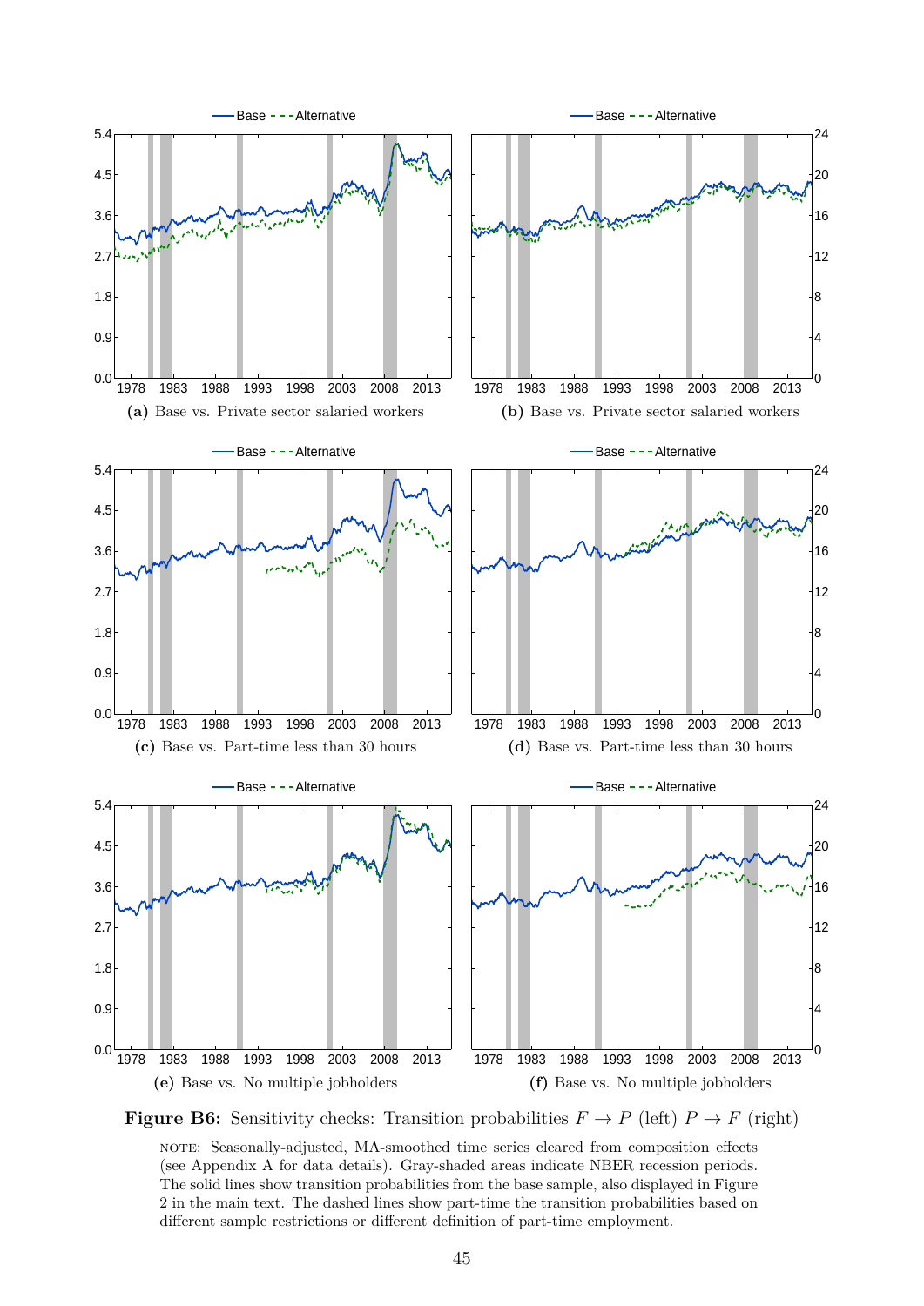**(a)** Base vs. Private sector salaried workers

**(b)** Base vs. Private sector salaried workers

**(c)** Base vs. Part-time less than 30 hours

**(d)** Base vs. Part-time less than 30 hours

**(e)** Base vs. No multiple jobholders

**(f)** Base vs. No multiple jobholders

**Figure B6:** Sensitivity checks: Transition probabilities $F \rightarrow P$ (left) $P \rightarrow F$ (right)

NOTE: Seasonally-adjusted, MA-smoothed time series cleared from composition effects (see Appendix A for data details). Gray-shaded areas indicate NBER recession periods. The solid lines show transition probabilities from the base sample, also displayed in Figure 2 in the main text. The dashed lines show part-time the transition probabilities based on different sample restrictions or different definition of part-time employment.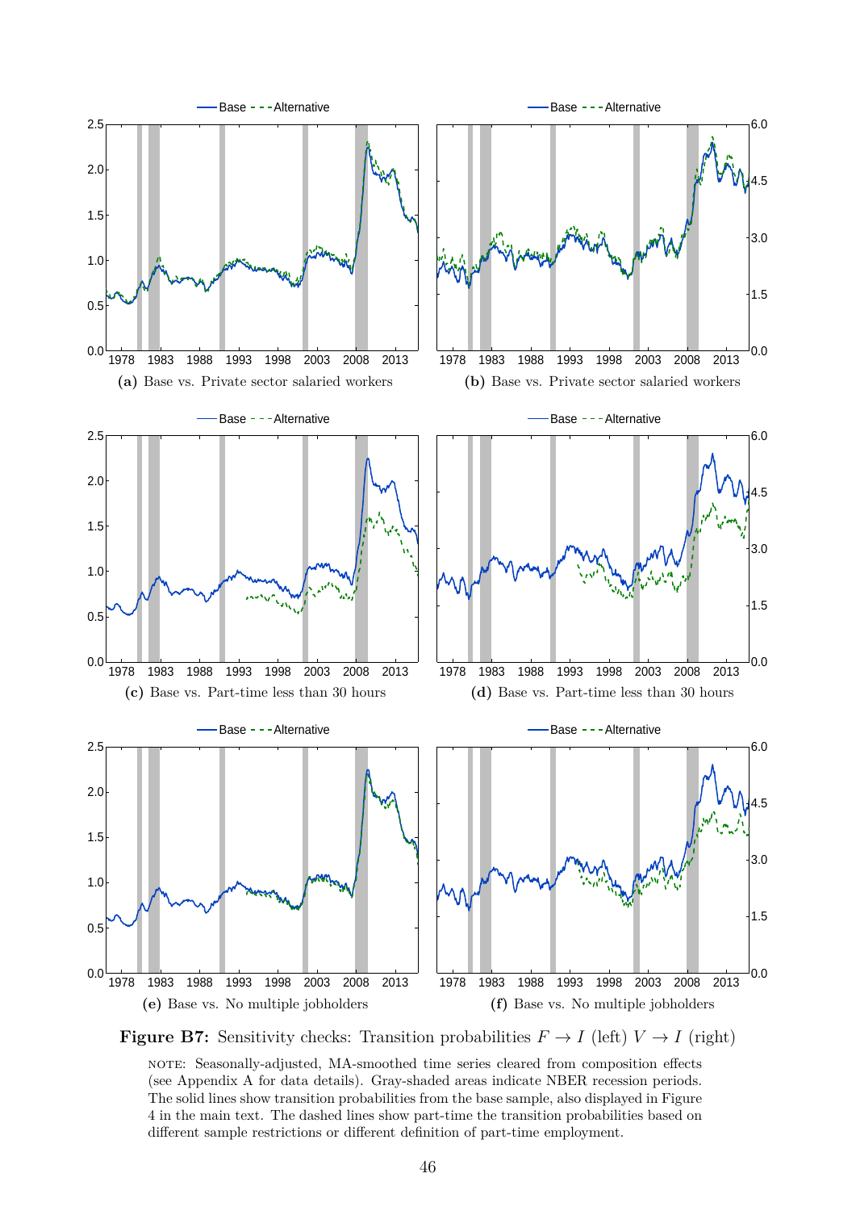Base - - - Alternative

(a) Base vs. Private sector salaried workers

(b) Base vs. Private sector salaried workers

(c) Base vs. Part-time less than 30 hours

(d) Base vs. Part-time less than 30 hours

(e) Base vs. No multiple jobholders

(f) Base vs. No multiple jobholders

**Figure B7:** Sensitivity checks: Transition probabilities $F \rightarrow I$ (left) $V \rightarrow I$ (right)

NOTE: Seasonally-adjusted, MA-smoothed time series cleared from composition effects (see Appendix A for data details). Gray-shaded areas indicate NBER recession periods. The solid lines show transition probabilities from the base sample, also displayed in Figure 4 in the main text. The dashed lines show part-time the transition probabilities based on different sample restrictions or different definition of part-time employment.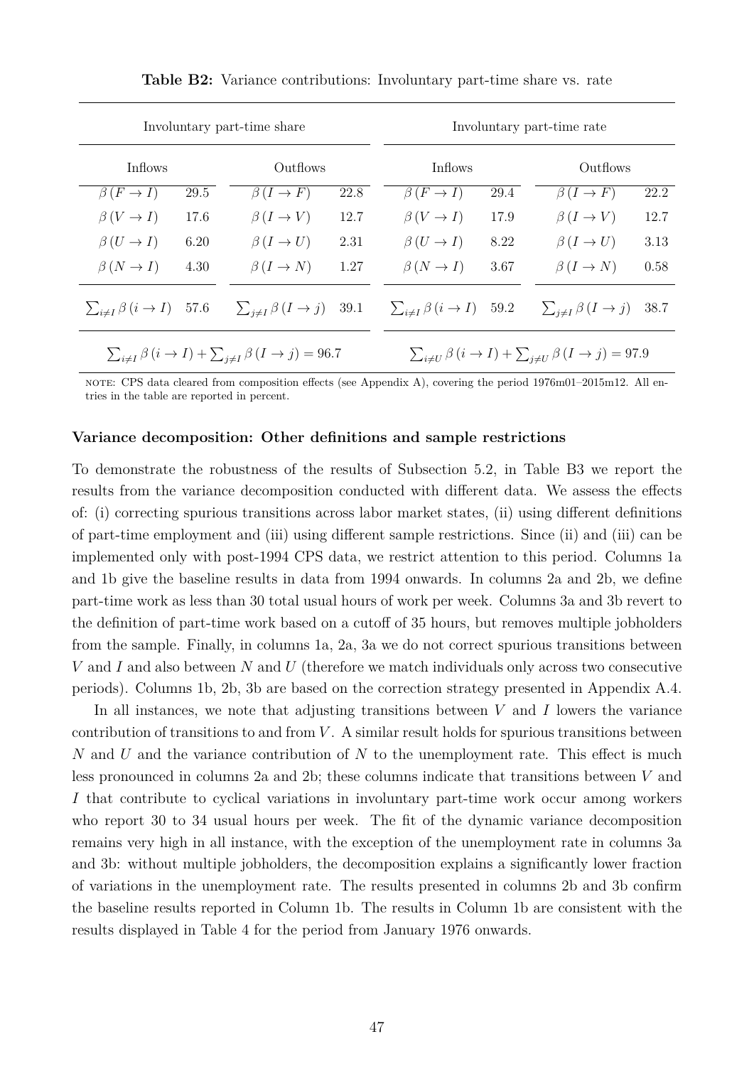**Table B2:** Variance contributions: Involuntary part-time share vs. rate

| Involuntary part-time share | | | | Involuntary part-time rate | | | |
|---|---|---|---|---|---|---|---|
| Inflows | | Outflows | | Inflows | | Outflows | |
| $\beta(F \to I)$ | 29.5 | $\beta(I \to F)$ | 22.8 | $\beta(F \to I)$ | 29.4 | $\beta(I \to F)$ | 22.2 |
| $\beta(V \to I)$ | 17.6 | $\beta(I \to V)$ | 12.7 | $\beta(V \to I)$ | 17.9 | $\beta(I \to V)$ | 12.7 |
| $\beta(U \to I)$ | 6.20 | $\beta(I \to U)$ | 2.31 | $\beta(U \to I)$ | 8.22 | $\beta(I \to U)$ | 3.13 |
| $\beta(N \to I)$ | 4.30 | $\beta(I \to N)$ | 1.27 | $\beta(N \to I)$ | 3.67 | $\beta(I \to N)$ | 0.58 |
| $\sum_{i \neq I} \beta(i \to I)$ | 57.6 | $\sum_{j \neq I} \beta(I \to j)$ | 39.1 | $\sum_{i \neq I} \beta(i \to I)$ | 59.2 | $\sum_{j \neq I} \beta(I \to j)$ | 38.7 |
| $\sum_{i \neq I} \beta(i \to I) + \sum_{j \neq I} \beta(I \to j) = 96.7$ | | | | $\sum_{i \neq U} \beta(i \to I) + \sum_{j \neq U} \beta(I \to j) = 97.9$ | | | |

NOTE: CPS data cleared from composition effects (see Appendix A), covering the period 1976m01–2015m12. All entries in the table are reported in percent.

**Variance decomposition: Other definitions and sample restrictions**

To demonstrate the robustness of the results of Subsection 5.2, in Table B3 we report the results from the variance decomposition conducted with different data. We assess the effects of: (i) correcting spurious transitions across labor market states, (ii) using different definitions of part-time employment and (iii) using different sample restrictions. Since (ii) and (iii) can be implemented only with post-1994 CPS data, we restrict attention to this period. Columns 1a and 1b give the baseline results in data from 1994 onwards. In columns 2a and 2b, we define part-time work as less than 30 total usual hours of work per week. Columns 3a and 3b revert to the definition of part-time work based on a cutoff of 35 hours, but removes multiple jobholders from the sample. Finally, in columns 1a, 2a, 3a we do not correct spurious transitions between $V$ and $I$ and also between $N$ and $U$ (therefore we match individuals only across two consecutive periods). Columns 1b, 2b, 3b are based on the correction strategy presented in Appendix A.4.

In all instances, we note that adjusting transitions between $V$ and $I$ lowers the variance contribution of transitions to and from $V$. A similar result holds for spurious transitions between $N$ and $U$ and the variance contribution of $N$ to the unemployment rate. This effect is much less pronounced in columns 2a and 2b; these columns indicate that transitions between $V$ and $I$ that contribute to cyclical variations in involuntary part-time work occur among workers who report 30 to 34 usual hours per week. The fit of the dynamic variance decomposition remains very high in all instance, with the exception of the unemployment rate in columns 3a and 3b: without multiple jobholders, the decomposition explains a significantly lower fraction of variations in the unemployment rate. The results presented in columns 2b and 3b confirm the baseline results reported in Column 1b. The results in Column 1b are consistent with the results displayed in Table 4 for the period from January 1976 onwards.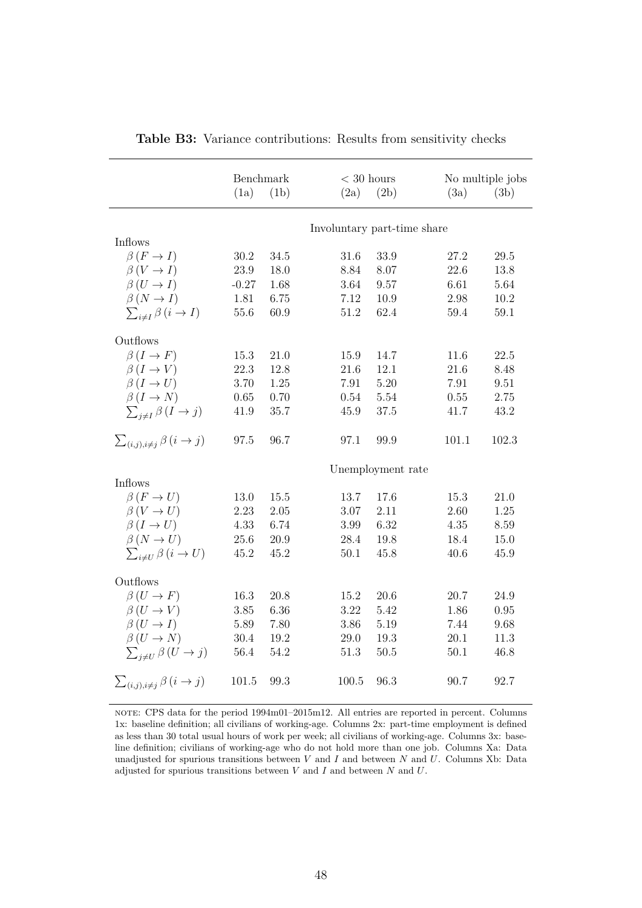**Table B3:** Variance contributions: Results from sensitivity checks

| | Benchmark | | < 30 hours | | No multiple jobs | |
|---|---|---|---|---|---|---|
| | (1a) | (1b) | (2a) | (2b) | (3a) | (3b) |
| | | | Involuntary part-time share | | | |
| Inflows | | | | | | |
| $\beta(F \to I)$ | 30.2 | 34.5 | 31.6 | 33.9 | 27.2 | 29.5 |
| $\beta(V \to I)$ | 23.9 | 18.0 | 8.84 | 8.07 | 22.6 | 13.8 |
| $\beta(U \to I)$ | -0.27 | 1.68 | 3.64 | 9.57 | 6.61 | 5.64 |
| $\beta(N \to I)$ | 1.81 | 6.75 | 7.12 | 10.9 | 2.98 | 10.2 |
| $\sum_{i \neq I} \beta(i \to I)$ | 55.6 | 60.9 | 51.2 | 62.4 | 59.4 | 59.1 |
| Outflows | | | | | | |
| $\beta(I \to F)$ | 15.3 | 21.0 | 15.9 | 14.7 | 11.6 | 22.5 |
| $\beta(I \to V)$ | 22.3 | 12.8 | 21.6 | 12.1 | 21.6 | 8.48 |
| $\beta(I \to U)$ | 3.70 | 1.25 | 7.91 | 5.20 | 7.91 | 9.51 |
| $\beta(I \to N)$ | 0.65 | 0.70 | 0.54 | 5.54 | 0.55 | 2.75 |
| $\sum_{j \neq I} \beta(I \to j)$ | 41.9 | 35.7 | 45.9 | 37.5 | 41.7 | 43.2 |
| $\sum_{(i,j), i \neq j} \beta(i \to j)$ | 97.5 | 96.7 | 97.1 | 99.9 | 101.1 | 102.3 |
| | | | Unemployment rate | | | |
| Inflows | | | | | | |
| $\beta(F \to U)$ | 13.0 | 15.5 | 13.7 | 17.6 | 15.3 | 21.0 |
| $\beta(V \to U)$ | 2.23 | 2.05 | 3.07 | 2.11 | 2.60 | 1.25 |
| $\beta(I \to U)$ | 4.33 | 6.74 | 3.99 | 6.32 | 4.35 | 8.59 |
| $\beta(N \to U)$ | 25.6 | 20.9 | 28.4 | 19.8 | 18.4 | 15.0 |
| $\sum_{i \neq U} \beta(i \to U)$ | 45.2 | 45.2 | 50.1 | 45.8 | 40.6 | 45.9 |
| Outflows | | | | | | |
| $\beta(U \to F)$ | 16.3 | 20.8 | 15.2 | 20.6 | 20.7 | 24.9 |
| $\beta(U \to V)$ | 3.85 | 6.36 | 3.22 | 5.42 | 1.86 | 0.95 |
| $\beta(U \to I)$ | 5.89 | 7.80 | 3.86 | 5.19 | 7.44 | 9.68 |
| $\beta(U \to N)$ | 30.4 | 19.2 | 29.0 | 19.3 | 20.1 | 11.3 |
| $\sum_{j \neq U} \beta(U \to j)$ | 56.4 | 54.2 | 51.3 | 50.5 | 50.1 | 46.8 |
| $\sum_{(i,j), i \neq j} \beta(i \to j)$ | 101.5 | 99.3 | 100.5 | 96.3 | 90.7 | 92.7 |

NOTE: CPS data for the period 1994m01–2015m12. All entries are reported in percent. Columns 1x: baseline definition; all civilians of working-age. Columns 2x: part-time employment is defined as less than 30 total usual hours of work per week; all civilians of working-age. Columns 3x: baseline definition; civilians of working-age who do not hold more than one job. Columns Xa: Data unadjusted for spurious transitions between $V$ and $I$ and between $N$ and $U$. Columns Xb: Data adjusted for spurious transitions between $V$ and $I$ and between $N$ and $U$.